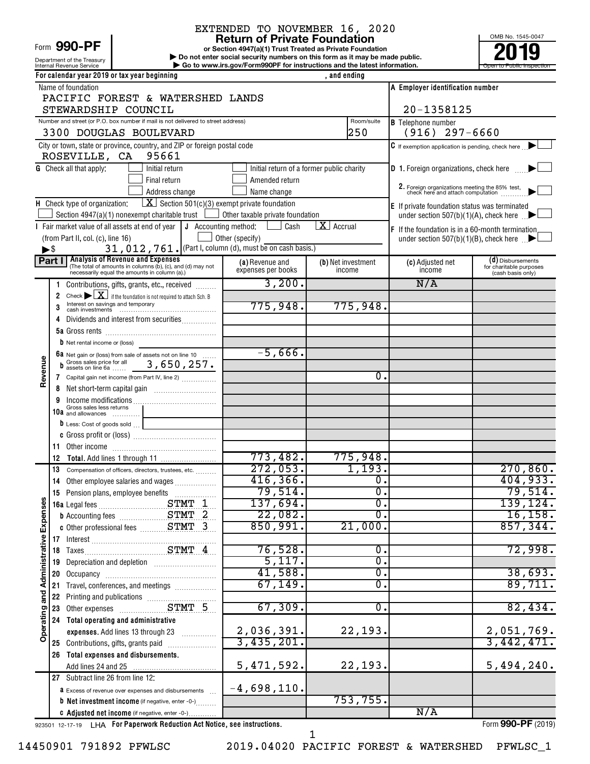EXTENDED TO NOVEMBER 16, 2020

# Form 990-PF Return of Private Foundation

or Section 4947(a)(1) Trust Treated as Private Foundation

Department of the Treasury
Internal Revenue Service

▶ Do not enter social security numbers on this form as it may be made public.
▶ Go to www.irs.gov/Form990PF for instructions and the latest information.

OMB No. 1545-0047

**2019**

Open to Public Inspection

For calendar year 2019 or tax year beginning , and ending

Name of foundation
PACIFIC FOREST & WATERSHED LANDS STEWARDSHIP COUNCIL

A Employer identification number: 20-1358125

Number and street (or P.O. box number if mail is not delivered to street address): 3300 DOUGLAS BOULEVARD — Room/suite: 250

B Telephone number: (916) 297-6660

City or town, state or province, country, and ZIP or foreign postal code: ROSEVILLE, CA 95661

C If exemption application is pending, check here ▶ ☐

G Check all that apply: ☐ Initial return ☐ Initial return of a former public charity ☐ Final return ☐ Amended return ☐ Address change ☐ Name change

D 1. Foreign organizations, check here ▶ ☐
2. Foreign organizations meeting the 85% test, check here and attach computation ▶ ☐

H Check type of organization: ☒ Section 501(c)(3) exempt private foundation ☐ Section 4947(a)(1) nonexempt charitable trust ☐ Other taxable private foundation

E If private foundation status was terminated under section 507(b)(1)(A), check here ▶ ☐

I Fair market value of all assets at end of year (from Part II, col. (c), line 16) ▶$ 31,012,761.

J Accounting method: ☐ Cash ☒ Accrual ☐ Other (specify) (Part I, column (d), must be on cash basis.)

F If the foundation is in a 60-month termination under section 507(b)(1)(B), check here ▶ ☐

## Part I Analysis of Revenue and Expenses

(The total of amounts in columns (b), (c), and (d) may not necessarily equal the amounts in column (a).)

| | | (a) Revenue and expenses per books | (b) Net investment income | (c) Adjusted net income | (d) Disbursements for charitable purposes (cash basis only) |
|---|---|---|---|---|---|
| Revenue | 1 Contributions, gifts, grants, etc., received | 3,200. | | N/A | |
| | 2 Check ▶ ☒ if the foundation is not required to attach Sch. B | | | | |
| | 3 Interest on savings and temporary cash investments | 775,948. | 775,948. | | |
| | 4 Dividends and interest from securities | | | | |
| | 5a Gross rents | | | | |
| | b Net rental income or (loss) | | | | |
| | 6a Net gain or (loss) from sale of assets not on line 10 | -5,666. | | | |
| | b Gross sales price for all assets on line 6a 3,650,257. | | | | |
| | 7 Capital gain net income (from Part IV, line 2) | | 0. | | |
| | 8 Net short-term capital gain | | | | |
| | 9 Income modifications | | | | |
| | 10a Gross sales less returns and allowances | | | | |
| | b Less: Cost of goods sold | | | | |
| | c Gross profit or (loss) | | | | |
| | 11 Other income | | | | |
| | 12 **Total.** Add lines 1 through 11 | 773,482. | 775,948. | | |
| Operating and Administrative Expenses | 13 Compensation of officers, directors, trustees, etc. | 272,053. | 1,193. | | 270,860. |
| | 14 Other employee salaries and wages | 416,366. | 0. | | 404,933. |
| | 15 Pension plans, employee benefits | 79,514. | 0. | | 79,514. |
| | 16a Legal fees STMT 1 | 137,694. | 0. | | 139,124. |
| | b Accounting fees STMT 2 | 22,082. | 0. | | 16,158. |
| | c Other professional fees STMT 3 | 850,991. | 21,000. | | 857,344. |
| | 17 Interest | | | | |
| | 18 Taxes STMT 4 | 76,528. | 0. | | 72,998. |
| | 19 Depreciation and depletion | 5,117. | 0. | | |
| | 20 Occupancy | 41,588. | 0. | | 38,693. |
| | 21 Travel, conferences, and meetings | 67,149. | 0. | | 89,711. |
| | 22 Printing and publications | | | | |
| | 23 Other expenses STMT 5 | 67,309. | 0. | | 82,434. |
| | 24 **Total operating and administrative expenses.** Add lines 13 through 23 | 2,036,391. | 22,193. | | 2,051,769. |
| | 25 Contributions, gifts, grants paid | 3,435,201. | | | 3,442,471. |
| | 26 **Total expenses and disbursements.** Add lines 24 and 25 | 5,471,592. | 22,193. | | 5,494,240. |
| | 27 Subtract line 26 from line 12: | | | | |
| | a Excess of revenue over expenses and disbursements | -4,698,110. | | | |
| | b **Net investment income** (if negative, enter -0-) | | 753,755. | | |
| | c **Adjusted net income** (if negative, enter -0-) | | | N/A | |

923501 12-17-19 LHA For Paperwork Reduction Act Notice, see instructions. Form **990-PF** (2019)

14450901 791892 PFWLSC 2019.04020 PACIFIC FOREST & WATERSHED PFWLSC_1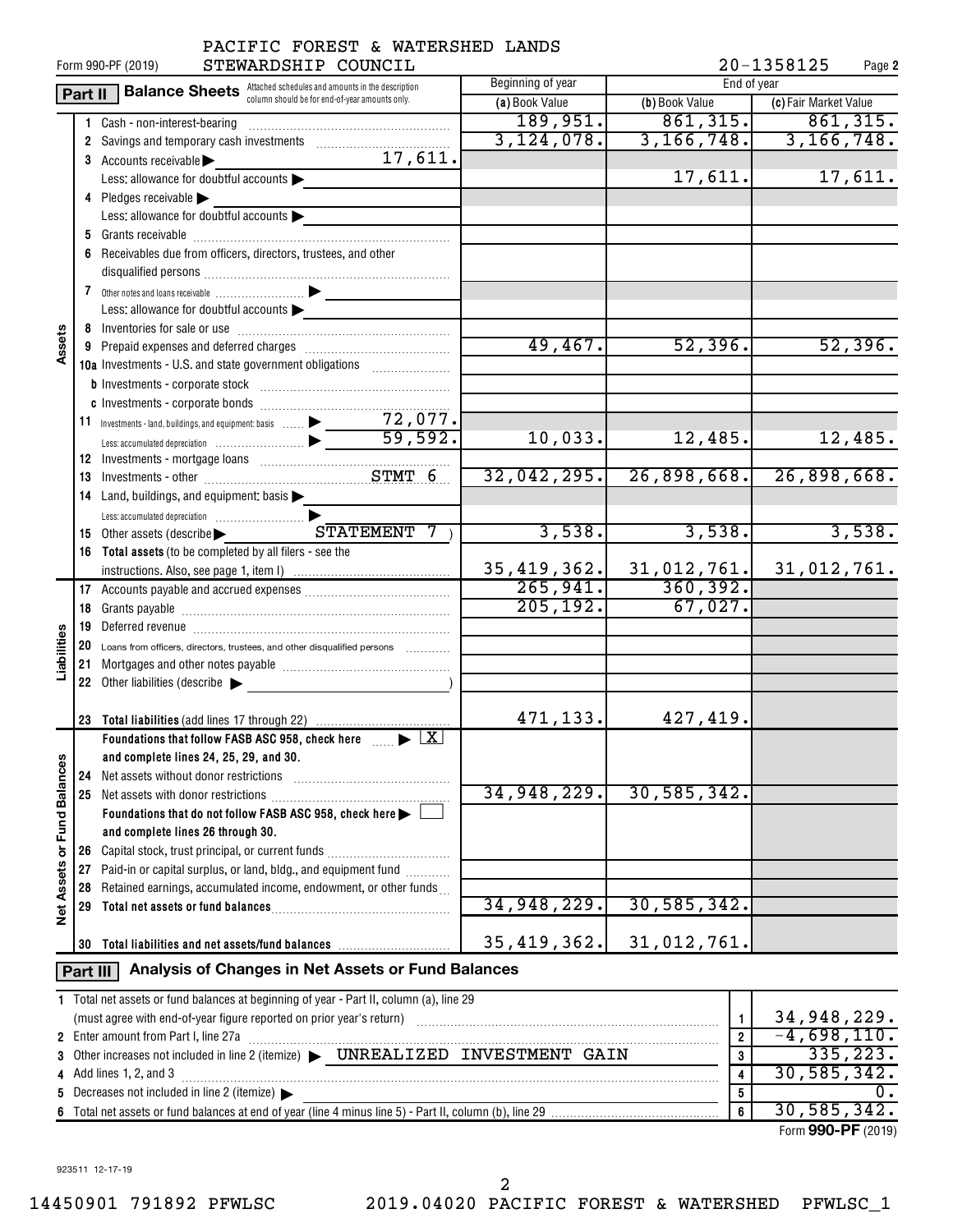PACIFIC FOREST & WATERSHED LANDS STEWARDSHIP COUNCIL

Form 990-PF (2019) 20-1358125 Page 2

## Part II Balance Sheets

Attached schedules and amounts in the description column should be for end-of-year amounts only.

| | | Beginning of year (a) Book Value | End of year (b) Book Value | End of year (c) Fair Market Value |
|---|---|---|---|---|
| **Assets** | 1 Cash - non-interest-bearing | 189,951. | 861,315. | 861,315. |
| | 2 Savings and temporary cash investments | 3,124,078. | 3,166,748. | 3,166,748. |
| | 3 Accounts receivable ▶ 17,611. | | | |
| | Less: allowance for doubtful accounts ▶ | | 17,611. | 17,611. |
| | 4 Pledges receivable ▶ | | | |
| | Less: allowance for doubtful accounts ▶ | | | |
| | 5 Grants receivable | | | |
| | 6 Receivables due from officers, directors, trustees, and other disqualified persons | | | |
| | 7 Other notes and loans receivable ▶ | | | |
| | Less: allowance for doubtful accounts ▶ | | | |
| | 8 Inventories for sale or use | | | |
| | 9 Prepaid expenses and deferred charges | 49,467. | 52,396. | 52,396. |
| | 10a Investments - U.S. and state government obligations | | | |
| | b Investments - corporate stock | | | |
| | c Investments - corporate bonds | | | |
| | 11 Investments - land, buildings, and equipment: basis ▶ 72,077. | | | |
| | Less: accumulated depreciation ▶ 59,592. | 10,033. | 12,485. | 12,485. |
| | 12 Investments - mortgage loans | | | |
| | 13 Investments - other STMT 6 | 32,042,295. | 26,898,668. | 26,898,668. |
| | 14 Land, buildings, and equipment: basis ▶ | | | |
| | Less: accumulated depreciation ▶ | | | |
| | 15 Other assets (describe ▶ STATEMENT 7 ) | 3,538. | 3,538. | 3,538. |
| | 16 **Total assets** (to be completed by all filers - see the instructions. Also, see page 1, item I) | 35,419,362. | 31,012,761. | 31,012,761. |
| **Liabilities** | 17 Accounts payable and accrued expenses | 265,941. | 360,392. | |
| | 18 Grants payable | 205,192. | 67,027. | |
| | 19 Deferred revenue | | | |
| | 20 Loans from officers, directors, trustees, and other disqualified persons | | | |
| | 21 Mortgages and other notes payable | | | |
| | 22 Other liabilities (describe ▶ ) | | | |
| | 23 **Total liabilities** (add lines 17 through 22) | 471,133. | 427,419. | |
| **Net Assets or Fund Balances** | **Foundations that follow FASB ASC 958, check here** ▶ [X] **and complete lines 24, 25, 29, and 30.** | | | |
| | 24 Net assets without donor restrictions | | | |
| | 25 Net assets with donor restrictions | 34,948,229. | 30,585,342. | |
| | **Foundations that do not follow FASB ASC 958, check here** ▶ [ ] **and complete lines 26 through 30.** | | | |
| | 26 Capital stock, trust principal, or current funds | | | |
| | 27 Paid-in or capital surplus, or land, bldg., and equipment fund | | | |
| | 28 Retained earnings, accumulated income, endowment, or other funds | | | |
| | 29 **Total net assets or fund balances** | 34,948,229. | 30,585,342. | |
| | 30 **Total liabilities and net assets/fund balances** | 35,419,362. | 31,012,761. | |

## Part III Analysis of Changes in Net Assets or Fund Balances

| | | | |
|---|---|---|---|
| 1 | Total net assets or fund balances at beginning of year - Part II, column (a), line 29 (must agree with end-of-year figure reported on prior year's return) | 1 | 34,948,229. |
| 2 | Enter amount from Part I, line 27a | 2 | -4,698,110. |
| 3 | Other increases not included in line 2 (itemize) ▶ UNREALIZED INVESTMENT GAIN | 3 | 335,223. |
| 4 | Add lines 1, 2, and 3 | 4 | 30,585,342. |
| 5 | Decreases not included in line 2 (itemize) ▶ | 5 | 0. |
| 6 | Total net assets or fund balances at end of year (line 4 minus line 5) - Part II, column (b), line 29 | 6 | 30,585,342. |

Form **990-PF** (2019)

923511 12-17-19

14450901 791892 PFWLSC 2019.04020 PACIFIC FOREST & WATERSHED PFWLSC_1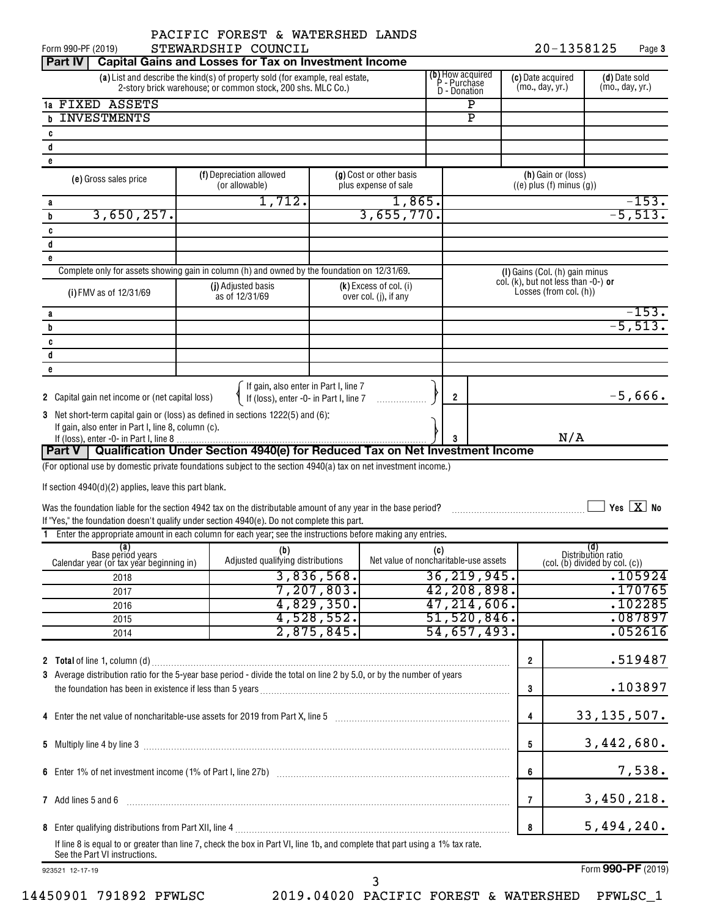Form 990-PF (2019) PACIFIC FOREST & WATERSHED LANDS STEWARDSHIP COUNCIL 20-1358125

## Part IV Capital Gains and Losses for Tax on Investment Income

| | (a) List and describe the kind(s) of property sold (for example, real estate, 2-story brick warehouse; or common stock, 200 shs. MLC Co.) | (b) How acquired P - Purchase D - Donation | (c) Date acquired (mo., day, yr.) | (d) Date sold (mo., day, yr.) |
|---|---|---|---|---|
| 1a | FIXED ASSETS | P | | |
| b | INVESTMENTS | P | | |
| c | | | | |
| d | | | | |
| e | | | | |

| | (e) Gross sales price | (f) Depreciation allowed (or allowable) | (g) Cost or other basis plus expense of sale | (h) Gain or (loss) ((e) plus (f) minus (g)) |
|---|---|---|---|---|
| a | | 1,712. | 1,865. | -153. |
| b | 3,650,257. | | 3,655,770. | -5,513. |
| c | | | | |
| d | | | | |
| e | | | | |

Complete only for assets showing gain in column (h) and owned by the foundation on 12/31/69.

| | (i) FMV as of 12/31/69 | (j) Adjusted basis as of 12/31/69 | (k) Excess of col. (i) over col. (j), if any | (l) Gains (Col. (h) gain minus col. (k), but not less than -0-) or Losses (from col. (h)) |
|---|---|---|---|---|
| a | | | | -153. |
| b | | | | -5,513. |
| c | | | | |
| d | | | | |
| e | | | | |

2 Capital gain net income or (net capital loss) { If gain, also enter in Part I, line 7 / If (loss), enter -0- in Part I, line 7 } — **2** — -5,666.

3 Net short-term capital gain or (loss) as defined in sections 1222(5) and (6): If gain, also enter in Part I, line 8, column (c). If (loss), enter -0- in Part I, line 8 — **3** — N/A

## Part V Qualification Under Section 4940(e) for Reduced Tax on Net Investment Income

(For optional use by domestic private foundations subject to the section 4940(a) tax on net investment income.)

If section 4940(d)(2) applies, leave this part blank.

Was the foundation liable for the section 4942 tax on the distributable amount of any year in the base period? ☐ Yes ☒ No

If "Yes," the foundation doesn't qualify under section 4940(e). Do not complete this part.

1 Enter the appropriate amount in each column for each year; see the instructions before making any entries.

| (a) Base period years Calendar year (or tax year beginning in) | (b) Adjusted qualifying distributions | (c) Net value of noncharitable-use assets | (d) Distribution ratio (col. (b) divided by col. (c)) |
|---|---|---|---|
| 2018 | 3,836,568. | 36,219,945. | .105924 |
| 2017 | 7,207,803. | 42,208,898. | .170765 |
| 2016 | 4,829,350. | 47,214,606. | .102285 |
| 2015 | 4,528,552. | 51,520,846. | .087897 |
| 2014 | 2,875,845. | 54,657,493. | .052616 |

| | | Line | Amount |
|---|---|---|---|
| 2 | **Total** of line 1, column (d) | 2 | .519487 |
| 3 | Average distribution ratio for the 5-year base period - divide the total on line 2 by 5.0, or by the number of years the foundation has been in existence if less than 5 years | 3 | .103897 |
| 4 | Enter the net value of noncharitable-use assets for 2019 from Part X, line 5 | 4 | 33,135,507. |
| 5 | Multiply line 4 by line 3 | 5 | 3,442,680. |
| 6 | Enter 1% of net investment income (1% of Part I, line 27b) | 6 | 7,538. |
| 7 | Add lines 5 and 6 | 7 | 3,450,218. |
| 8 | Enter qualifying distributions from Part XII, line 4 | 8 | 5,494,240. |

If line 8 is equal to or greater than line 7, check the box in Part VI, line 1b, and complete that part using a 1% tax rate. See the Part VI instructions.

923521 12-17-19 Form **990-PF** (2019)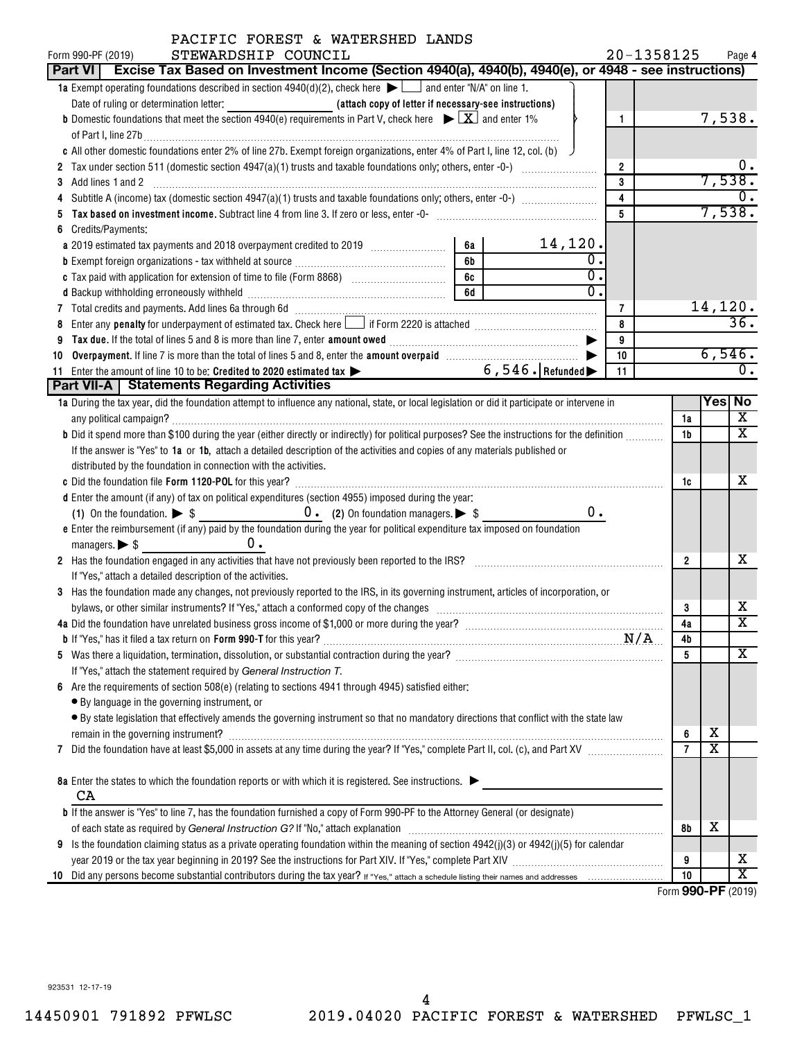PACIFIC FOREST & WATERSHED LANDS STEWARDSHIP COUNCIL

Form 990-PF (2019) 20-1358125 Page 4

## Part VI Excise Tax Based on Investment Income (Section 4940(a), 4940(b), 4940(e), or 4948 - see instructions)

| | | | |
|---|---|---|---|
| **1a** Exempt operating foundations described in section 4940(d)(2), check here ☐ and enter "N/A" on line 1. Date of ruling or determination letter: (attach copy of letter if necessary-see instructions) | | | |
| **b** Domestic foundations that meet the section 4940(e) requirements in Part V, check here ☒ and enter 1% of Part I, line 27b | | 1 | 7,538. |
| **c** All other domestic foundations enter 2% of line 27b. Exempt foreign organizations, enter 4% of Part I, line 12, col. (b) | | | |
| **2** Tax under section 511 (domestic section 4947(a)(1) trusts and taxable foundations only; others, enter -0-) | | 2 | 0. |
| **3** Add lines 1 and 2 | | 3 | 7,538. |
| **4** Subtitle A (income) tax (domestic section 4947(a)(1) trusts and taxable foundations only; others, enter -0-) | | 4 | 0. |
| **5** **Tax based on investment income.** Subtract line 4 from line 3. If zero or less, enter -0- | | 5 | 7,538. |
| **6** Credits/Payments: | | | |
| **a** 2019 estimated tax payments and 2018 overpayment credited to 2019 | 6a 14,120. | | |
| **b** Exempt foreign organizations - tax withheld at source | 6b 0. | | |
| **c** Tax paid with application for extension of time to file (Form 8868) | 6c 0. | | |
| **d** Backup withholding erroneously withheld | 6d 0. | | |
| **7** Total credits and payments. Add lines 6a through 6d | | 7 | 14,120. |
| **8** Enter any **penalty** for underpayment of estimated tax. Check here ☐ if Form 2220 is attached | | 8 | 36. |
| **9** **Tax due.** If the total of lines 5 and 8 is more than line 7, enter **amount owed** | | 9 | |
| **10** **Overpayment.** If line 7 is more than the total of lines 5 and 8, enter the **amount overpaid** | | 10 | 6,546. |
| **11** Enter the amount of line 10 to be: **Credited to 2020 estimated tax** | 6,546. **Refunded** | 11 | 0. |

## Part VII-A Statements Regarding Activities

| | | Yes | No |
|---|---|---|---|
| **1a** During the tax year, did the foundation attempt to influence any national, state, or local legislation or did it participate or intervene in any political campaign? | 1a | | X |
| **b** Did it spend more than $100 during the year (either directly or indirectly) for political purposes? See the instructions for the definition | 1b | | X |
| If the answer is "Yes" to **1a** or **1b**, attach a detailed description of the activities and copies of any materials published or distributed by the foundation in connection with the activities. | | | |
| **c** Did the foundation file **Form 1120-POL** for this year? | 1c | | X |
| **d** Enter the amount (if any) of tax on political expenditures (section 4955) imposed during the year: (1) On the foundation. ▶ $ 0. (2) On foundation managers. ▶ $ 0. | | | |
| **e** Enter the reimbursement (if any) paid by the foundation during the year for political expenditure tax imposed on foundation managers. ▶ $ 0. | | | |
| **2** Has the foundation engaged in any activities that have not previously been reported to the IRS? If "Yes," attach a detailed description of the activities. | 2 | | X |
| **3** Has the foundation made any changes, not previously reported to the IRS, in its governing instrument, articles of incorporation, or bylaws, or other similar instruments? If "Yes," attach a conformed copy of the changes | 3 | | X |
| **4a** Did the foundation have unrelated business gross income of $1,000 or more during the year? | 4a | | X |
| **b** If "Yes," has it filed a tax return on **Form 990-T** for this year? N/A | 4b | | |
| **5** Was there a liquidation, termination, dissolution, or substantial contraction during the year? If "Yes," attach the statement required by *General Instruction T.* | 5 | | X |
| **6** Are the requirements of section 508(e) (relating to sections 4941 through 4945) satisfied either: • By language in the governing instrument, or • By state legislation that effectively amends the governing instrument so that no mandatory directions that conflict with the state law remain in the governing instrument? | 6 | X | |
| **7** Did the foundation have at least $5,000 in assets at any time during the year? If "Yes," complete Part II, col. (c), and Part XV | 7 | X | |
| **8a** Enter the states to which the foundation reports or with which it is registered. See instructions. ▶ CA | | | |
| **b** If the answer is "Yes" to line 7, has the foundation furnished a copy of Form 990-PF to the Attorney General (or designate) of each state as required by *General Instruction G*? If "No," attach explanation | 8b | X | |
| **9** Is the foundation claiming status as a private operating foundation within the meaning of section 4942(j)(3) or 4942(j)(5) for calendar year 2019 or the tax year beginning in 2019? See the instructions for Part XIV. If "Yes," complete Part XIV | 9 | | X |
| **10** Did any persons become substantial contributors during the tax year? If "Yes," attach a schedule listing their names and addresses | 10 | | X |

Form **990-PF** (2019)

923531 12-17-19

14450901 791892 PFWLSC 2019.04020 PACIFIC FOREST & WATERSHED PFWLSC_1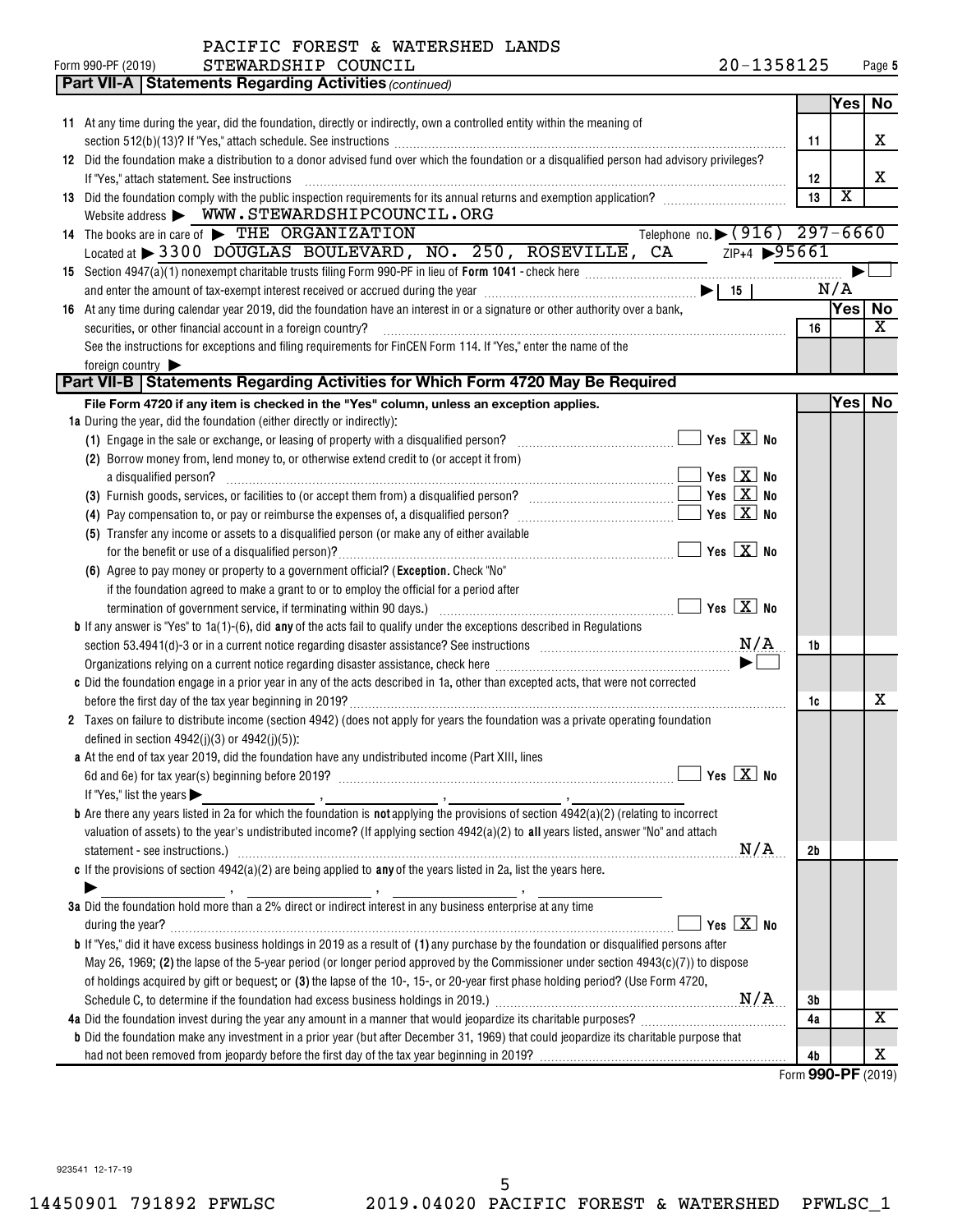PACIFIC FOREST & WATERSHED LANDS
Form 990-PF (2019) STEWARDSHIP COUNCIL 20-1358125 Page 5

**Part VII-A Statements Regarding Activities** *(continued)*

| | | | Yes | No |
|---|---|---|---|---|
| 11 | At any time during the year, did the foundation, directly or indirectly, own a controlled entity within the meaning of section 512(b)(13)? If "Yes," attach schedule. See instructions | 11 | | X |
| 12 | Did the foundation make a distribution to a donor advised fund over which the foundation or a disqualified person had advisory privileges? If "Yes," attach statement. See instructions | 12 | | X |
| 13 | Did the foundation comply with the public inspection requirements for its annual returns and exemption application? | 13 | X | |

Website address ▶ WWW.STEWARDSHIPCOUNCIL.ORG

14 The books are in care of ▶ THE ORGANIZATION Telephone no. ▶ (916) 297-6660
Located at ▶ 3300 DOUGLAS BOULEVARD, NO. 250, ROSEVILLE, CA ZIP+4 ▶ 95661

15 Section 4947(a)(1) nonexempt charitable trusts filing Form 990-PF in lieu of **Form 1041** - check here ▶ ☐
and enter the amount of tax-exempt interest received or accrued during the year ▶ 15 N/A

| | | | Yes | No |
|---|---|---|---|---|
| 16 | At any time during calendar year 2019, did the foundation have an interest in or a signature or other authority over a bank, securities, or other financial account in a foreign country? See the instructions for exceptions and filing requirements for FinCEN Form 114. If "Yes," enter the name of the foreign country ▶ | 16 | | X |

**Part VII-B Statements Regarding Activities for Which Form 4720 May Be Required**

**File Form 4720 if any item is checked in the "Yes" column, unless an exception applies.**

| | | | Yes | No |
|---|---|---|---|---|
| 1a | During the year, did the foundation (either directly or indirectly): | | | |
| | (1) Engage in the sale or exchange, or leasing of property with a disqualified person? ☐ Yes ☒ No | | | |
| | (2) Borrow money from, lend money to, or otherwise extend credit to (or accept it from) a disqualified person? ☐ Yes ☒ No | | | |
| | (3) Furnish goods, services, or facilities to (or accept them from) a disqualified person? ☐ Yes ☒ No | | | |
| | (4) Pay compensation to, or pay or reimburse the expenses of, a disqualified person? ☐ Yes ☒ No | | | |
| | (5) Transfer any income or assets to a disqualified person (or make any of either available for the benefit or use of a disqualified person)? ☐ Yes ☒ No | | | |
| | (6) Agree to pay money or property to a government official? (**Exception.** Check "No" if the foundation agreed to make a grant to or to employ the official for a period after termination of government service, if terminating within 90 days.) ☐ Yes ☒ No | | | |
| b | If any answer is "Yes" to 1a(1)-(6), did **any** of the acts fail to qualify under the exceptions described in Regulations section 53.4941(d)-3 or in a current notice regarding disaster assistance? See instructions N/A | 1b | | |
| | Organizations relying on a current notice regarding disaster assistance, check here ▶ ☐ | | | |
| c | Did the foundation engage in a prior year in any of the acts described in 1a, other than excepted acts, that were not corrected before the first day of the tax year beginning in 2019? | 1c | | X |
| 2 | Taxes on failure to distribute income (section 4942) (does not apply for years the foundation was a private operating foundation defined in section 4942(j)(3) or 4942(j)(5)): | | | |
| a | At the end of tax year 2019, did the foundation have any undistributed income (Part XIII, lines 6d and 6e) for tax year(s) beginning before 2019? ☐ Yes ☒ No | | | |
| | If "Yes," list the years ▶ ______, ______, ______, ______ | | | |
| b | Are there any years listed in 2a for which the foundation is **not** applying the provisions of section 4942(a)(2) (relating to incorrect valuation of assets) to the year's undistributed income? (If applying section 4942(a)(2) to **all** years listed, answer "No" and attach statement - see instructions.) N/A | 2b | | |
| c | If the provisions of section 4942(a)(2) are being applied to **any** of the years listed in 2a, list the years here. ▶ ______, ______, ______, ______ | | | |
| 3a | Did the foundation hold more than a 2% direct or indirect interest in any business enterprise at any time during the year? ☐ Yes ☒ No | | | |
| b | If "Yes," did it have excess business holdings in 2019 as a result of **(1)** any purchase by the foundation or disqualified persons after May 26, 1969; **(2)** the lapse of the 5-year period (or longer period approved by the Commissioner under section 4943(c)(7)) to dispose of holdings acquired by gift or bequest; or **(3)** the lapse of the 10-, 15-, or 20-year first phase holding period? (Use Form 4720, Schedule C, to determine if the foundation had excess business holdings in 2019.) N/A | 3b | | |
| 4a | Did the foundation invest during the year any amount in a manner that would jeopardize its charitable purposes? | 4a | | X |
| b | Did the foundation make any investment in a prior year (but after December 31, 1969) that could jeopardize its charitable purpose that had not been removed from jeopardy before the first day of the tax year beginning in 2019? | 4b | | X |

Form **990-PF** (2019)

923541 12-17-19

14450901 791892 PFWLSC 2019.04020 PACIFIC FOREST & WATERSHED PFWLSC_1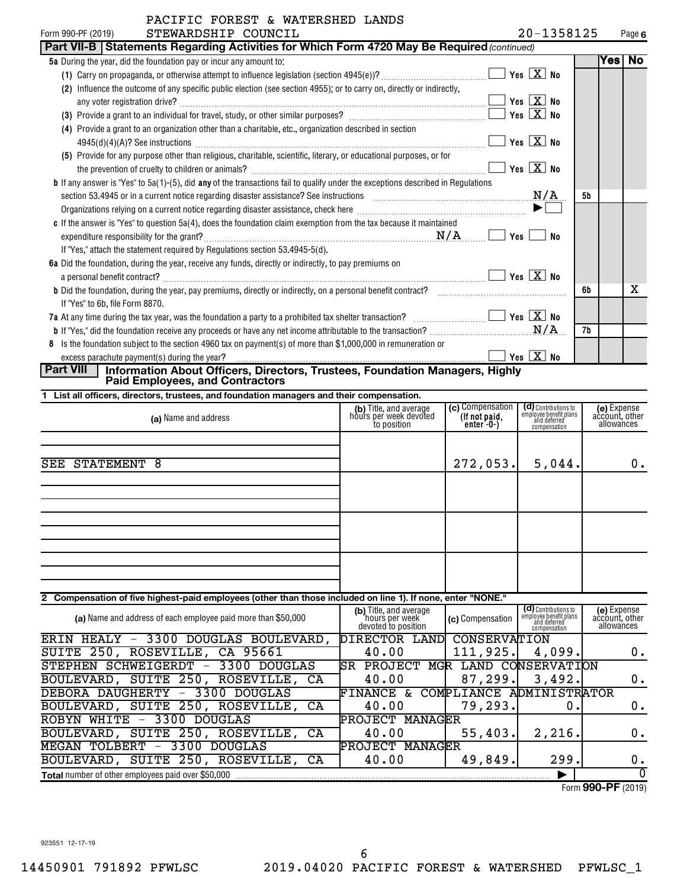PACIFIC FOREST & WATERSHED LANDS STEWARDSHIP COUNCIL

Form 990-PF (2019) 20-1358125

## Part VII-B Statements Regarding Activities for Which Form 4720 May Be Required *(continued)*

| | | Yes | No |
|---|---|---|---|
| **5a** During the year, did the foundation pay or incur any amount to: | | | |
| (1) Carry on propaganda, or otherwise attempt to influence legislation (section 4945(e))? ☐ Yes ☒ No | | | |
| (2) Influence the outcome of any specific public election (see section 4955); or to carry on, directly or indirectly, any voter registration drive? ☐ Yes ☒ No | | | |
| (3) Provide a grant to an individual for travel, study, or other similar purposes? ☐ Yes ☒ No | | | |
| (4) Provide a grant to an organization other than a charitable, etc., organization described in section 4945(d)(4)(A)? See instructions ☐ Yes ☒ No | | | |
| (5) Provide for any purpose other than religious, charitable, scientific, literary, or educational purposes, or for the prevention of cruelty to children or animals? ☐ Yes ☒ No | | | |
| **b** If any answer is "Yes" to 5a(1)-(5), did **any** of the transactions fail to qualify under the exceptions described in Regulations section 53.4945 or in a current notice regarding disaster assistance? See instructions N/A | 5b | | |
| Organizations relying on a current notice regarding disaster assistance, check here ▶ ☐ | | | |
| **c** If the answer is "Yes" to question 5a(4), does the foundation claim exemption from the tax because it maintained expenditure responsibility for the grant? N/A ☐ Yes ☐ No | | | |
| If "Yes," attach the statement required by Regulations section 53.4945-5(d). | | | |
| **6a** Did the foundation, during the year, receive any funds, directly or indirectly, to pay premiums on a personal benefit contract? ☐ Yes ☒ No | | | |
| **b** Did the foundation, during the year, pay premiums, directly or indirectly, on a personal benefit contract? | 6b | | X |
| If "Yes" to 6b, file Form 8870. | | | |
| **7a** At any time during the tax year, was the foundation a party to a prohibited tax shelter transaction? ☐ Yes ☒ No | | | |
| **b** If "Yes," did the foundation receive any proceeds or have any net income attributable to the transaction? N/A | 7b | | |
| **8** Is the foundation subject to the section 4960 tax on payment(s) of more than $1,000,000 in remuneration or excess parachute payment(s) during the year? ☐ Yes ☒ No | | | |

## Part VIII Information About Officers, Directors, Trustees, Foundation Managers, Highly Paid Employees, and Contractors

**1 List all officers, directors, trustees, and foundation managers and their compensation.**

| (a) Name and address | (b) Title, and average hours per week devoted to position | (c) Compensation (If not paid, enter -0-) | (d) Contributions to employee benefit plans and deferred compensation | (e) Expense account, other allowances |
|---|---|---|---|---|
| SEE STATEMENT 8 | | 272,053. | 5,044. | 0. |

**2 Compensation of five highest-paid employees (other than those included on line 1). If none, enter "NONE."**

| (a) Name and address of each employee paid more than $50,000 | (b) Title, and average hours per week devoted to position | (c) Compensation | (d) Contributions to employee benefit plans and deferred compensation | (e) Expense account, other allowances |
|---|---|---|---|---|
| ERIN HEALY - 3300 DOUGLAS BOULEVARD, SUITE 250, ROSEVILLE, CA 95661 | DIRECTOR LAND CONSERVATION 40.00 | 111,925. | 4,099. | 0. |
| STEPHEN SCHWEIGERDT - 3300 DOUGLAS BOULEVARD, SUITE 250, ROSEVILLE, CA | SR PROJECT MGR LAND CONSERVATION 40.00 | 87,299. | 3,492. | 0. |
| DEBORA DAUGHERTY - 3300 DOUGLAS BOULEVARD, SUITE 250, ROSEVILLE, CA | FINANCE & COMPLIANCE ADMINISTRATOR 40.00 | 79,293. | 0. | 0. |
| ROBYN WHITE - 3300 DOUGLAS BOULEVARD, SUITE 250, ROSEVILLE, CA | PROJECT MANAGER 40.00 | 55,403. | 2,216. | 0. |
| MEGAN TOLBERT - 3300 DOUGLAS BOULEVARD, SUITE 250, ROSEVILLE, CA | PROJECT MANAGER 40.00 | 49,849. | 299. | 0. |

**Total** number of other employees paid over $50,000 ▶ 0

Form **990-PF** (2019)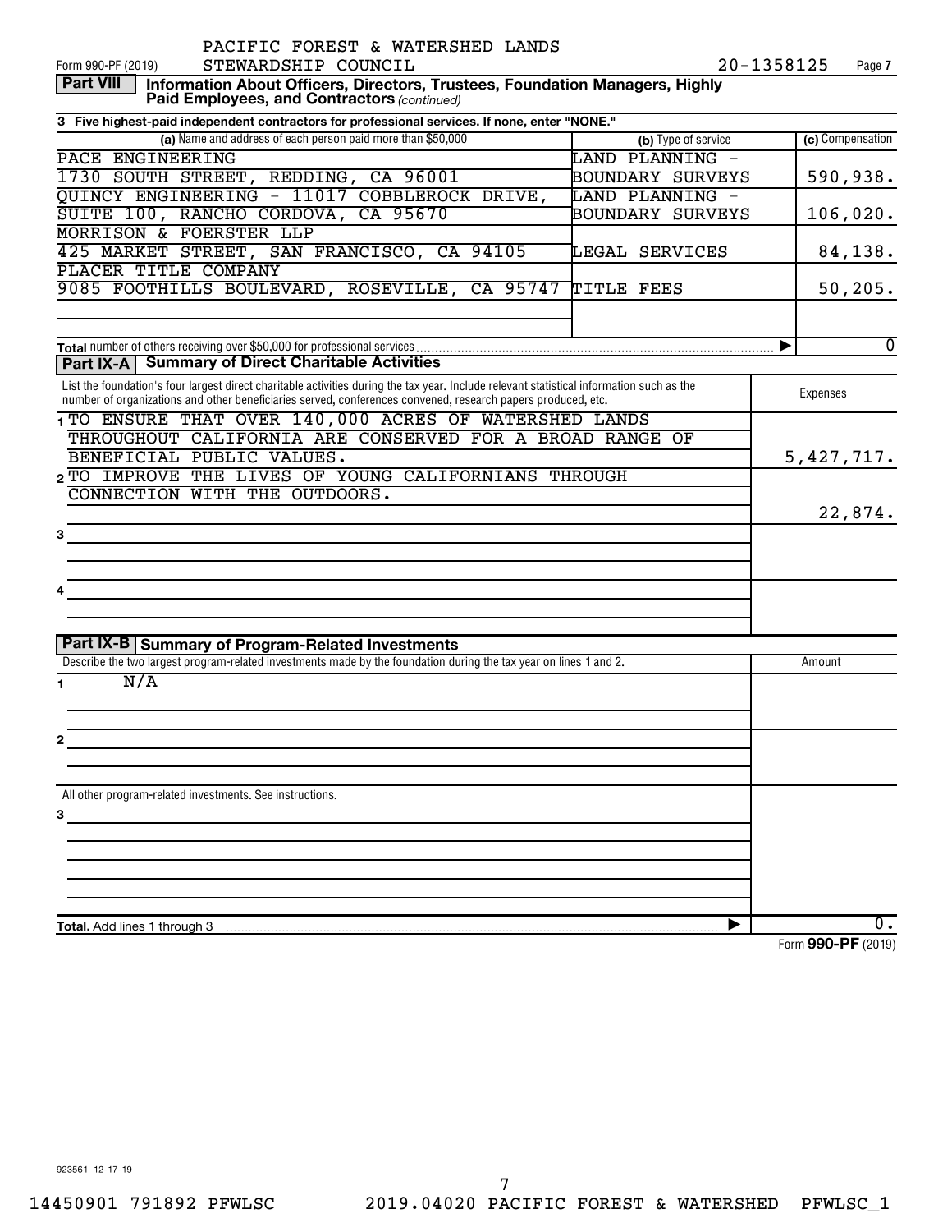PACIFIC FOREST & WATERSHED LANDS
Form 990-PF (2019) STEWARDSHIP COUNCIL 20-1358125 Page 7

**Part VIII** **Information About Officers, Directors, Trustees, Foundation Managers, Highly Paid Employees, and Contractors** *(continued)*

**3 Five highest-paid independent contractors for professional services. If none, enter "NONE."**

| (a) Name and address of each person paid more than $50,000 | (b) Type of service | (c) Compensation |
|---|---|---|
| PACE ENGINEERING<br>1730 SOUTH STREET, REDDING, CA 96001 | LAND PLANNING - BOUNDARY SURVEYS | 590,938. |
| QUINCY ENGINEERING - 11017 COBBLEROCK DRIVE, SUITE 100, RANCHO CORDOVA, CA 95670 | LAND PLANNING - BOUNDARY SURVEYS | 106,020. |
| MORRISON & FOERSTER LLP<br>425 MARKET STREET, SAN FRANCISCO, CA 94105 | LEGAL SERVICES | 84,138. |
| PLACER TITLE COMPANY<br>9085 FOOTHILLS BOULEVARD, ROSEVILLE, CA 95747 | TITLE FEES | 50,205. |
| | | |

**Total** number of others receiving over $50,000 for professional services ▶ 0

**Part IX-A** **Summary of Direct Charitable Activities**

| List the foundation's four largest direct charitable activities during the tax year. Include relevant statistical information such as the number of organizations and other beneficiaries served, conferences convened, research papers produced, etc. | Expenses |
|---|---|
| 1 TO ENSURE THAT OVER 140,000 ACRES OF WATERSHED LANDS THROUGHOUT CALIFORNIA ARE CONSERVED FOR A BROAD RANGE OF BENEFICIAL PUBLIC VALUES. | 5,427,717. |
| 2 TO IMPROVE THE LIVES OF YOUNG CALIFORNIANS THROUGH CONNECTION WITH THE OUTDOORS. | 22,874. |
| 3 | |
| 4 | |

**Part IX-B** **Summary of Program-Related Investments**

| Describe the two largest program-related investments made by the foundation during the tax year on lines 1 and 2. | Amount |
|---|---|
| 1 N/A | |
| 2 | |
| All other program-related investments. See instructions.<br>3 | |
| **Total.** Add lines 1 through 3 ▶ | 0. |

Form **990-PF** (2019)

923561 12-17-19

14450901 791892 PFWLSC 2019.04020 PACIFIC FOREST & WATERSHED PFWLSC_1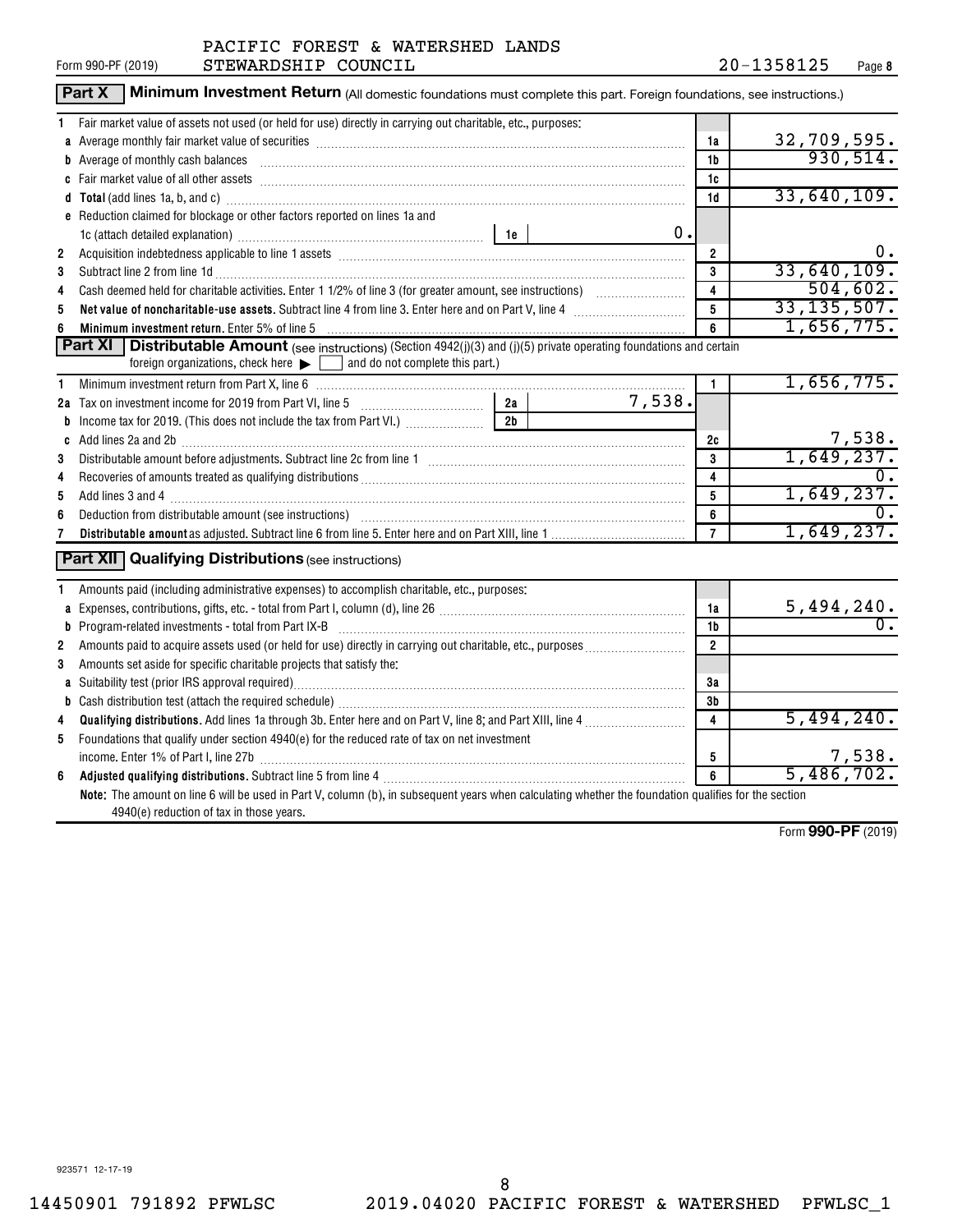Form 990-PF (2019) PACIFIC FOREST & WATERSHED LANDS STEWARDSHIP COUNCIL 20-1358125 Page **8**

## Part X Minimum Investment Return (All domestic foundations must complete this part. Foreign foundations, see instructions.)

| | | | | |
|---|---|---|---|---|
| 1 | Fair market value of assets not used (or held for use) directly in carrying out charitable, etc., purposes: | | | |
| a | Average monthly fair market value of securities | | 1a | 32,709,595. |
| b | Average of monthly cash balances | | 1b | 930,514. |
| c | Fair market value of all other assets | | 1c | |
| d | **Total** (add lines 1a, b, and c) | | 1d | 33,640,109. |
| e | Reduction claimed for blockage or other factors reported on lines 1a and 1c (attach detailed explanation) | 1e 0. | | |
| 2 | Acquisition indebtedness applicable to line 1 assets | | 2 | 0. |
| 3 | Subtract line 2 from line 1d | | 3 | 33,640,109. |
| 4 | Cash deemed held for charitable activities. Enter 1 1/2% of line 3 (for greater amount, see instructions) | | 4 | 504,602. |
| 5 | **Net value of noncharitable-use assets.** Subtract line 4 from line 3. Enter here and on Part V, line 4 | | 5 | 33,135,507. |
| 6 | **Minimum investment return.** Enter 5% of line 5 | | 6 | 1,656,775. |

## Part XI Distributable Amount (see instructions) (Section 4942(j)(3) and (j)(5) private operating foundations and certain foreign organizations, check here ▶ ☐ and do not complete this part.)

| | | | | |
|---|---|---|---|---|
| 1 | Minimum investment return from Part X, line 6 | | 1 | 1,656,775. |
| 2a | Tax on investment income for 2019 from Part VI, line 5 | 2a 7,538. | | |
| b | Income tax for 2019. (This does not include the tax from Part VI.) | 2b | | |
| c | Add lines 2a and 2b | | 2c | 7,538. |
| 3 | Distributable amount before adjustments. Subtract line 2c from line 1 | | 3 | 1,649,237. |
| 4 | Recoveries of amounts treated as qualifying distributions | | 4 | 0. |
| 5 | Add lines 3 and 4 | | 5 | 1,649,237. |
| 6 | Deduction from distributable amount (see instructions) | | 6 | 0. |
| 7 | **Distributable amount** as adjusted. Subtract line 6 from line 5. Enter here and on Part XIII, line 1 | | 7 | 1,649,237. |

## Part XII Qualifying Distributions (see instructions)

| | | | |
|---|---|---|---|
| 1 | Amounts paid (including administrative expenses) to accomplish charitable, etc., purposes: | | |
| a | Expenses, contributions, gifts, etc. - total from Part I, column (d), line 26 | 1a | 5,494,240. |
| b | Program-related investments - total from Part IX-B | 1b | 0. |
| 2 | Amounts paid to acquire assets used (or held for use) directly in carrying out charitable, etc., purposes | 2 | |
| 3 | Amounts set aside for specific charitable projects that satisfy the: | | |
| a | Suitability test (prior IRS approval required) | 3a | |
| b | Cash distribution test (attach the required schedule) | 3b | |
| 4 | **Qualifying distributions.** Add lines 1a through 3b. Enter here and on Part V, line 8; and Part XIII, line 4 | 4 | 5,494,240. |
| 5 | Foundations that qualify under section 4940(e) for the reduced rate of tax on net investment income. Enter 1% of Part I, line 27b | 5 | 7,538. |
| 6 | **Adjusted qualifying distributions.** Subtract line 5 from line 4 | 6 | 5,486,702. |

**Note:** The amount on line 6 will be used in Part V, column (b), in subsequent years when calculating whether the foundation qualifies for the section 4940(e) reduction of tax in those years.

Form **990-PF** (2019)

923571 12-17-19

14450901 791892 PFWLSC 2019.04020 PACIFIC FOREST & WATERSHED PFWLSC_1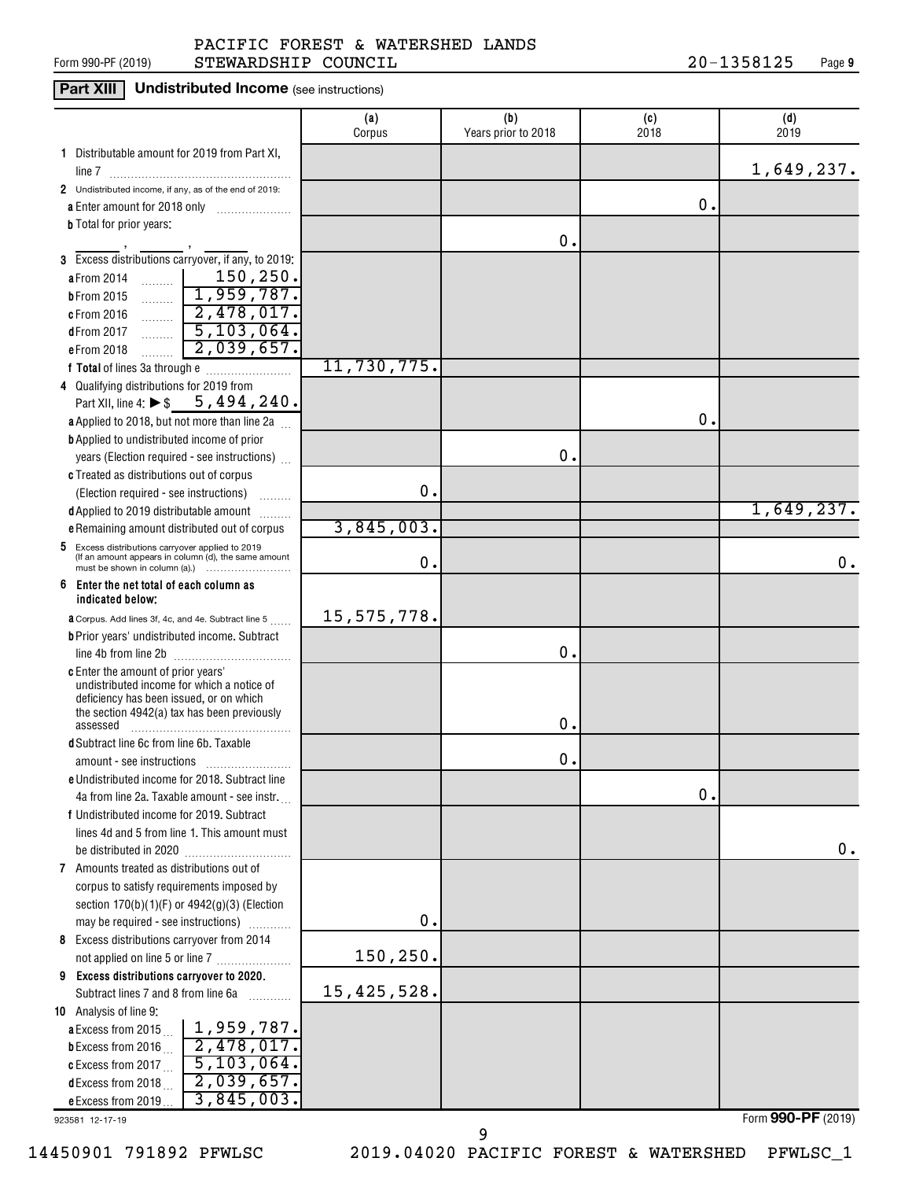PACIFIC FOREST & WATERSHED LANDS STEWARDSHIP COUNCIL — 20-1358125

## Part XIII Undistributed Income (see instructions)

| | (a) Corpus | (b) Years prior to 2018 | (c) 2018 | (d) 2019 |
|---|---|---|---|---|
| **1** Distributable amount for 2019 from Part XI, line 7 | | | | 1,649,237. |
| **2** Undistributed income, if any, as of the end of 2019: | | | | |
| **a** Enter amount for 2018 only | | | 0. | |
| **b** Total for prior years: ___ , ___ , ___ | | 0. | | |
| **3** Excess distributions carryover, if any, to 2019: | | | | |
| **a** From 2014 — 150,250. | | | | |
| **b** From 2015 — 1,959,787. | | | | |
| **c** From 2016 — 2,478,017. | | | | |
| **d** From 2017 — 5,103,064. | | | | |
| **e** From 2018 — 2,039,657. | | | | |
| **f Total** of lines 3a through e | 11,730,775. | | | |
| **4** Qualifying distributions for 2019 from Part XII, line 4: ▶ $ 5,494,240. | | | | |
| **a** Applied to 2018, but not more than line 2a | | | 0. | |
| **b** Applied to undistributed income of prior years (Election required - see instructions) | | 0. | | |
| **c** Treated as distributions out of corpus (Election required - see instructions) | 0. | | | |
| **d** Applied to 2019 distributable amount | | | | 1,649,237. |
| **e** Remaining amount distributed out of corpus | 3,845,003. | | | |
| **5** Excess distributions carryover applied to 2019 (If an amount appears in column (d), the same amount must be shown in column (a).) | 0. | | | 0. |
| **6 Enter the net total of each column as indicated below:** | | | | |
| **a** Corpus. Add lines 3f, 4c, and 4e. Subtract line 5 | 15,575,778. | | | |
| **b** Prior years' undistributed income. Subtract line 4b from line 2b | | 0. | | |
| **c** Enter the amount of prior years' undistributed income for which a notice of deficiency has been issued, or on which the section 4942(a) tax has been previously assessed | | 0. | | |
| **d** Subtract line 6c from line 6b. Taxable amount - see instructions | | 0. | | |
| **e** Undistributed income for 2018. Subtract line 4a from line 2a. Taxable amount - see instr. | | | 0. | |
| **f** Undistributed income for 2019. Subtract lines 4d and 5 from line 1. This amount must be distributed in 2020 | | | | 0. |
| **7** Amounts treated as distributions out of corpus to satisfy requirements imposed by section 170(b)(1)(F) or 4942(g)(3) (Election may be required - see instructions) | 0. | | | |
| **8** Excess distributions carryover from 2014 not applied on line 5 or line 7 | 150,250. | | | |
| **9 Excess distributions carryover to 2020.** Subtract lines 7 and 8 from line 6a | 15,425,528. | | | |
| **10** Analysis of line 9: | | | | |
| **a** Excess from 2015 — 1,959,787. | | | | |
| **b** Excess from 2016 — 2,478,017. | | | | |
| **c** Excess from 2017 — 5,103,064. | | | | |
| **d** Excess from 2018 — 2,039,657. | | | | |
| **e** Excess from 2019 — 3,845,003. | | | | |

923581 12-17-19

Form **990-PF** (2019)

14450901 791892 PFWLSC 2019.04020 PACIFIC FOREST & WATERSHED PFWLSC_1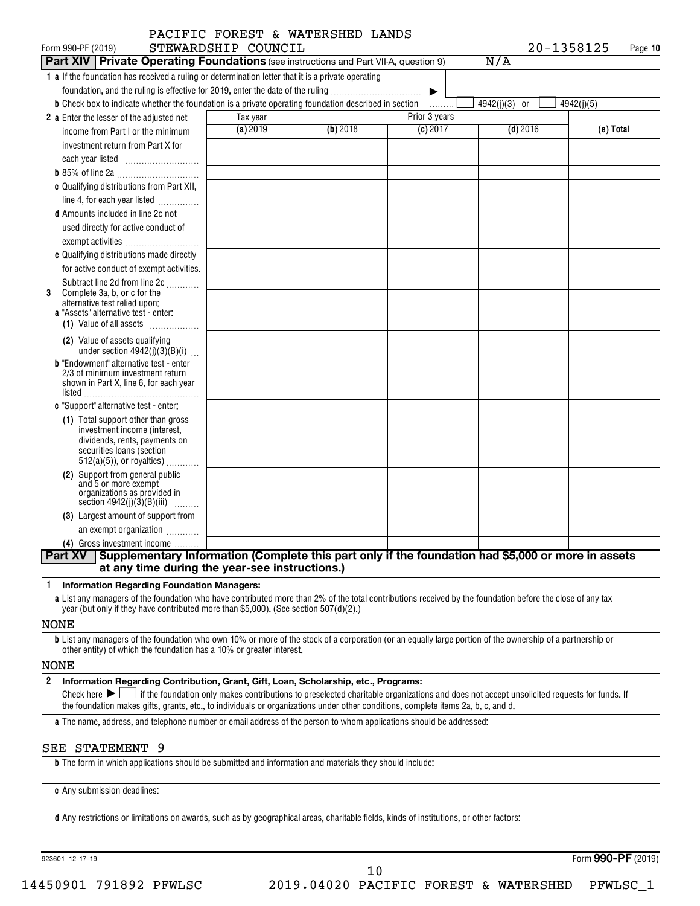PACIFIC FOREST & WATERSHED LANDS STEWARDSHIP COUNCIL

Form 990-PF (2019) 20-1358125 Page 10

## Part XIV | Private Operating Foundations (see instructions and Part VII-A, question 9) N/A

**1 a** If the foundation has received a ruling or determination letter that it is a private operating foundation, and the ruling is effective for 2019, enter the date of the ruling ▶

**b** Check box to indicate whether the foundation is a private operating foundation described in section ☐ 4942(j)(3) or ☐ 4942(j)(5)

| | Tax year | Prior 3 years | | | |
|---|---|---|---|---|---|
| | (a) 2019 | (b) 2018 | (c) 2017 | (d) 2016 | (e) Total |
| **2 a** Enter the lesser of the adjusted net income from Part I or the minimum investment return from Part X for each year listed | | | | | |
| **b** 85% of line 2a | | | | | |
| **c** Qualifying distributions from Part XII, line 4, for each year listed | | | | | |
| **d** Amounts included in line 2c not used directly for active conduct of exempt activities | | | | | |
| **e** Qualifying distributions made directly for active conduct of exempt activities. Subtract line 2d from line 2c | | | | | |
| **3** Complete 3a, b, or c for the alternative test relied upon: **a** "Assets" alternative test - enter: **(1)** Value of all assets | | | | | |
| **(2)** Value of assets qualifying under section 4942(j)(3)(B)(i) | | | | | |
| **b** "Endowment" alternative test - enter 2/3 of minimum investment return shown in Part X, line 6, for each year listed | | | | | |
| **c** "Support" alternative test - enter: **(1)** Total support other than gross investment income (interest, dividends, rents, payments on securities loans (section 512(a)(5)), or royalties) | | | | | |
| **(2)** Support from general public and 5 or more exempt organizations as provided in section 4942(j)(3)(B)(iii) | | | | | |
| **(3)** Largest amount of support from an exempt organization | | | | | |
| **(4)** Gross investment income | | | | | |

## Part XV | Supplementary Information (Complete this part only if the foundation had $5,000 or more in assets at any time during the year-see instructions.)

**1 Information Regarding Foundation Managers:**

**a** List any managers of the foundation who have contributed more than 2% of the total contributions received by the foundation before the close of any tax year (but only if they have contributed more than $5,000). (See section 507(d)(2).)

NONE

**b** List any managers of the foundation who own 10% or more of the stock of a corporation (or an equally large portion of the ownership of a partnership or other entity) of which the foundation has a 10% or greater interest.

NONE

**2 Information Regarding Contribution, Grant, Gift, Loan, Scholarship, etc., Programs:**

Check here ▶ ☐ if the foundation only makes contributions to preselected charitable organizations and does not accept unsolicited requests for funds. If the foundation makes gifts, grants, etc., to individuals or organizations under other conditions, complete items 2a, b, c, and d.

**a** The name, address, and telephone number or email address of the person to whom applications should be addressed:

SEE STATEMENT 9

**b** The form in which applications should be submitted and information and materials they should include:

**c** Any submission deadlines:

**d** Any restrictions or limitations on awards, such as by geographical areas, charitable fields, kinds of institutions, or other factors:

923601 12-17-19 Form 990-PF (2019)

14450901 791892 PFWLSC 2019.04020 PACIFIC FOREST & WATERSHED PFWLSC_1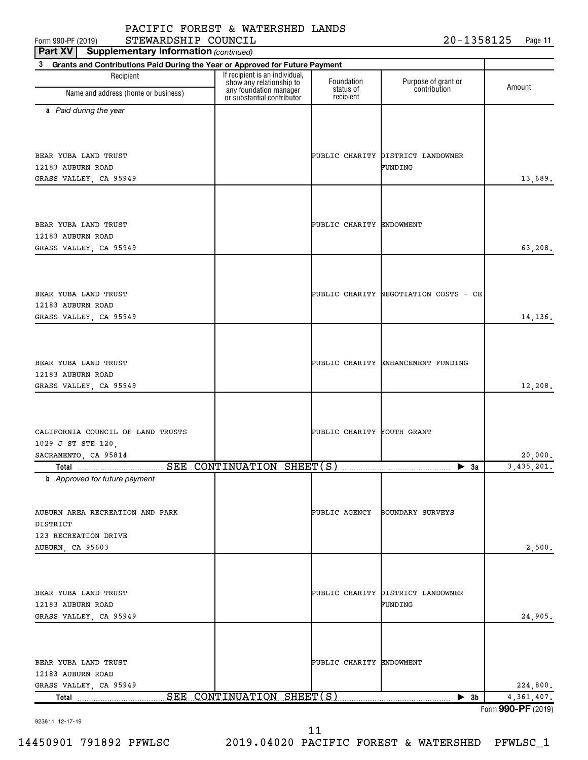PACIFIC FOREST & WATERSHED LANDS

Form 990-PF (2019) STEWARDSHIP COUNCIL 20-1358125 Page 11

**Part XV Supplementary Information** *(continued)*

**3 Grants and Contributions Paid During the Year or Approved for Future Payment**

| Recipient Name and address (home or business) | If recipient is an individual, show any relationship to any foundation manager or substantial contributor | Foundation status of recipient | Purpose of grant or contribution | Amount |
|---|---|---|---|---|
| ***a** Paid during the year* | | | | |
| BEAR YUBA LAND TRUST<br>12183 AUBURN ROAD<br>GRASS VALLEY, CA 95949 | | PUBLIC CHARITY | DISTRICT LANDOWNER FUNDING | 13,689. |
| BEAR YUBA LAND TRUST<br>12183 AUBURN ROAD<br>GRASS VALLEY, CA 95949 | | PUBLIC CHARITY | ENDOWMENT | 63,208. |
| BEAR YUBA LAND TRUST<br>12183 AUBURN ROAD<br>GRASS VALLEY, CA 95949 | | PUBLIC CHARITY | NEGOTIATION COSTS - CE | 14,136. |
| BEAR YUBA LAND TRUST<br>12183 AUBURN ROAD<br>GRASS VALLEY, CA 95949 | | PUBLIC CHARITY | ENHANCEMENT FUNDING | 12,208. |
| CALIFORNIA COUNCIL OF LAND TRUSTS<br>1029 J ST STE 120,<br>SACRAMENTO, CA 95814 | | PUBLIC CHARITY | YOUTH GRANT | 20,000. |
| **Total** SEE CONTINUATION SHEET(S) | | | ▶ **3a** | 3,435,201. |
| ***b** Approved for future payment* | | | | |
| AUBURN AREA RECREATION AND PARK DISTRICT<br>123 RECREATION DRIVE<br>AUBURN, CA 95603 | | PUBLIC AGENCY | BOUNDARY SURVEYS | 2,500. |
| BEAR YUBA LAND TRUST<br>12183 AUBURN ROAD<br>GRASS VALLEY, CA 95949 | | PUBLIC CHARITY | DISTRICT LANDOWNER FUNDING | 24,905. |
| BEAR YUBA LAND TRUST<br>12183 AUBURN ROAD<br>GRASS VALLEY, CA 95949 | | PUBLIC CHARITY | ENDOWMENT | 224,800. |
| **Total** SEE CONTINUATION SHEET(S) | | | ▶ **3b** | 4,361,407. |

Form **990-PF** (2019)

923611 12-17-19

14450901 791892 PFWLSC 2019.04020 PACIFIC FOREST & WATERSHED PFWLSC_1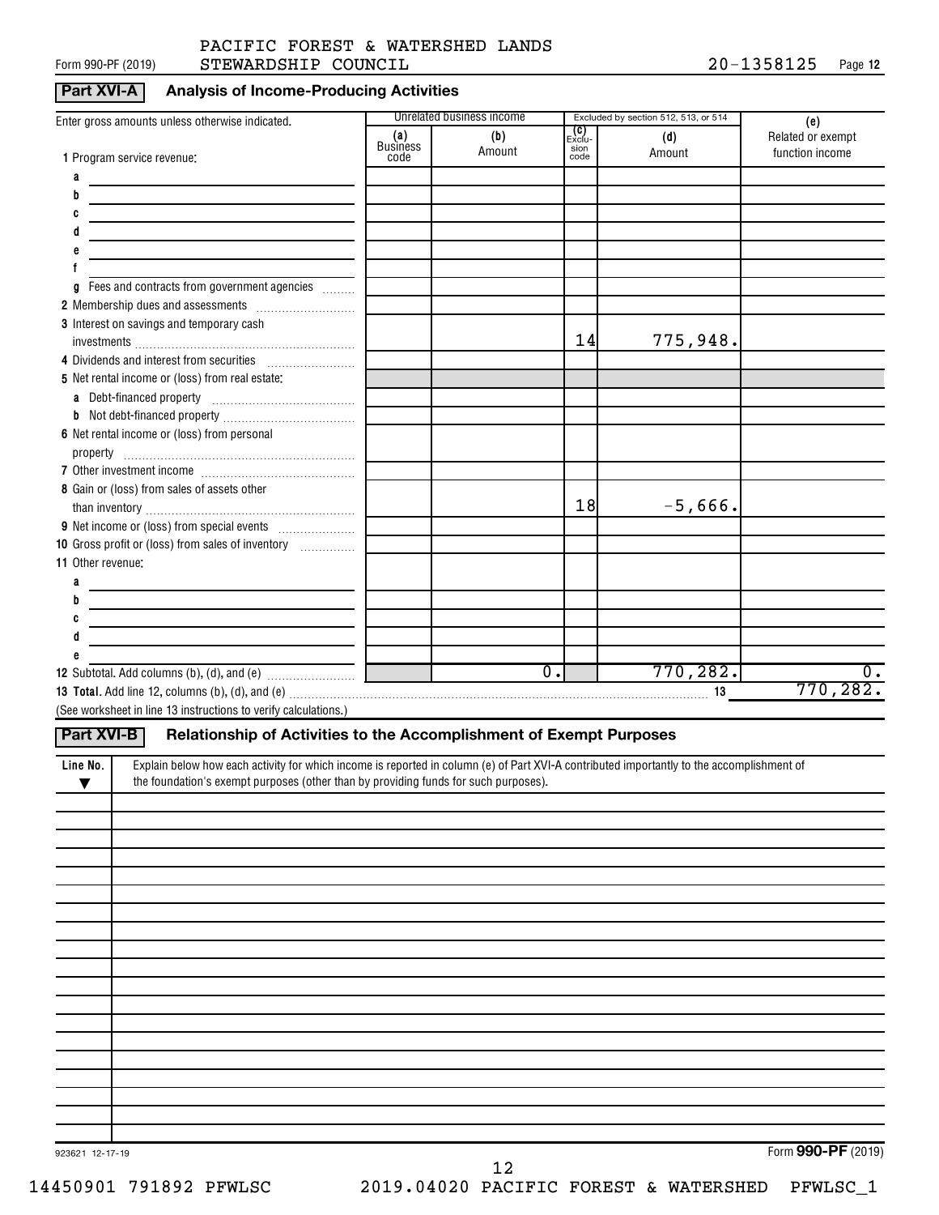PACIFIC FOREST & WATERSHED LANDS STEWARDSHIP COUNCIL — 20-1358125

## Part XVI-A Analysis of Income-Producing Activities

| Enter gross amounts unless otherwise indicated. | Unrelated business income | | Excluded by section 512, 513, or 514 | | (e) |
|---|---|---|---|---|---|
| | (a) Business code | (b) Amount | (c) Exclusion code | (d) Amount | Related or exempt function income |
| 1 Program service revenue: | | | | | |
| a | | | | | |
| b | | | | | |
| c | | | | | |
| d | | | | | |
| e | | | | | |
| f | | | | | |
| g Fees and contracts from government agencies | | | | | |
| 2 Membership dues and assessments | | | | | |
| 3 Interest on savings and temporary cash investments | | | 14 | 775,948. | |
| 4 Dividends and interest from securities | | | | | |
| 5 Net rental income or (loss) from real estate: | | | | | |
| a Debt-financed property | | | | | |
| b Not debt-financed property | | | | | |
| 6 Net rental income or (loss) from personal property | | | | | |
| 7 Other investment income | | | | | |
| 8 Gain or (loss) from sales of assets other than inventory | | | 18 | -5,666. | |
| 9 Net income or (loss) from special events | | | | | |
| 10 Gross profit or (loss) from sales of inventory | | | | | |
| 11 Other revenue: | | | | | |
| a | | | | | |
| b | | | | | |
| c | | | | | |
| d | | | | | |
| e | | | | | |
| 12 Subtotal. Add columns (b), (d), and (e) | | 0. | | 770,282. | 0. |

**13 Total.** Add line 12, columns (b), (d), and (e) ..... 13 — 770,282.

(See worksheet in line 13 instructions to verify calculations.)

## Part XVI-B Relationship of Activities to the Accomplishment of Exempt Purposes

| Line No. ▼ | Explain below how each activity for which income is reported in column (e) of Part XVI-A contributed importantly to the accomplishment of the foundation's exempt purposes (other than by providing funds for such purposes). |
|---|---|
| | |

923621 12-17-19

Form **990-PF** (2019)

14450901 791892 PFWLSC 2019.04020 PACIFIC FOREST & WATERSHED PFWLSC_1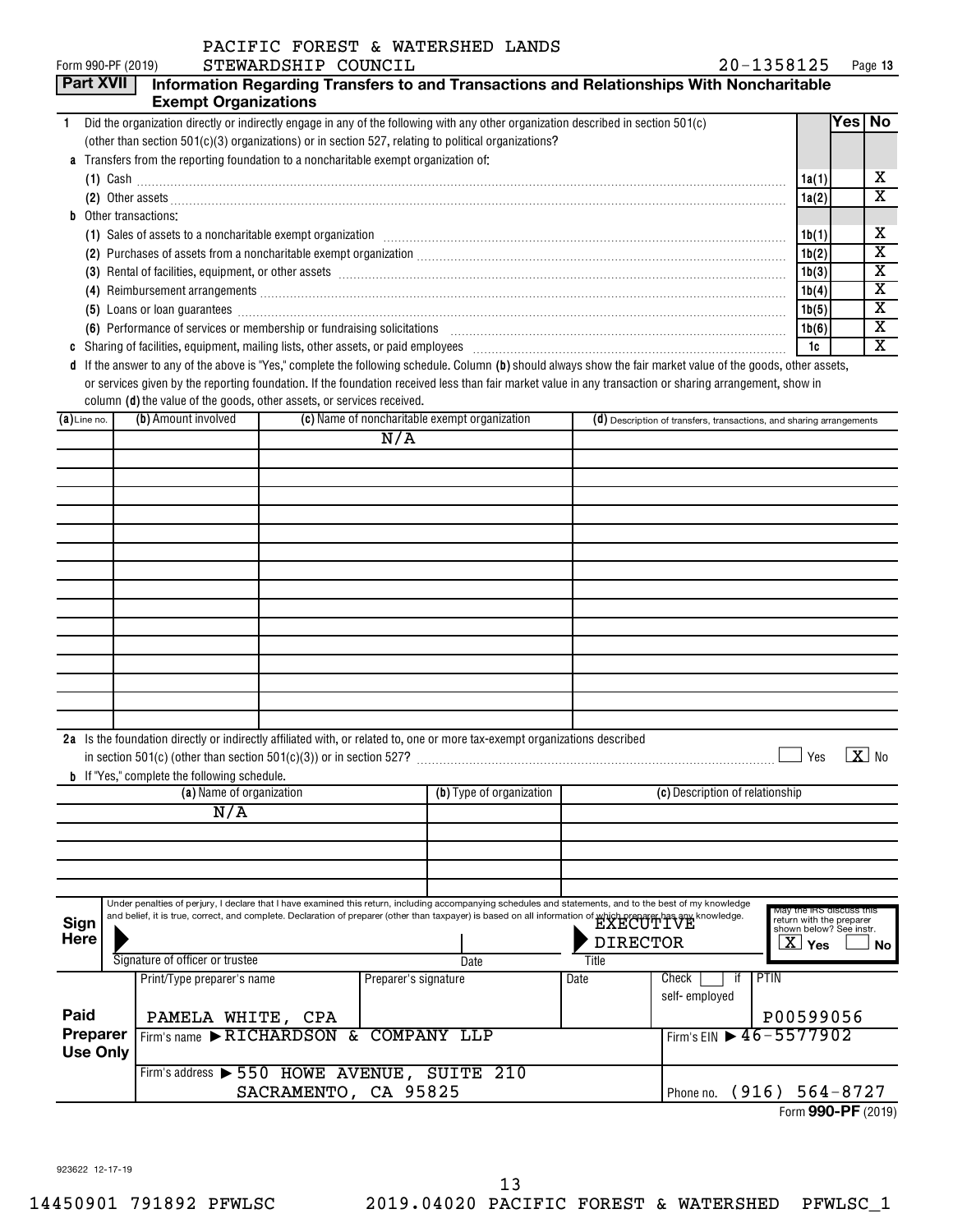PACIFIC FOREST & WATERSHED LANDS STEWARDSHIP COUNCIL

Form 990-PF (2019) 20-1358125

## Part XVII Information Regarding Transfers to and Transactions and Relationships With Noncharitable Exempt Organizations

| | | | Yes | No |
|---|---|---|---|---|
| **1** | Did the organization directly or indirectly engage in any of the following with any other organization described in section 501(c) (other than section 501(c)(3) organizations) or in section 527, relating to political organizations? | | | |
| **a** | Transfers from the reporting foundation to a noncharitable exempt organization of: | | | |
| | (1) Cash | 1a(1) | | X |
| | (2) Other assets | 1a(2) | | X |
| **b** | Other transactions: | | | |
| | (1) Sales of assets to a noncharitable exempt organization | 1b(1) | | X |
| | (2) Purchases of assets from a noncharitable exempt organization | 1b(2) | | X |
| | (3) Rental of facilities, equipment, or other assets | 1b(3) | | X |
| | (4) Reimbursement arrangements | 1b(4) | | X |
| | (5) Loans or loan guarantees | 1b(5) | | X |
| | (6) Performance of services or membership or fundraising solicitations | 1b(6) | | X |
| **c** | Sharing of facilities, equipment, mailing lists, other assets, or paid employees | 1c | | X |

**d** If the answer to any of the above is "Yes," complete the following schedule. Column **(b)** should always show the fair market value of the goods, other assets, or services given by the reporting foundation. If the foundation received less than fair market value in any transaction or sharing arrangement, show in column **(d)** the value of the goods, other assets, or services received.

| (a) Line no. | (b) Amount involved | (c) Name of noncharitable exempt organization | (d) Description of transfers, transactions, and sharing arrangements |
|---|---|---|---|
| | | N/A | |

**2a** Is the foundation directly or indirectly affiliated with, or related to, one or more tax-exempt organizations described in section 501(c) (other than section 501(c)(3)) or in section 527? ☐ Yes ☒ No

**b** If "Yes," complete the following schedule.

| (a) Name of organization | (b) Type of organization | (c) Description of relationship |
|---|---|---|
| N/A | | |

**Sign Here**

Under penalties of perjury, I declare that I have examined this return, including accompanying schedules and statements, and to the best of my knowledge and belief, it is true, correct, and complete. Declaration of preparer (other than taxpayer) is based on all information of which preparer has any knowledge.

Signature of officer or trustee | Date | Title: EXECUTIVE DIRECTOR

May the IRS discuss this return with the preparer shown below? See instr. ☒ Yes ☐ No

**Paid Preparer Use Only**

| Print/Type preparer's name | Preparer's signature | Date | Check ☐ if self-employed | PTIN |
|---|---|---|---|---|
| PAMELA WHITE, CPA | | | | P00599056 |

Firm's name ▶ RICHARDSON & COMPANY LLP — Firm's EIN ▶ 46-5577902

Firm's address ▶ 550 HOWE AVENUE, SUITE 210, SACRAMENTO, CA 95825 — Phone no. (916) 564-8727

Form **990-PF** (2019)

923622 12-17-19

14450901 791892 PFWLSC 2019.04020 PACIFIC FOREST & WATERSHED PFWLSC_1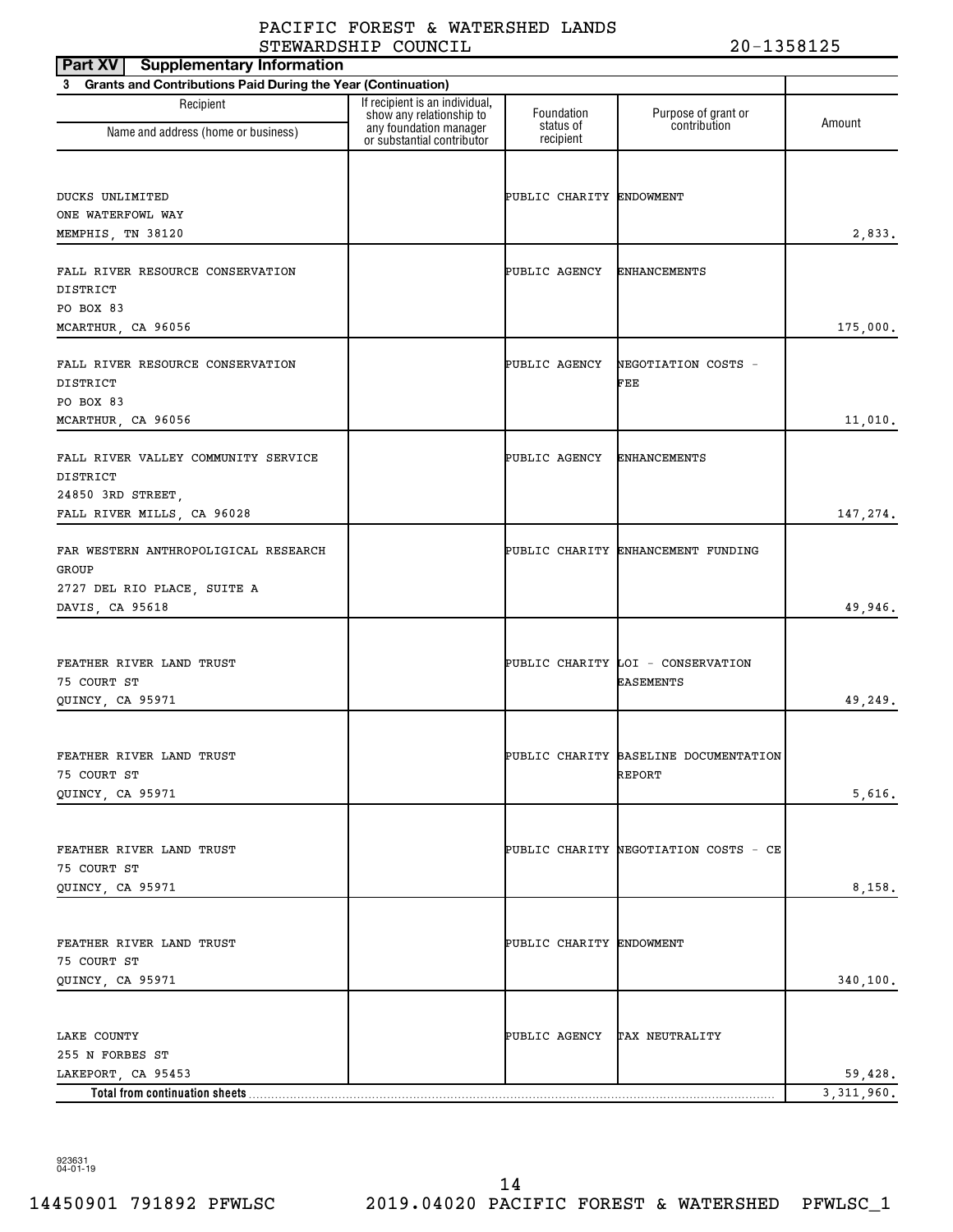PACIFIC FOREST & WATERSHED LANDS STEWARDSHIP COUNCIL 20-1358125

**Part XV Supplementary Information**

**3 Grants and Contributions Paid During the Year (Continuation)**

| Recipient Name and address (home or business) | If recipient is an individual, show any relationship to any foundation manager or substantial contributor | Foundation status of recipient | Purpose of grant or contribution | Amount |
|---|---|---|---|---|
| DUCKS UNLIMITED<br>ONE WATERFOWL WAY<br>MEMPHIS, TN 38120 | | PUBLIC CHARITY | ENDOWMENT | 2,833. |
| FALL RIVER RESOURCE CONSERVATION DISTRICT<br>PO BOX 83<br>MCARTHUR, CA 96056 | | PUBLIC AGENCY | ENHANCEMENTS | 175,000. |
| FALL RIVER RESOURCE CONSERVATION DISTRICT<br>PO BOX 83<br>MCARTHUR, CA 96056 | | PUBLIC AGENCY | NEGOTIATION COSTS - FEE | 11,010. |
| FALL RIVER VALLEY COMMUNITY SERVICE DISTRICT<br>24850 3RD STREET,<br>FALL RIVER MILLS, CA 96028 | | PUBLIC AGENCY | ENHANCEMENTS | 147,274. |
| FAR WESTERN ANTHROPOLIGICAL RESEARCH GROUP<br>2727 DEL RIO PLACE, SUITE A<br>DAVIS, CA 95618 | | PUBLIC CHARITY | ENHANCEMENT FUNDING | 49,946. |
| FEATHER RIVER LAND TRUST<br>75 COURT ST<br>QUINCY, CA 95971 | | PUBLIC CHARITY | LOI - CONSERVATION EASEMENTS | 49,249. |
| FEATHER RIVER LAND TRUST<br>75 COURT ST<br>QUINCY, CA 95971 | | PUBLIC CHARITY | BASELINE DOCUMENTATION REPORT | 5,616. |
| FEATHER RIVER LAND TRUST<br>75 COURT ST<br>QUINCY, CA 95971 | | PUBLIC CHARITY | NEGOTIATION COSTS - CE | 8,158. |
| FEATHER RIVER LAND TRUST<br>75 COURT ST<br>QUINCY, CA 95971 | | PUBLIC CHARITY | ENDOWMENT | 340,100. |
| LAKE COUNTY<br>255 N FORBES ST<br>LAKEPORT, CA 95453 | | PUBLIC AGENCY | TAX NEUTRALITY | 59,428. |
| **Total from continuation sheets** | | | | 3,311,960. |

923631 04-01-19

14450901 791892 PFWLSC 2019.04020 PACIFIC FOREST & WATERSHED PFWLSC_1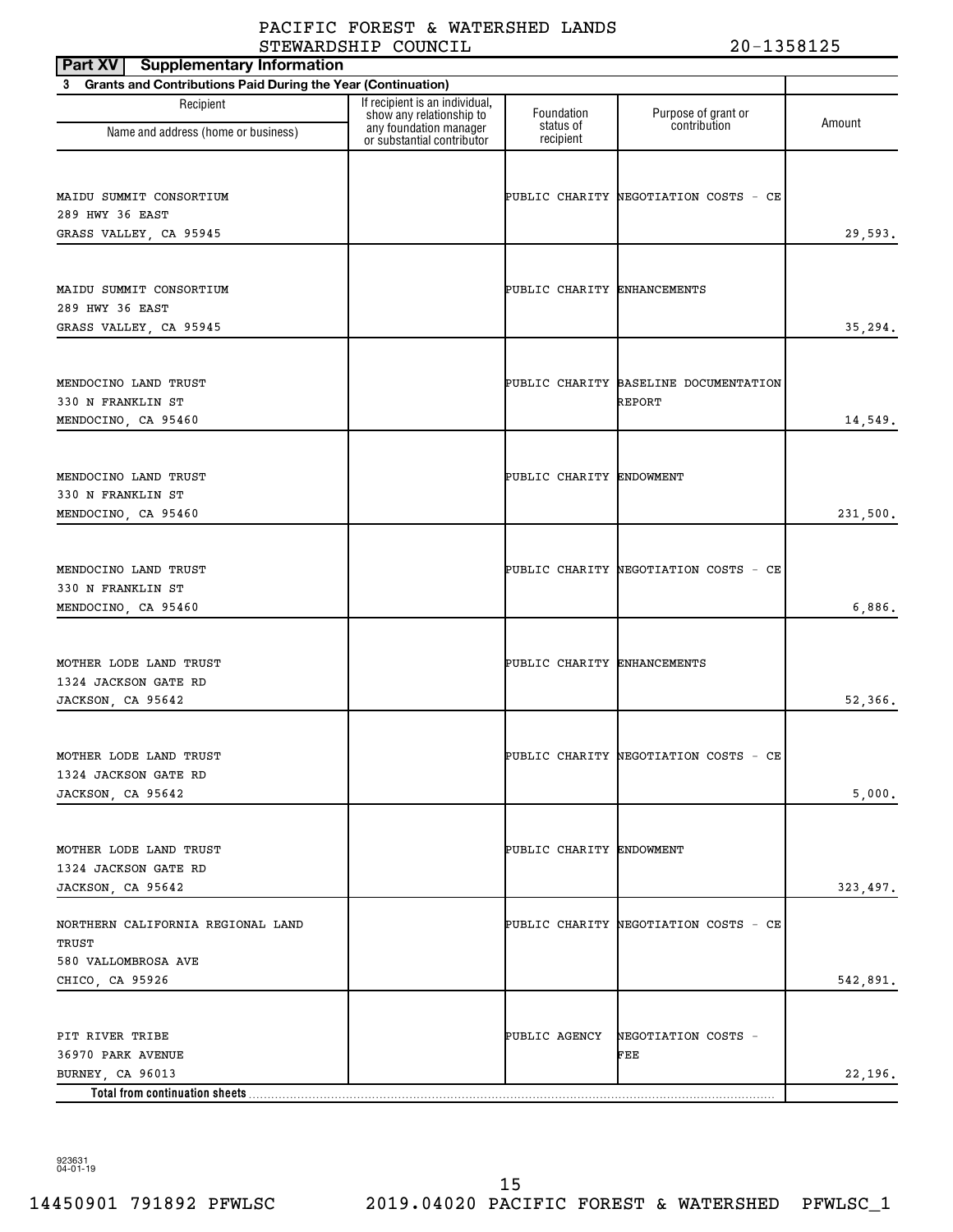PACIFIC FOREST & WATERSHED LANDS STEWARDSHIP COUNCIL 20-1358125

**Part XV Supplementary Information**

**3 Grants and Contributions Paid During the Year (Continuation)**

| Recipient Name and address (home or business) | If recipient is an individual, show any relationship to any foundation manager or substantial contributor | Foundation status of recipient | Purpose of grant or contribution | Amount |
|---|---|---|---|---|
| MAIDU SUMMIT CONSORTIUM 289 HWY 36 EAST GRASS VALLEY, CA 95945 | | PUBLIC CHARITY | NEGOTIATION COSTS - CE | 29,593. |
| MAIDU SUMMIT CONSORTIUM 289 HWY 36 EAST GRASS VALLEY, CA 95945 | | PUBLIC CHARITY | ENHANCEMENTS | 35,294. |
| MENDOCINO LAND TRUST 330 N FRANKLIN ST MENDOCINO, CA 95460 | | PUBLIC CHARITY | BASELINE DOCUMENTATION REPORT | 14,549. |
| MENDOCINO LAND TRUST 330 N FRANKLIN ST MENDOCINO, CA 95460 | | PUBLIC CHARITY | ENDOWMENT | 231,500. |
| MENDOCINO LAND TRUST 330 N FRANKLIN ST MENDOCINO, CA 95460 | | PUBLIC CHARITY | NEGOTIATION COSTS - CE | 6,886. |
| MOTHER LODE LAND TRUST 1324 JACKSON GATE RD JACKSON, CA 95642 | | PUBLIC CHARITY | ENHANCEMENTS | 52,366. |
| MOTHER LODE LAND TRUST 1324 JACKSON GATE RD JACKSON, CA 95642 | | PUBLIC CHARITY | NEGOTIATION COSTS - CE | 5,000. |
| MOTHER LODE LAND TRUST 1324 JACKSON GATE RD JACKSON, CA 95642 | | PUBLIC CHARITY | ENDOWMENT | 323,497. |
| NORTHERN CALIFORNIA REGIONAL LAND TRUST 580 VALLOMBROSA AVE CHICO, CA 95926 | | PUBLIC CHARITY | NEGOTIATION COSTS - CE | 542,891. |
| PIT RIVER TRIBE 36970 PARK AVENUE BURNEY, CA 96013 | | PUBLIC AGENCY | NEGOTIATION COSTS - FEE | 22,196. |
| **Total from continuation sheets** | | | | |

923631 04-01-19

14450901 791892 PFWLSC 2019.04020 PACIFIC FOREST & WATERSHED PFWLSC_1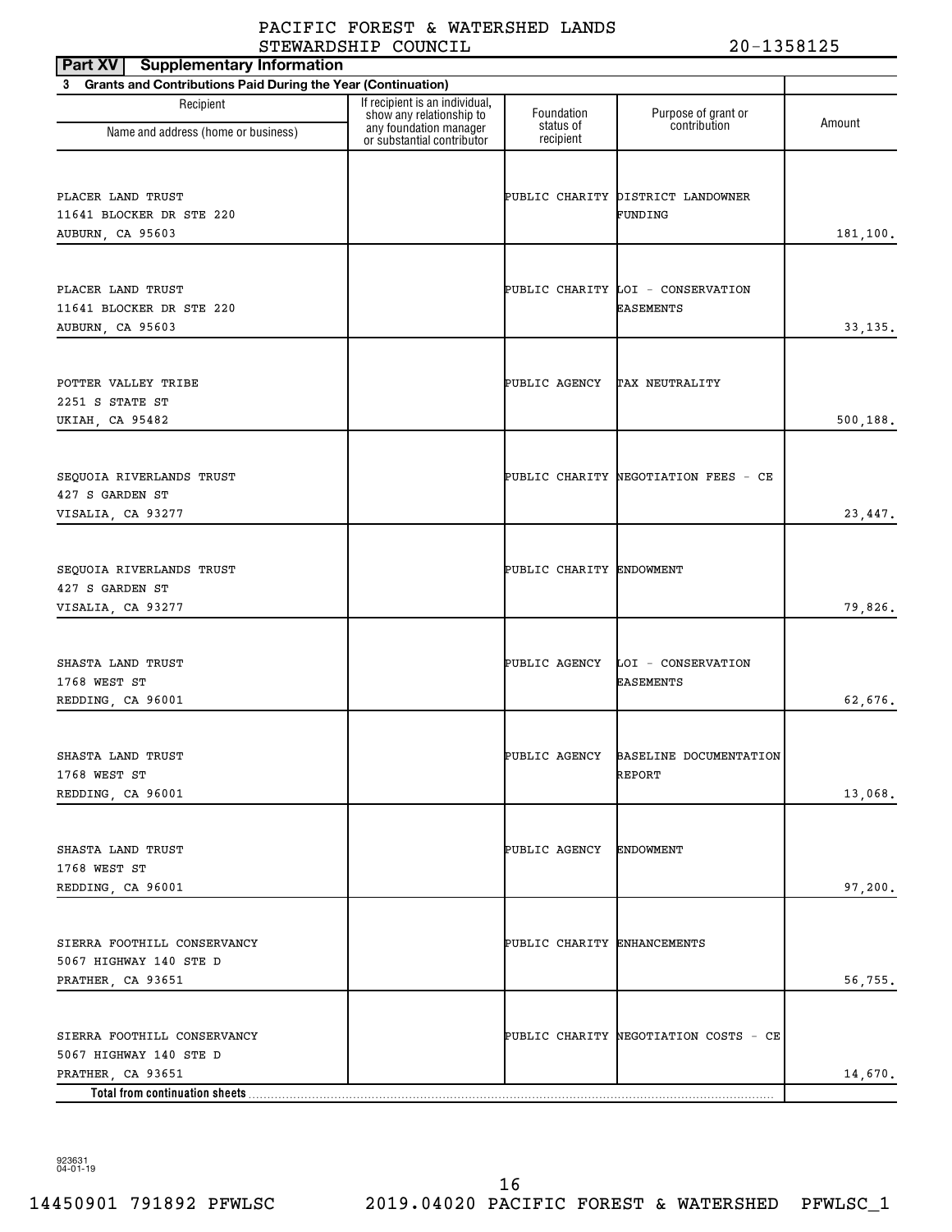PACIFIC FOREST & WATERSHED LANDS STEWARDSHIP COUNCIL 20-1358125

**Part XV Supplementary Information**

**3 Grants and Contributions Paid During the Year (Continuation)**

| Recipient Name and address (home or business) | If recipient is an individual, show any relationship to any foundation manager or substantial contributor | Foundation status of recipient | Purpose of grant or contribution | Amount |
|---|---|---|---|---|
| PLACER LAND TRUST<br>11641 BLOCKER DR STE 220<br>AUBURN, CA 95603 | | PUBLIC CHARITY | DISTRICT LANDOWNER FUNDING | 181,100. |
| PLACER LAND TRUST<br>11641 BLOCKER DR STE 220<br>AUBURN, CA 95603 | | PUBLIC CHARITY | LOI - CONSERVATION EASEMENTS | 33,135. |
| POTTER VALLEY TRIBE<br>2251 S STATE ST<br>UKIAH, CA 95482 | | PUBLIC AGENCY | TAX NEUTRALITY | 500,188. |
| SEQUOIA RIVERLANDS TRUST<br>427 S GARDEN ST<br>VISALIA, CA 93277 | | PUBLIC CHARITY | NEGOTIATION FEES - CE | 23,447. |
| SEQUOIA RIVERLANDS TRUST<br>427 S GARDEN ST<br>VISALIA, CA 93277 | | PUBLIC CHARITY | ENDOWMENT | 79,826. |
| SHASTA LAND TRUST<br>1768 WEST ST<br>REDDING, CA 96001 | | PUBLIC AGENCY | LOI - CONSERVATION EASEMENTS | 62,676. |
| SHASTA LAND TRUST<br>1768 WEST ST<br>REDDING, CA 96001 | | PUBLIC AGENCY | BASELINE DOCUMENTATION REPORT | 13,068. |
| SHASTA LAND TRUST<br>1768 WEST ST<br>REDDING, CA 96001 | | PUBLIC AGENCY | ENDOWMENT | 97,200. |
| SIERRA FOOTHILL CONSERVANCY<br>5067 HIGHWAY 140 STE D<br>PRATHER, CA 93651 | | PUBLIC CHARITY | ENHANCEMENTS | 56,755. |
| SIERRA FOOTHILL CONSERVANCY<br>5067 HIGHWAY 140 STE D<br>PRATHER, CA 93651 | | PUBLIC CHARITY | NEGOTIATION COSTS - CE | 14,670. |
| **Total from continuation sheets** | | | | |

923631 04-01-19

14450901 791892 PFWLSC 2019.04020 PACIFIC FOREST & WATERSHED PFWLSC_1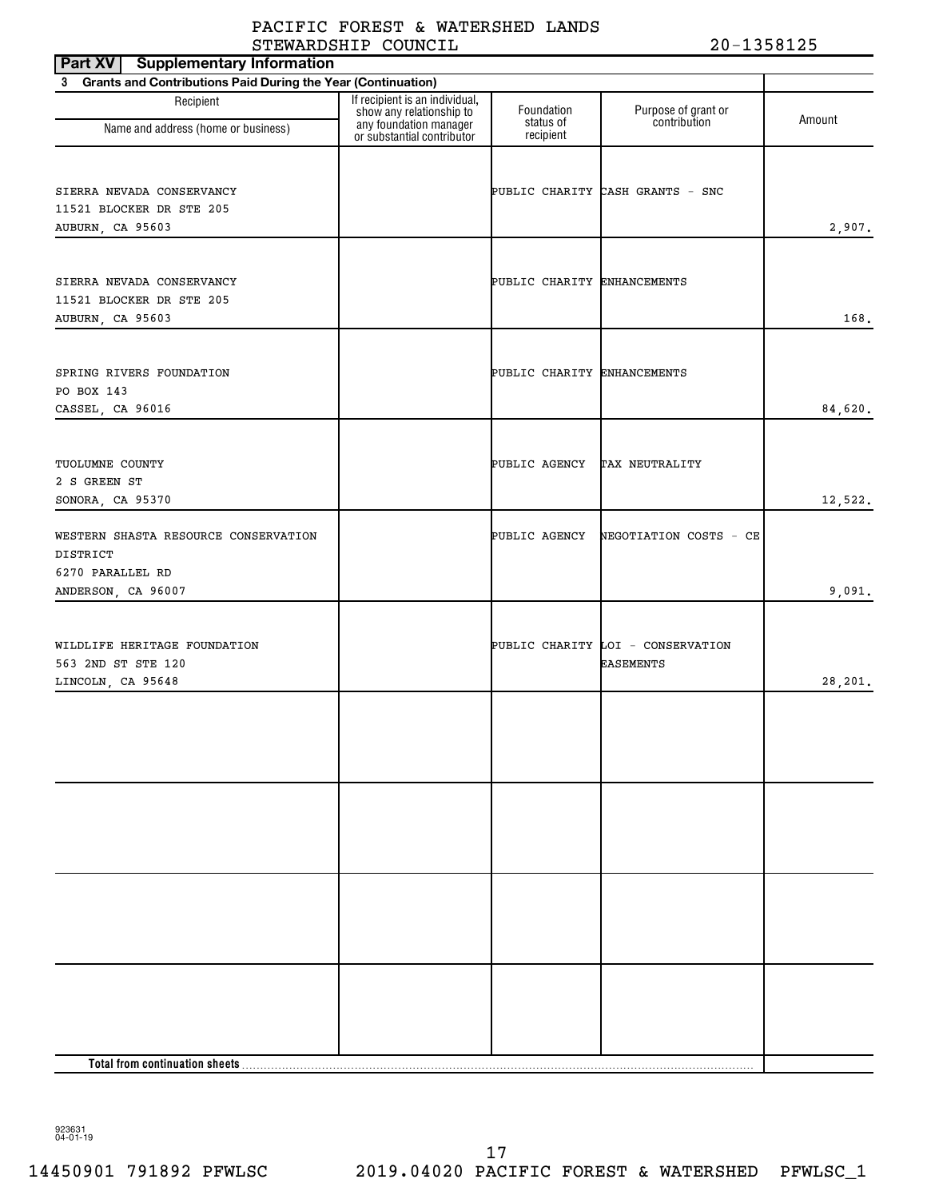PACIFIC FOREST & WATERSHED LANDS STEWARDSHIP COUNCIL 20-1358125

**Part XV Supplementary Information**

**3 Grants and Contributions Paid During the Year (Continuation)**

| Recipient Name and address (home or business) | If recipient is an individual, show any relationship to any foundation manager or substantial contributor | Foundation status of recipient | Purpose of grant or contribution | Amount |
|---|---|---|---|---|
| SIERRA NEVADA CONSERVANCY 11521 BLOCKER DR STE 205 AUBURN, CA 95603 | | PUBLIC CHARITY | CASH GRANTS - SNC | 2,907. |
| SIERRA NEVADA CONSERVANCY 11521 BLOCKER DR STE 205 AUBURN, CA 95603 | | PUBLIC CHARITY | ENHANCEMENTS | 168. |
| SPRING RIVERS FOUNDATION PO BOX 143 CASSEL, CA 96016 | | PUBLIC CHARITY | ENHANCEMENTS | 84,620. |
| TUOLUMNE COUNTY 2 S GREEN ST SONORA, CA 95370 | | PUBLIC AGENCY | TAX NEUTRALITY | 12,522. |
| WESTERN SHASTA RESOURCE CONSERVATION DISTRICT 6270 PARALLEL RD ANDERSON, CA 96007 | | PUBLIC AGENCY | NEGOTIATION COSTS - CE | 9,091. |
| WILDLIFE HERITAGE FOUNDATION 563 2ND ST STE 120 LINCOLN, CA 95648 | | PUBLIC CHARITY | LOI - CONSERVATION EASEMENTS | 28,201. |
| | | | | |
| | | | | |
| | | | | |
| | | | | |
| **Total from continuation sheets** | | | | |

923631 04-01-19

14450901 791892 PFWLSC 2019.04020 PACIFIC FOREST & WATERSHED PFWLSC_1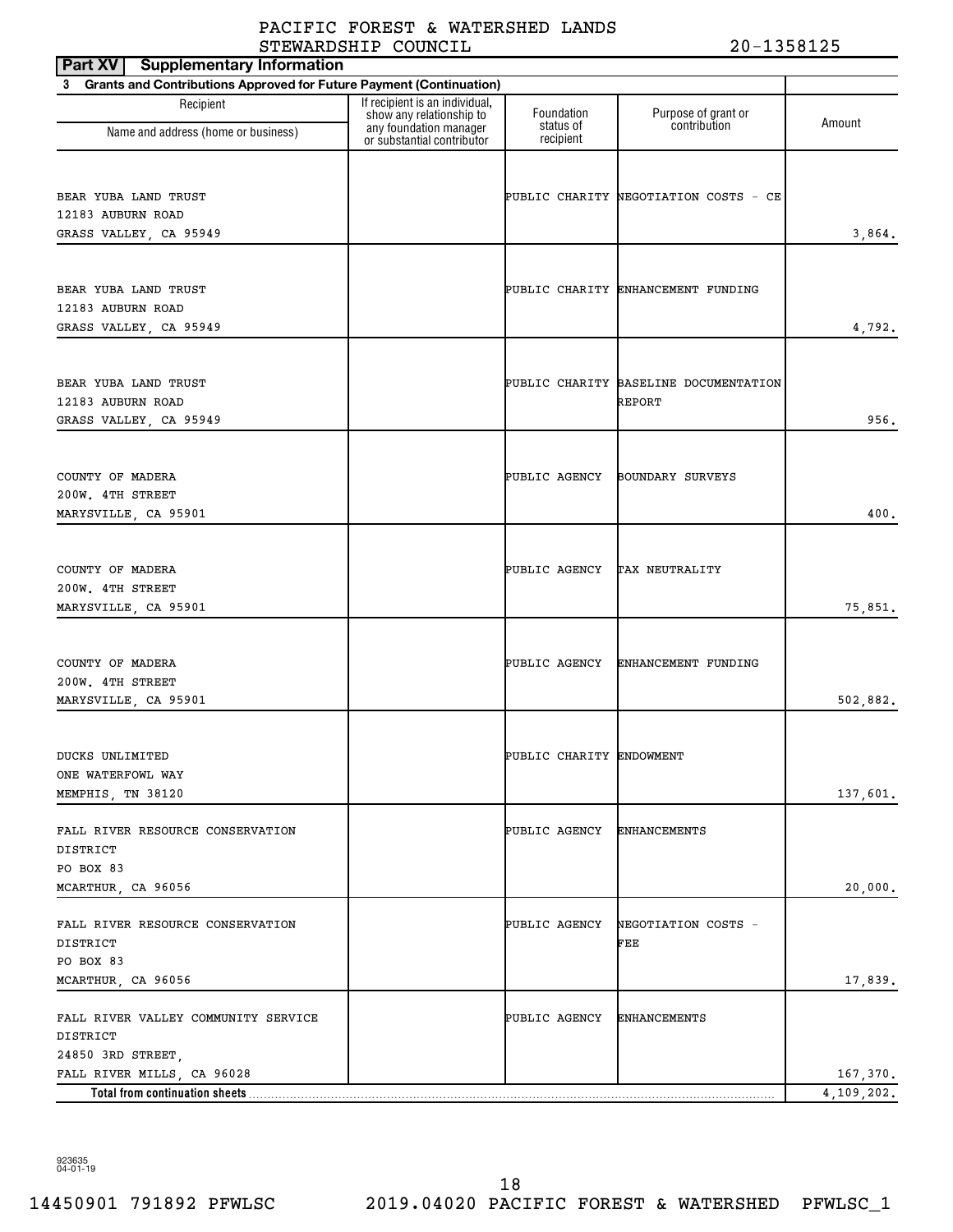PACIFIC FOREST & WATERSHED LANDS STEWARDSHIP COUNCIL 20-1358125

**Part XV Supplementary Information**

**3 Grants and Contributions Approved for Future Payment (Continuation)**

| Recipient Name and address (home or business) | If recipient is an individual, show any relationship to any foundation manager or substantial contributor | Foundation status of recipient | Purpose of grant or contribution | Amount |
|---|---|---|---|---|
| BEAR YUBA LAND TRUST 12183 AUBURN ROAD GRASS VALLEY, CA 95949 | | PUBLIC CHARITY | NEGOTIATION COSTS - CE | 3,864. |
| BEAR YUBA LAND TRUST 12183 AUBURN ROAD GRASS VALLEY, CA 95949 | | PUBLIC CHARITY | ENHANCEMENT FUNDING | 4,792. |
| BEAR YUBA LAND TRUST 12183 AUBURN ROAD GRASS VALLEY, CA 95949 | | PUBLIC CHARITY | BASELINE DOCUMENTATION REPORT | 956. |
| COUNTY OF MADERA 200W. 4TH STREET MARYSVILLE, CA 95901 | | PUBLIC AGENCY | BOUNDARY SURVEYS | 400. |
| COUNTY OF MADERA 200W. 4TH STREET MARYSVILLE, CA 95901 | | PUBLIC AGENCY | TAX NEUTRALITY | 75,851. |
| COUNTY OF MADERA 200W. 4TH STREET MARYSVILLE, CA 95901 | | PUBLIC AGENCY | ENHANCEMENT FUNDING | 502,882. |
| DUCKS UNLIMITED ONE WATERFOWL WAY MEMPHIS, TN 38120 | | PUBLIC CHARITY | ENDOWMENT | 137,601. |
| FALL RIVER RESOURCE CONSERVATION DISTRICT PO BOX 83 MCARTHUR, CA 96056 | | PUBLIC AGENCY | ENHANCEMENTS | 20,000. |
| FALL RIVER RESOURCE CONSERVATION DISTRICT PO BOX 83 MCARTHUR, CA 96056 | | PUBLIC AGENCY | NEGOTIATION COSTS - FEE | 17,839. |
| FALL RIVER VALLEY COMMUNITY SERVICE DISTRICT 24850 3RD STREET, FALL RIVER MILLS, CA 96028 | | PUBLIC AGENCY | ENHANCEMENTS | 167,370. |
| **Total from continuation sheets** | | | | 4,109,202. |

923635 04-01-19

14450901 791892 PFWLSC 2019.04020 PACIFIC FOREST & WATERSHED PFWLSC_1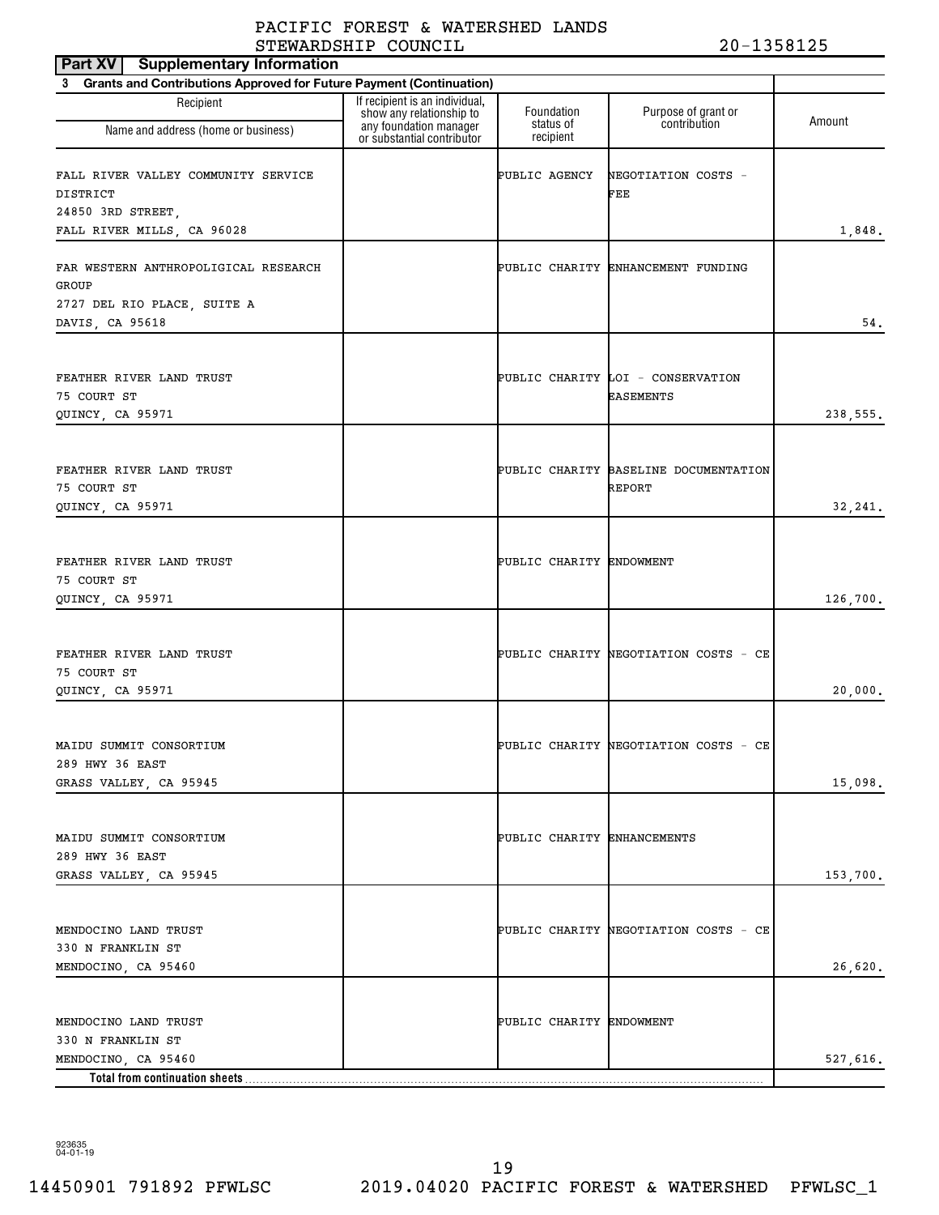PACIFIC FOREST & WATERSHED LANDS
STEWARDSHIP COUNCIL 20-1358125

**Part XV Supplementary Information**

**3 Grants and Contributions Approved for Future Payment (Continuation)**

| Recipient<br>Name and address (home or business) | If recipient is an individual, show any relationship to any foundation manager or substantial contributor | Foundation status of recipient | Purpose of grant or contribution | Amount |
|---|---|---|---|---|
| FALL RIVER VALLEY COMMUNITY SERVICE DISTRICT<br>24850 3RD STREET,<br>FALL RIVER MILLS, CA 96028 | | PUBLIC AGENCY | NEGOTIATION COSTS - FEE | 1,848. |
| FAR WESTERN ANTHROPOLIGICAL RESEARCH GROUP<br>2727 DEL RIO PLACE, SUITE A<br>DAVIS, CA 95618 | | PUBLIC CHARITY | ENHANCEMENT FUNDING | 54. |
| FEATHER RIVER LAND TRUST<br>75 COURT ST<br>QUINCY, CA 95971 | | PUBLIC CHARITY | LOI - CONSERVATION EASEMENTS | 238,555. |
| FEATHER RIVER LAND TRUST<br>75 COURT ST<br>QUINCY, CA 95971 | | PUBLIC CHARITY | BASELINE DOCUMENTATION REPORT | 32,241. |
| FEATHER RIVER LAND TRUST<br>75 COURT ST<br>QUINCY, CA 95971 | | PUBLIC CHARITY | ENDOWMENT | 126,700. |
| FEATHER RIVER LAND TRUST<br>75 COURT ST<br>QUINCY, CA 95971 | | PUBLIC CHARITY | NEGOTIATION COSTS - CE | 20,000. |
| MAIDU SUMMIT CONSORTIUM<br>289 HWY 36 EAST<br>GRASS VALLEY, CA 95945 | | PUBLIC CHARITY | NEGOTIATION COSTS - CE | 15,098. |
| MAIDU SUMMIT CONSORTIUM<br>289 HWY 36 EAST<br>GRASS VALLEY, CA 95945 | | PUBLIC CHARITY | ENHANCEMENTS | 153,700. |
| MENDOCINO LAND TRUST<br>330 N FRANKLIN ST<br>MENDOCINO, CA 95460 | | PUBLIC CHARITY | NEGOTIATION COSTS - CE | 26,620. |
| MENDOCINO LAND TRUST<br>330 N FRANKLIN ST<br>MENDOCINO, CA 95460 | | PUBLIC CHARITY | ENDOWMENT | 527,616. |
| **Total from continuation sheets** | | | | |

923635
04-01-19

14450901 791892 PFWLSC 2019.04020 PACIFIC FOREST & WATERSHED PFWLSC_1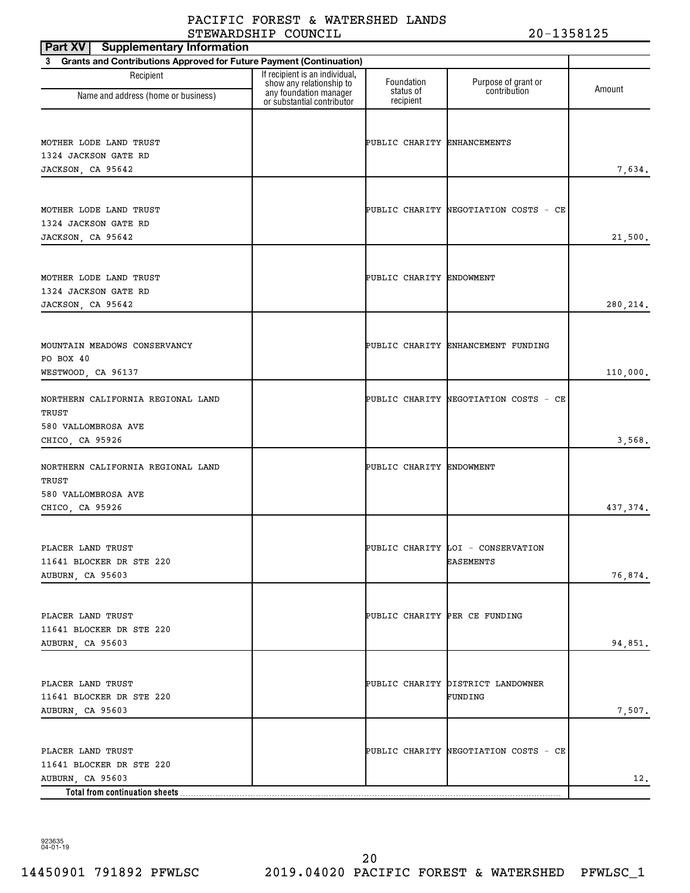PACIFIC FOREST & WATERSHED LANDS STEWARDSHIP COUNCIL 20-1358125

**Part XV | Supplementary Information**

**3 Grants and Contributions Approved for Future Payment (Continuation)**

| Recipient Name and address (home or business) | If recipient is an individual, show any relationship to any foundation manager or substantial contributor | Foundation status of recipient | Purpose of grant or contribution | Amount |
|---|---|---|---|---|
| MOTHER LODE LAND TRUST 1324 JACKSON GATE RD JACKSON, CA 95642 | | PUBLIC CHARITY | ENHANCEMENTS | 7,634. |
| MOTHER LODE LAND TRUST 1324 JACKSON GATE RD JACKSON, CA 95642 | | PUBLIC CHARITY | NEGOTIATION COSTS - CE | 21,500. |
| MOTHER LODE LAND TRUST 1324 JACKSON GATE RD JACKSON, CA 95642 | | PUBLIC CHARITY | ENDOWMENT | 280,214. |
| MOUNTAIN MEADOWS CONSERVANCY PO BOX 40 WESTWOOD, CA 96137 | | PUBLIC CHARITY | ENHANCEMENT FUNDING | 110,000. |
| NORTHERN CALIFORNIA REGIONAL LAND TRUST 580 VALLOMBROSA AVE CHICO, CA 95926 | | PUBLIC CHARITY | NEGOTIATION COSTS - CE | 3,568. |
| NORTHERN CALIFORNIA REGIONAL LAND TRUST 580 VALLOMBROSA AVE CHICO, CA 95926 | | PUBLIC CHARITY | ENDOWMENT | 437,374. |
| PLACER LAND TRUST 11641 BLOCKER DR STE 220 AUBURN, CA 95603 | | PUBLIC CHARITY | LOI - CONSERVATION EASEMENTS | 76,874. |
| PLACER LAND TRUST 11641 BLOCKER DR STE 220 AUBURN, CA 95603 | | PUBLIC CHARITY | PER CE FUNDING | 94,851. |
| PLACER LAND TRUST 11641 BLOCKER DR STE 220 AUBURN, CA 95603 | | PUBLIC CHARITY | DISTRICT LANDOWNER FUNDING | 7,507. |
| PLACER LAND TRUST 11641 BLOCKER DR STE 220 AUBURN, CA 95603 | | PUBLIC CHARITY | NEGOTIATION COSTS - CE | 12. |
| **Total from continuation sheets** | | | | |

923635 04-01-19

14450901 791892 PFWLSC 2019.04020 PACIFIC FOREST & WATERSHED PFWLSC_1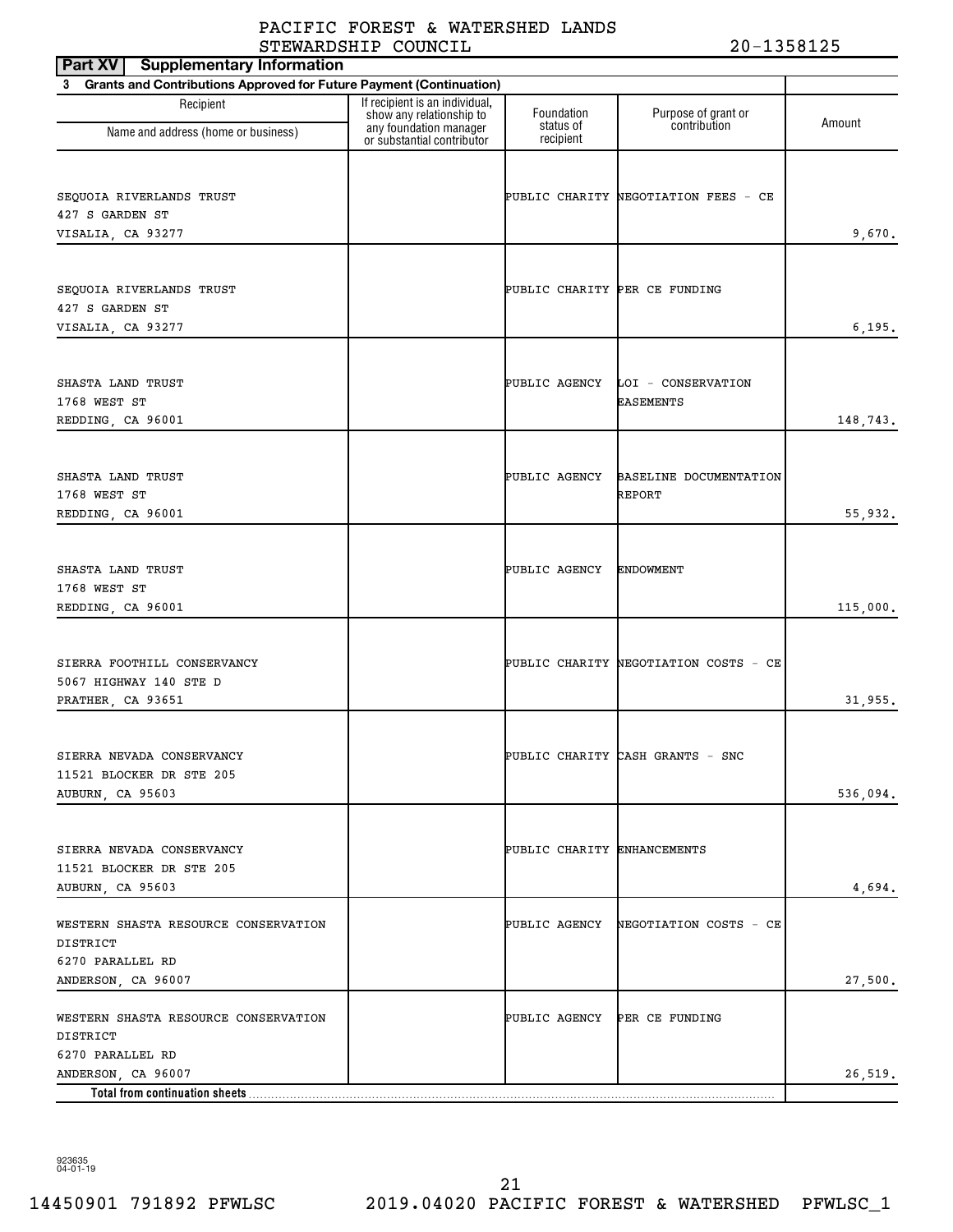PACIFIC FOREST & WATERSHED LANDS STEWARDSHIP COUNCIL 20-1358125

**Part XV Supplementary Information**

**3 Grants and Contributions Approved for Future Payment (Continuation)**

| Recipient Name and address (home or business) | If recipient is an individual, show any relationship to any foundation manager or substantial contributor | Foundation status of recipient | Purpose of grant or contribution | Amount |
|---|---|---|---|---|
| SEQUOIA RIVERLANDS TRUST 427 S GARDEN ST VISALIA, CA 93277 | | PUBLIC CHARITY | NEGOTIATION FEES - CE | 9,670. |
| SEQUOIA RIVERLANDS TRUST 427 S GARDEN ST VISALIA, CA 93277 | | PUBLIC CHARITY | PER CE FUNDING | 6,195. |
| SHASTA LAND TRUST 1768 WEST ST REDDING, CA 96001 | | PUBLIC AGENCY | LOI - CONSERVATION EASEMENTS | 148,743. |
| SHASTA LAND TRUST 1768 WEST ST REDDING, CA 96001 | | PUBLIC AGENCY | BASELINE DOCUMENTATION REPORT | 55,932. |
| SHASTA LAND TRUST 1768 WEST ST REDDING, CA 96001 | | PUBLIC AGENCY | ENDOWMENT | 115,000. |
| SIERRA FOOTHILL CONSERVANCY 5067 HIGHWAY 140 STE D PRATHER, CA 93651 | | PUBLIC CHARITY | NEGOTIATION COSTS - CE | 31,955. |
| SIERRA NEVADA CONSERVANCY 11521 BLOCKER DR STE 205 AUBURN, CA 95603 | | PUBLIC CHARITY | CASH GRANTS - SNC | 536,094. |
| SIERRA NEVADA CONSERVANCY 11521 BLOCKER DR STE 205 AUBURN, CA 95603 | | PUBLIC CHARITY | ENHANCEMENTS | 4,694. |
| WESTERN SHASTA RESOURCE CONSERVATION DISTRICT 6270 PARALLEL RD ANDERSON, CA 96007 | | PUBLIC AGENCY | NEGOTIATION COSTS - CE | 27,500. |
| WESTERN SHASTA RESOURCE CONSERVATION DISTRICT 6270 PARALLEL RD ANDERSON, CA 96007 | | PUBLIC AGENCY | PER CE FUNDING | 26,519. |
| **Total from continuation sheets** | | | | |

923635 04-01-19

14450901 791892 PFWLSC 2019.04020 PACIFIC FOREST & WATERSHED PFWLSC_1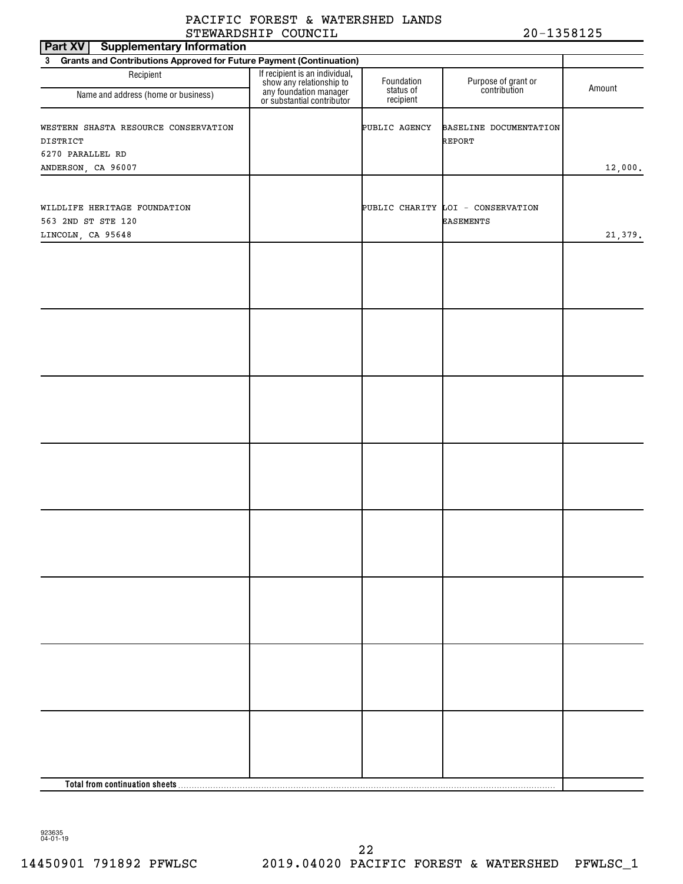PACIFIC FOREST & WATERSHED LANDS STEWARDSHIP COUNCIL 20-1358125

## Part XV Supplementary Information

**3 Grants and Contributions Approved for Future Payment (Continuation)**

| Recipient Name and address (home or business) | If recipient is an individual, show any relationship to any foundation manager or substantial contributor | Foundation status of recipient | Purpose of grant or contribution | Amount |
|---|---|---|---|---|
| WESTERN SHASTA RESOURCE CONSERVATION DISTRICT 6270 PARALLEL RD ANDERSON, CA 96007 | | PUBLIC AGENCY | BASELINE DOCUMENTATION REPORT | 12,000. |
| WILDLIFE HERITAGE FOUNDATION 563 2ND ST STE 120 LINCOLN, CA 95648 | | PUBLIC CHARITY | LOI - CONSERVATION EASEMENTS | 21,379. |
| **Total from continuation sheets** | | | | |

923635 04-01-19

14450901 791892 PFWLSC 2019.04020 PACIFIC FOREST & WATERSHED PFWLSC_1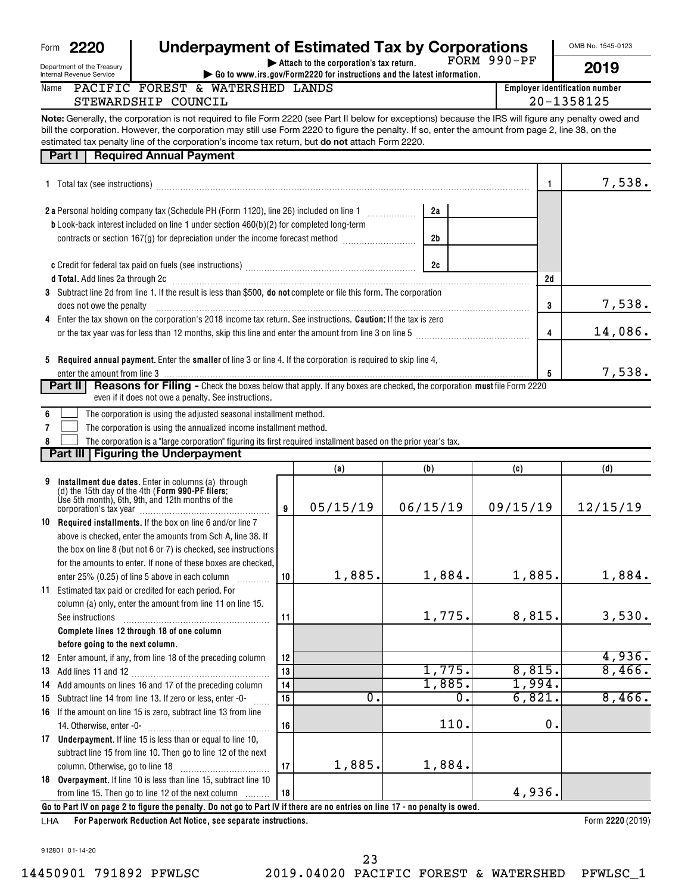Form **2220**

Department of the Treasury
Internal Revenue Service

# Underpayment of Estimated Tax by Corporations

FORM 990-PF

▶ Attach to the corporation's tax return.
▶ Go to www.irs.gov/Form2220 for instructions and the latest information.

OMB No. 1545-0123

**2019**

Name: PACIFIC FOREST & WATERSHED LANDS STEWARDSHIP COUNCIL

Employer identification number: 20-1358125

**Note:** Generally, the corporation is not required to file Form 2220 (see Part II below for exceptions) because the IRS will figure any penalty owed and bill the corporation. However, the corporation may still use Form 2220 to figure the penalty. If so, enter the amount from page 2, line 38, on the estimated tax penalty line of the corporation's income tax return, but **do not** attach Form 2220.

## Part I Required Annual Payment

| | | | |
|---|---|---|---|
| **1** | Total tax (see instructions) | 1 | 7,538. |
| **2 a** | Personal holding company tax (Schedule PH (Form 1120), line 26) included on line 1 — 2a | | |
| **b** | Look-back interest included on line 1 under section 460(b)(2) for completed long-term contracts or section 167(g) for depreciation under the income forecast method — 2b | | |
| **c** | Credit for federal tax paid on fuels (see instructions) — 2c | | |
| **d** | **Total.** Add lines 2a through 2c | 2d | |
| **3** | Subtract line 2d from line 1. If the result is less than $500, **do not** complete or file this form. The corporation does not owe the penalty | 3 | 7,538. |
| **4** | Enter the tax shown on the corporation's 2018 income tax return. See instructions. **Caution:** If the tax is zero or the tax year was for less than 12 months, skip this line and enter the amount from line 3 on line 5 | 4 | 14,086. |
| **5** | **Required annual payment.** Enter the **smaller** of line 3 or line 4. If the corporation is required to skip line 4, enter the amount from line 3 | 5 | 7,538. |

## Part II Reasons for Filing

**Reasons for Filing -** Check the boxes below that apply. If any boxes are checked, the corporation **must** file Form 2220 even if it does not owe a penalty. See instructions.

- **6** ☐ The corporation is using the adjusted seasonal installment method.
- **7** ☐ The corporation is using the annualized income installment method.
- **8** ☐ The corporation is a "large corporation" figuring its first required installment based on the prior year's tax.

## Part III Figuring the Underpayment

| | | | (a) | (b) | (c) | (d) |
|---|---|---|---|---|---|---|
| **9** | **Installment due dates.** Enter in columns (a) through (d) the 15th day of the 4th (**Form 990-PF filers:** Use 5th month), 6th, 9th, and 12th months of the corporation's tax year | 9 | 05/15/19 | 06/15/19 | 09/15/19 | 12/15/19 |
| **10** | **Required installments.** If the box on line 6 and/or line 7 above is checked, enter the amounts from Sch A, line 38. If the box on line 8 (but not 6 or 7) is checked, see instructions for the amounts to enter. If none of these boxes are checked, enter 25% (0.25) of line 5 above in each column | 10 | 1,885. | 1,884. | 1,885. | 1,884. |
| **11** | Estimated tax paid or credited for each period. For column (a) only, enter the amount from line 11 on line 15. See instructions | 11 | | 1,775. | 8,815. | 3,530. |
| | **Complete lines 12 through 18 of one column before going to the next column.** | | | | | |
| **12** | Enter amount, if any, from line 18 of the preceding column | 12 | | | | 4,936. |
| **13** | Add lines 11 and 12 | 13 | | 1,775. | 8,815. | 8,466. |
| **14** | Add amounts on lines 16 and 17 of the preceding column | 14 | | 1,885. | 1,994. | |
| **15** | Subtract line 14 from line 13. If zero or less, enter -0- | 15 | 0. | 0. | 6,821. | 8,466. |
| **16** | If the amount on line 15 is zero, subtract line 13 from line 14. Otherwise, enter -0- | 16 | | 110. | 0. | |
| **17** | **Underpayment.** If line 15 is less than or equal to line 10, subtract line 15 from line 10. Then go to line 12 of the next column. Otherwise, go to line 18 | 17 | 1,885. | 1,884. | | |
| **18** | **Overpayment.** If line 10 is less than line 15, subtract line 10 from line 15. Then go to line 12 of the next column | 18 | | | 4,936. | |

**Go to Part IV on page 2 to figure the penalty. Do not go to Part IV if there are no entries on line 17 - no penalty is owed.**

LHA **For Paperwork Reduction Act Notice, see separate instructions.**

Form **2220** (2019)

912801 01-14-20

14450901 791892 PFWLSC 2019.04020 PACIFIC FOREST & WATERSHED PFWLSC_1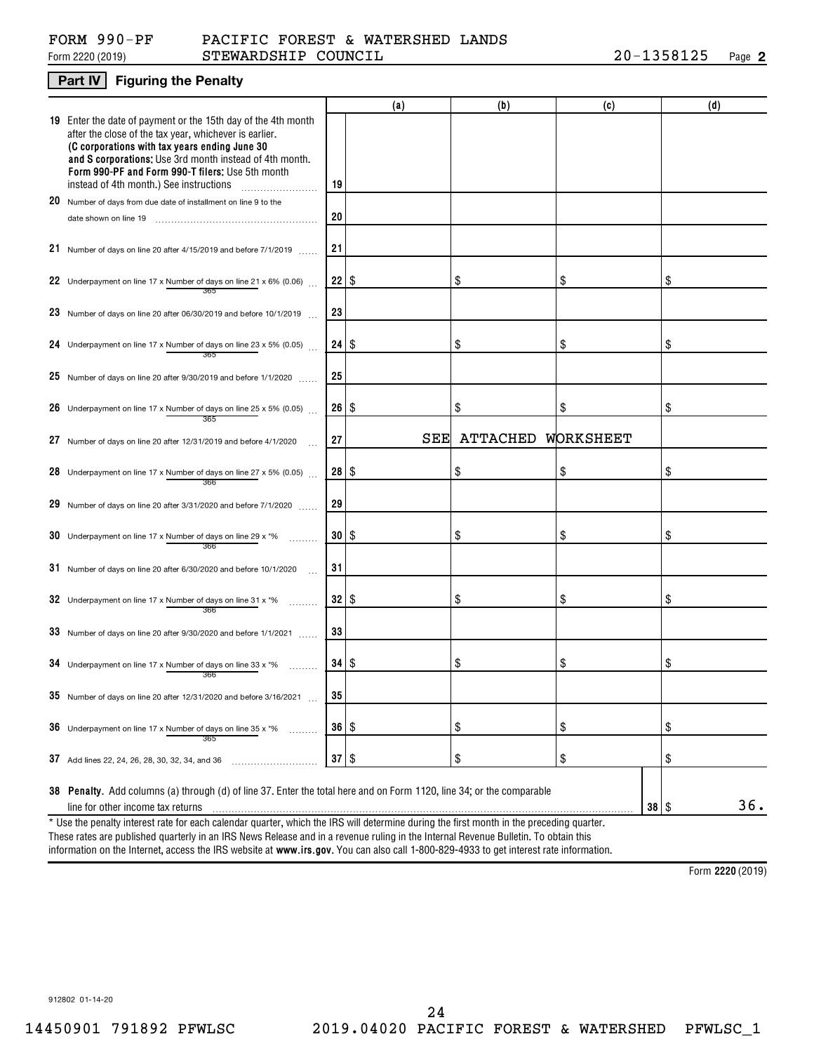FORM 990-PF PACIFIC FOREST & WATERSHED LANDS
Form 2220 (2019) STEWARDSHIP COUNCIL 20-1358125 Page **2**

## Part IV Figuring the Penalty

| | | (a) | (b) | (c) | (d) |
|---|---|---|---|---|---|
| **19** Enter the date of payment or the 15th day of the 4th month after the close of the tax year, whichever is earlier. **(C corporations with tax years ending June 30 and S corporations:** Use 3rd month instead of 4th month. **Form 990-PF and Form 990-T filers:** Use 5th month instead of 4th month.) See instructions | 19 | | | | |
| **20** Number of days from due date of installment on line 9 to the date shown on line 19 | 20 | | | | |
| **21** Number of days on line 20 after 4/15/2019 and before 7/1/2019 | 21 | | | | |
| **22** Underpayment on line 17 x Number of days on line 21 / 365 x 6% (0.06) | 22 | $ | $ | $ | $ |
| **23** Number of days on line 20 after 06/30/2019 and before 10/1/2019 | 23 | | | | |
| **24** Underpayment on line 17 x Number of days on line 23 / 365 x 5% (0.05) | 24 | $ | $ | $ | $ |
| **25** Number of days on line 20 after 9/30/2019 and before 1/1/2020 | 25 | | | | |
| **26** Underpayment on line 17 x Number of days on line 25 / 365 x 5% (0.05) | 26 | $ | $ | $ | $ |
| **27** Number of days on line 20 after 12/31/2019 and before 4/1/2020 | 27 | SEE | ATTACHED | WORKSHEET | |
| **28** Underpayment on line 17 x Number of days on line 27 / 366 x 5% (0.05) | 28 | $ | $ | $ | $ |
| **29** Number of days on line 20 after 3/31/2020 and before 7/1/2020 | 29 | | | | |
| **30** Underpayment on line 17 x Number of days on line 29 / 366 x *% | 30 | $ | $ | $ | $ |
| **31** Number of days on line 20 after 6/30/2020 and before 10/1/2020 | 31 | | | | |
| **32** Underpayment on line 17 x Number of days on line 31 / 366 x *% | 32 | $ | $ | $ | $ |
| **33** Number of days on line 20 after 9/30/2020 and before 1/1/2021 | 33 | | | | |
| **34** Underpayment on line 17 x Number of days on line 33 / 366 x *% | 34 | $ | $ | $ | $ |
| **35** Number of days on line 20 after 12/31/2020 and before 3/16/2021 | 35 | | | | |
| **36** Underpayment on line 17 x Number of days on line 35 / 365 x *% | 36 | $ | $ | $ | $ |
| **37** Add lines 22, 24, 26, 28, 30, 32, 34, and 36 | 37 | $ | $ | $ | $ |

**38 Penalty.** Add columns (a) through (d) of line 37. Enter the total here and on Form 1120, line 34; or the comparable line for other income tax returns ... **38** $ 36.

\* Use the penalty interest rate for each calendar quarter, which the IRS will determine during the first month in the preceding quarter. These rates are published quarterly in an IRS News Release and in a revenue ruling in the Internal Revenue Bulletin. To obtain this information on the Internet, access the IRS website at **www.irs.gov**. You can also call 1-800-829-4933 to get interest rate information.

Form **2220** (2019)

912802 01-14-20

14450901 791892 PFWLSC 2019.04020 PACIFIC FOREST & WATERSHED PFWLSC_1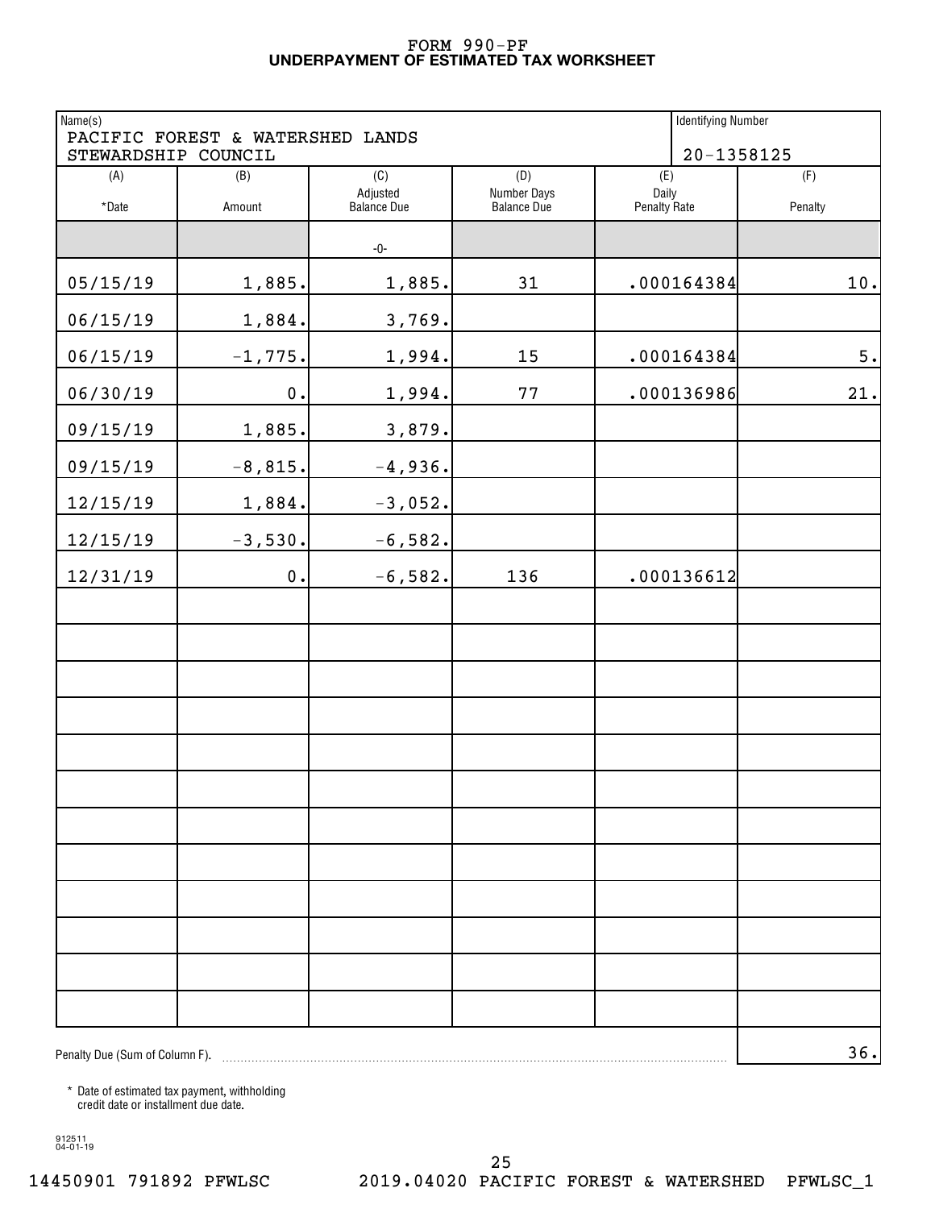# FORM 990-PF
## UNDERPAYMENT OF ESTIMATED TAX WORKSHEET

| Name(s) | | | | Identifying Number | |
|---|---|---|---|---|---|
| PACIFIC FOREST & WATERSHED LANDS STEWARDSHIP COUNCIL | | | | 20-1358125 | |
| (A) *Date | (B) Amount | (C) Adjusted Balance Due | (D) Number Days Balance Due | (E) Daily Penalty Rate | (F) Penalty |
| | | -0- | | | |
| 05/15/19 | 1,885. | 1,885. | 31 | .000164384 | 10. |
| 06/15/19 | 1,884. | 3,769. | | | |
| 06/15/19 | -1,775. | 1,994. | 15 | .000164384 | 5. |
| 06/30/19 | 0. | 1,994. | 77 | .000136986 | 21. |
| 09/15/19 | 1,885. | 3,879. | | | |
| 09/15/19 | -8,815. | -4,936. | | | |
| 12/15/19 | 1,884. | -3,052. | | | |
| 12/15/19 | -3,530. | -6,582. | | | |
| 12/31/19 | 0. | -6,582. | 136 | .000136612 | |
| Penalty Due (Sum of Column F). | | | | | 36. |

\* Date of estimated tax payment, withholding credit date or installment due date.

912511 04-01-19

14450901 791892 PFWLSC 2019.04020 PACIFIC FOREST & WATERSHED PFWLSC_1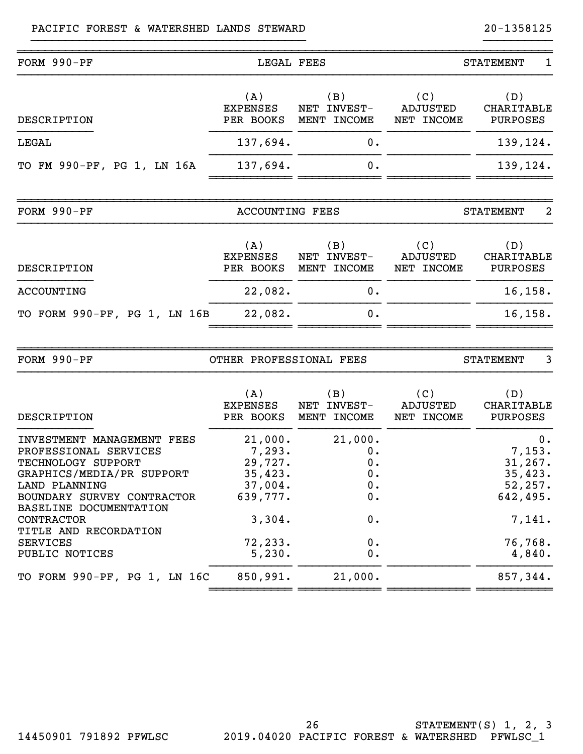PACIFIC FOREST & WATERSHED LANDS STEWARD — 20-1358125

## FORM 990-PF — LEGAL FEES — STATEMENT 1

| DESCRIPTION | (A) EXPENSES PER BOOKS | (B) NET INVEST-MENT INCOME | (C) ADJUSTED NET INCOME | (D) CHARITABLE PURPOSES |
|---|---|---|---|---|
| LEGAL | 137,694. | 0. | | 139,124. |
| TO FM 990-PF, PG 1, LN 16A | 137,694. | 0. | | 139,124. |

## FORM 990-PF — ACCOUNTING FEES — STATEMENT 2

| DESCRIPTION | (A) EXPENSES PER BOOKS | (B) NET INVEST-MENT INCOME | (C) ADJUSTED NET INCOME | (D) CHARITABLE PURPOSES |
|---|---|---|---|---|
| ACCOUNTING | 22,082. | 0. | | 16,158. |
| TO FORM 990-PF, PG 1, LN 16B | 22,082. | 0. | | 16,158. |

## FORM 990-PF — OTHER PROFESSIONAL FEES — STATEMENT 3

| DESCRIPTION | (A) EXPENSES PER BOOKS | (B) NET INVEST-MENT INCOME | (C) ADJUSTED NET INCOME | (D) CHARITABLE PURPOSES |
|---|---|---|---|---|
| INVESTMENT MANAGEMENT FEES | 21,000. | 21,000. | | 0. |
| PROFESSIONAL SERVICES | 7,293. | 0. | | 7,153. |
| TECHNOLOGY SUPPORT | 29,727. | 0. | | 31,267. |
| GRAPHICS/MEDIA/PR SUPPORT | 35,423. | 0. | | 35,423. |
| LAND PLANNING | 37,004. | 0. | | 52,257. |
| BOUNDARY SURVEY CONTRACTOR | 639,777. | 0. | | 642,495. |
| BASELINE DOCUMENTATION CONTRACTOR | 3,304. | 0. | | 7,141. |
| TITLE AND RECORDATION SERVICES | 72,233. | 0. | | 76,768. |
| PUBLIC NOTICES | 5,230. | 0. | | 4,840. |
| TO FORM 990-PF, PG 1, LN 16C | 850,991. | 21,000. | | 857,344. |

STATEMENT(S) 1, 2, 3

14450901 791892 PFWLSC — 2019.04020 PACIFIC FOREST & WATERSHED PFWLSC_1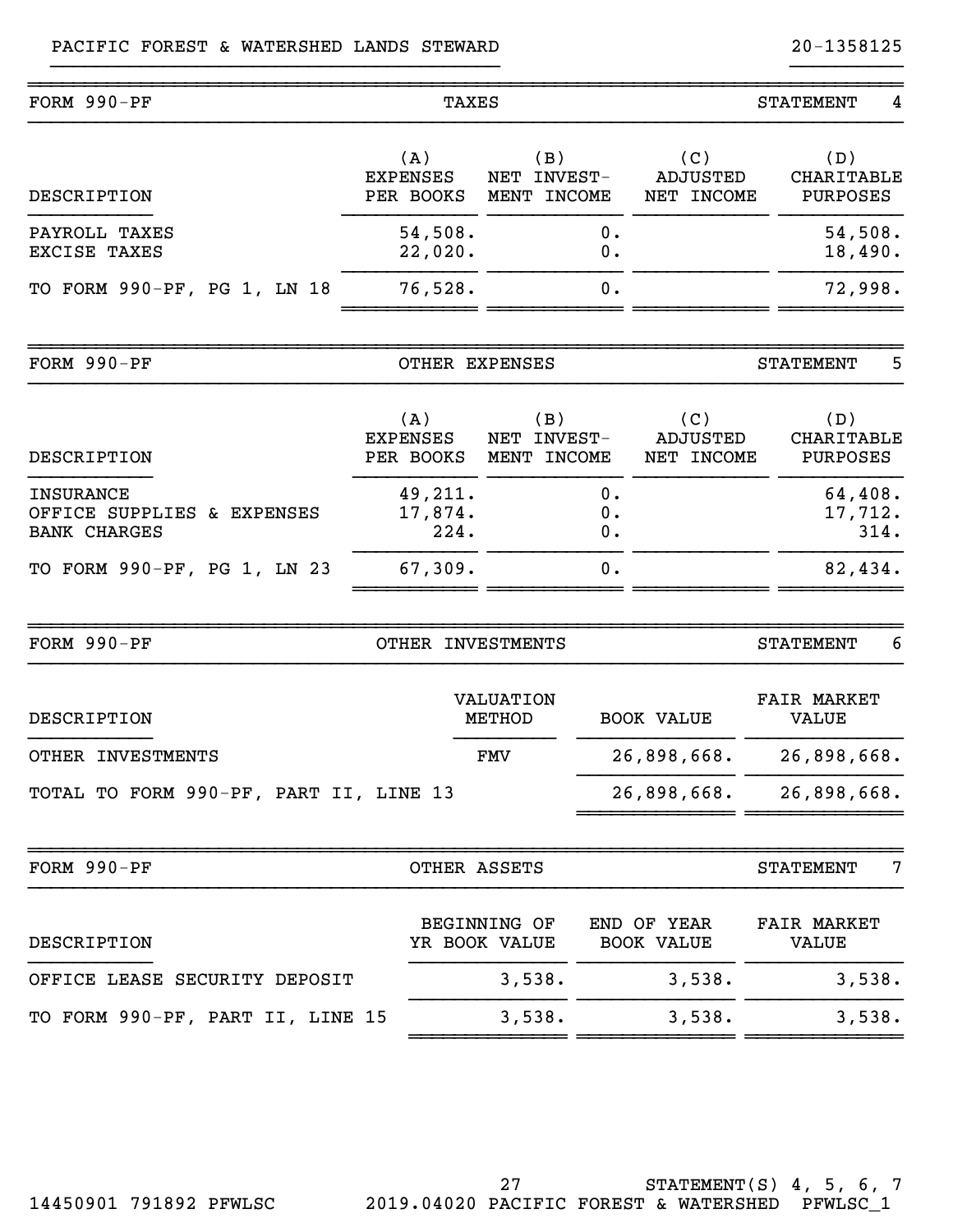PACIFIC FOREST & WATERSHED LANDS STEWARD — 20-1358125

## FORM 990-PF — TAXES — STATEMENT 4

| DESCRIPTION | (A) EXPENSES PER BOOKS | (B) NET INVEST-MENT INCOME | (C) ADJUSTED NET INCOME | (D) CHARITABLE PURPOSES |
|---|---|---|---|---|
| PAYROLL TAXES | 54,508. | 0. | | 54,508. |
| EXCISE TAXES | 22,020. | 0. | | 18,490. |
| TO FORM 990-PF, PG 1, LN 18 | 76,528. | 0. | | 72,998. |

## FORM 990-PF — OTHER EXPENSES — STATEMENT 5

| DESCRIPTION | (A) EXPENSES PER BOOKS | (B) NET INVEST-MENT INCOME | (C) ADJUSTED NET INCOME | (D) CHARITABLE PURPOSES |
|---|---|---|---|---|
| INSURANCE | 49,211. | 0. | | 64,408. |
| OFFICE SUPPLIES & EXPENSES | 17,874. | 0. | | 17,712. |
| BANK CHARGES | 224. | 0. | | 314. |
| TO FORM 990-PF, PG 1, LN 23 | 67,309. | 0. | | 82,434. |

## FORM 990-PF — OTHER INVESTMENTS — STATEMENT 6

| DESCRIPTION | VALUATION METHOD | BOOK VALUE | FAIR MARKET VALUE |
|---|---|---|---|
| OTHER INVESTMENTS | FMV | 26,898,668. | 26,898,668. |
| TOTAL TO FORM 990-PF, PART II, LINE 13 | | 26,898,668. | 26,898,668. |

## FORM 990-PF — OTHER ASSETS — STATEMENT 7

| DESCRIPTION | BEGINNING OF YR BOOK VALUE | END OF YEAR BOOK VALUE | FAIR MARKET VALUE |
|---|---|---|---|
| OFFICE LEASE SECURITY DEPOSIT | 3,538. | 3,538. | 3,538. |
| TO FORM 990-PF, PART II, LINE 15 | 3,538. | 3,538. | 3,538. |

STATEMENT(S) 4, 5, 6, 7

14450901 791892 PFWLSC 2019.04020 PACIFIC FOREST & WATERSHED PFWLSC_1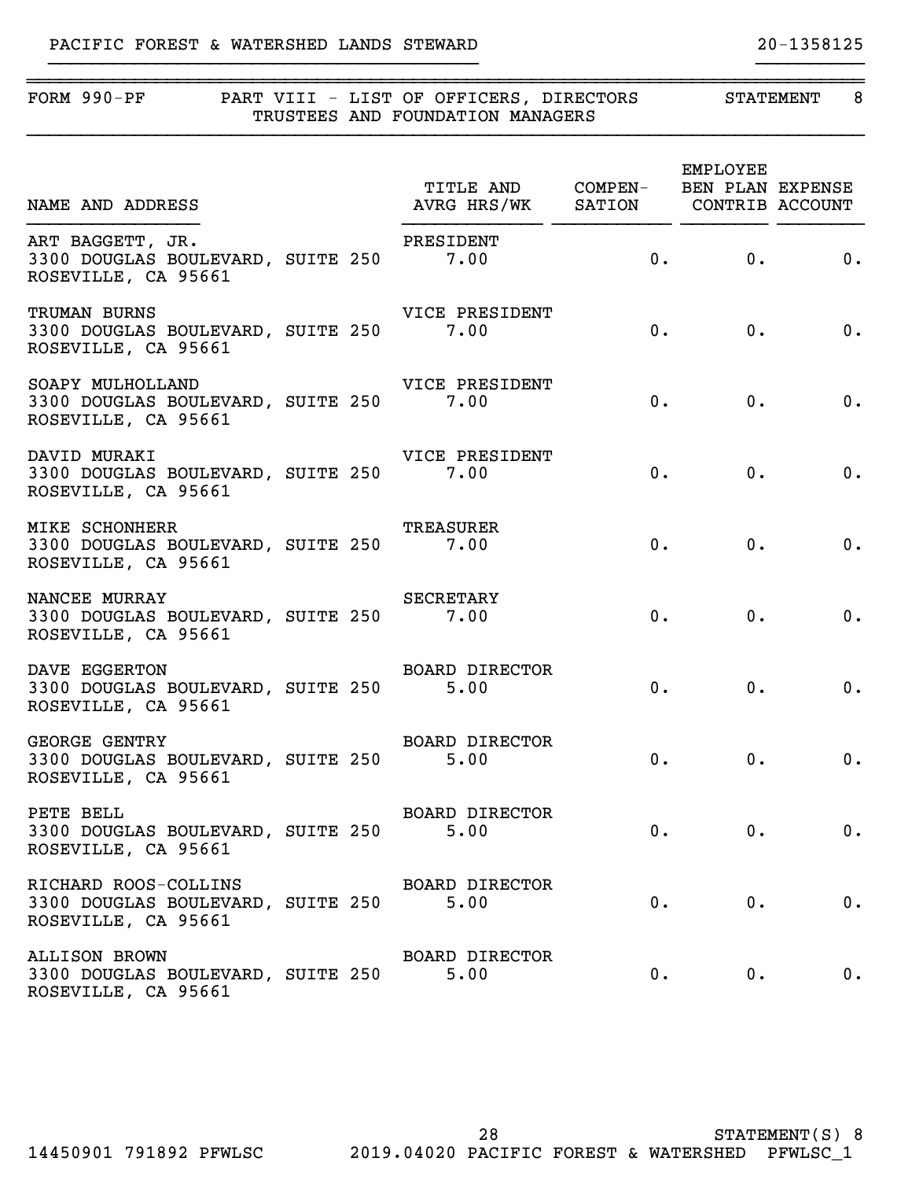PACIFIC FOREST & WATERSHED LANDS STEWARD 20-1358125

## FORM 990-PF PART VIII - LIST OF OFFICERS, DIRECTORS TRUSTEES AND FOUNDATION MANAGERS STATEMENT 8

| NAME AND ADDRESS | TITLE AND AVRG HRS/WK | COMPEN-SATION | EMPLOYEE BEN PLAN CONTRIB | EXPENSE ACCOUNT |
|---|---|---|---|---|
| ART BAGGETT, JR.<br>3300 DOUGLAS BOULEVARD, SUITE 250<br>ROSEVILLE, CA 95661 | PRESIDENT<br>7.00 | 0. | 0. | 0. |
| TRUMAN BURNS<br>3300 DOUGLAS BOULEVARD, SUITE 250<br>ROSEVILLE, CA 95661 | VICE PRESIDENT<br>7.00 | 0. | 0. | 0. |
| SOAPY MULHOLLAND<br>3300 DOUGLAS BOULEVARD, SUITE 250<br>ROSEVILLE, CA 95661 | VICE PRESIDENT<br>7.00 | 0. | 0. | 0. |
| DAVID MURAKI<br>3300 DOUGLAS BOULEVARD, SUITE 250<br>ROSEVILLE, CA 95661 | VICE PRESIDENT<br>7.00 | 0. | 0. | 0. |
| MIKE SCHONHERR<br>3300 DOUGLAS BOULEVARD, SUITE 250<br>ROSEVILLE, CA 95661 | TREASURER<br>7.00 | 0. | 0. | 0. |
| NANCEE MURRAY<br>3300 DOUGLAS BOULEVARD, SUITE 250<br>ROSEVILLE, CA 95661 | SECRETARY<br>7.00 | 0. | 0. | 0. |
| DAVE EGGERTON<br>3300 DOUGLAS BOULEVARD, SUITE 250<br>ROSEVILLE, CA 95661 | BOARD DIRECTOR<br>5.00 | 0. | 0. | 0. |
| GEORGE GENTRY<br>3300 DOUGLAS BOULEVARD, SUITE 250<br>ROSEVILLE, CA 95661 | BOARD DIRECTOR<br>5.00 | 0. | 0. | 0. |
| PETE BELL<br>3300 DOUGLAS BOULEVARD, SUITE 250<br>ROSEVILLE, CA 95661 | BOARD DIRECTOR<br>5.00 | 0. | 0. | 0. |
| RICHARD ROOS-COLLINS<br>3300 DOUGLAS BOULEVARD, SUITE 250<br>ROSEVILLE, CA 95661 | BOARD DIRECTOR<br>5.00 | 0. | 0. | 0. |
| ALLISON BROWN<br>3300 DOUGLAS BOULEVARD, SUITE 250<br>ROSEVILLE, CA 95661 | BOARD DIRECTOR<br>5.00 | 0. | 0. | 0. |

STATEMENT(S) 8

14450901 791892 PFWLSC 2019.04020 PACIFIC FOREST & WATERSHED PFWLSC_1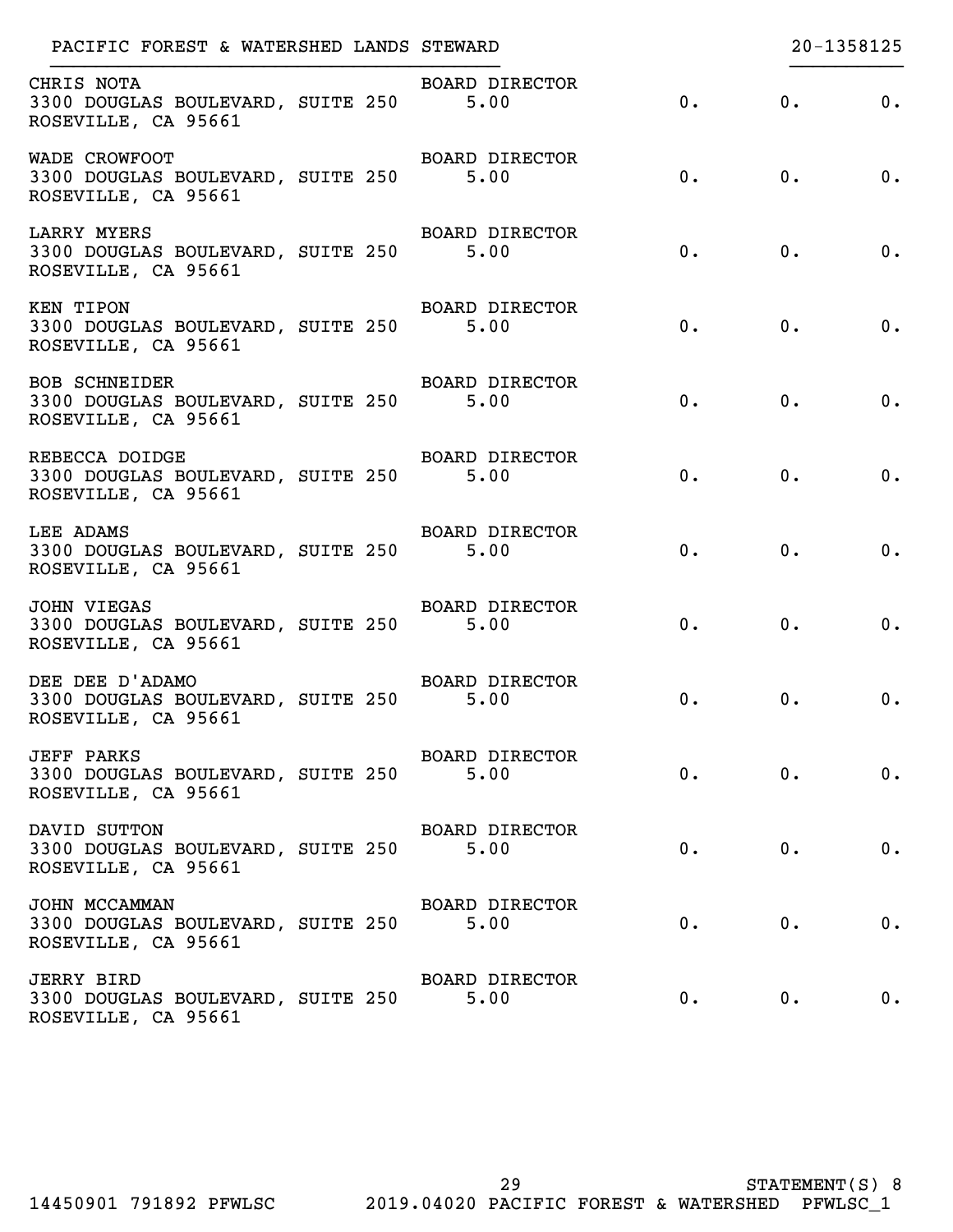PACIFIC FOREST & WATERSHED LANDS STEWARD 20-1358125

| Name and Address | Title / Hours | | | |
|---|---|---|---|---|
| CHRIS NOTA<br>3300 DOUGLAS BOULEVARD, SUITE 250<br>ROSEVILLE, CA 95661 | BOARD DIRECTOR<br>5.00 | 0. | 0. | 0. |
| WADE CROWFOOT<br>3300 DOUGLAS BOULEVARD, SUITE 250<br>ROSEVILLE, CA 95661 | BOARD DIRECTOR<br>5.00 | 0. | 0. | 0. |
| LARRY MYERS<br>3300 DOUGLAS BOULEVARD, SUITE 250<br>ROSEVILLE, CA 95661 | BOARD DIRECTOR<br>5.00 | 0. | 0. | 0. |
| KEN TIPON<br>3300 DOUGLAS BOULEVARD, SUITE 250<br>ROSEVILLE, CA 95661 | BOARD DIRECTOR<br>5.00 | 0. | 0. | 0. |
| BOB SCHNEIDER<br>3300 DOUGLAS BOULEVARD, SUITE 250<br>ROSEVILLE, CA 95661 | BOARD DIRECTOR<br>5.00 | 0. | 0. | 0. |
| REBECCA DOIDGE<br>3300 DOUGLAS BOULEVARD, SUITE 250<br>ROSEVILLE, CA 95661 | BOARD DIRECTOR<br>5.00 | 0. | 0. | 0. |
| LEE ADAMS<br>3300 DOUGLAS BOULEVARD, SUITE 250<br>ROSEVILLE, CA 95661 | BOARD DIRECTOR<br>5.00 | 0. | 0. | 0. |
| JOHN VIEGAS<br>3300 DOUGLAS BOULEVARD, SUITE 250<br>ROSEVILLE, CA 95661 | BOARD DIRECTOR<br>5.00 | 0. | 0. | 0. |
| DEE DEE D'ADAMO<br>3300 DOUGLAS BOULEVARD, SUITE 250<br>ROSEVILLE, CA 95661 | BOARD DIRECTOR<br>5.00 | 0. | 0. | 0. |
| JEFF PARKS<br>3300 DOUGLAS BOULEVARD, SUITE 250<br>ROSEVILLE, CA 95661 | BOARD DIRECTOR<br>5.00 | 0. | 0. | 0. |
| DAVID SUTTON<br>3300 DOUGLAS BOULEVARD, SUITE 250<br>ROSEVILLE, CA 95661 | BOARD DIRECTOR<br>5.00 | 0. | 0. | 0. |
| JOHN MCCAMMAN<br>3300 DOUGLAS BOULEVARD, SUITE 250<br>ROSEVILLE, CA 95661 | BOARD DIRECTOR<br>5.00 | 0. | 0. | 0. |
| JERRY BIRD<br>3300 DOUGLAS BOULEVARD, SUITE 250<br>ROSEVILLE, CA 95661 | BOARD DIRECTOR<br>5.00 | 0. | 0. | 0. |

STATEMENT(S) 8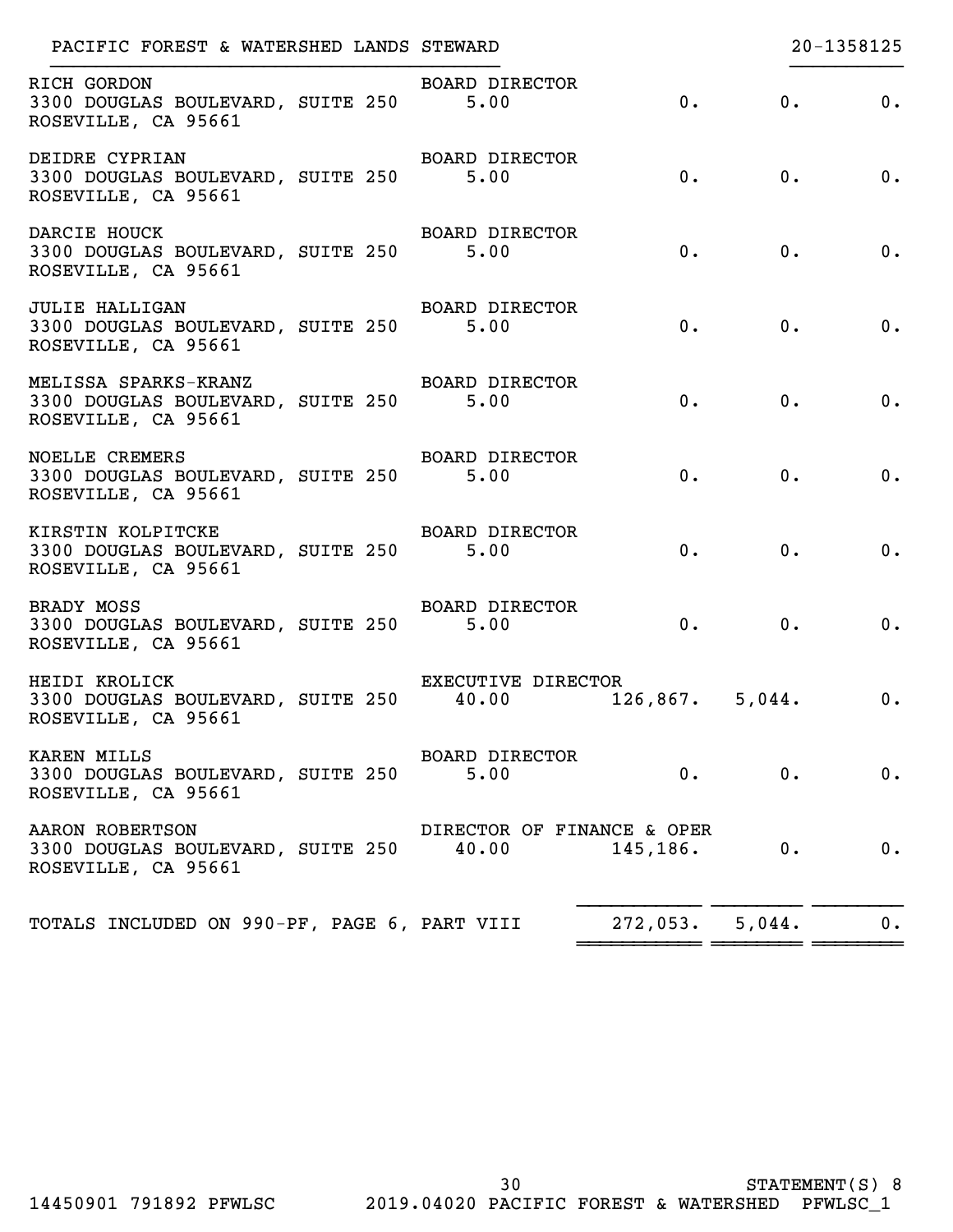PACIFIC FOREST & WATERSHED LANDS STEWARD 20-1358125

| Name and Address | Title and Avg Hours/Week | Compensation | Employee Benefit Contribution | Expense Account |
|---|---|---|---|---|
| RICH GORDON<br>3300 DOUGLAS BOULEVARD, SUITE 250<br>ROSEVILLE, CA 95661 | BOARD DIRECTOR<br>5.00 | 0. | 0. | 0. |
| DEIDRE CYPRIAN<br>3300 DOUGLAS BOULEVARD, SUITE 250<br>ROSEVILLE, CA 95661 | BOARD DIRECTOR<br>5.00 | 0. | 0. | 0. |
| DARCIE HOUCK<br>3300 DOUGLAS BOULEVARD, SUITE 250<br>ROSEVILLE, CA 95661 | BOARD DIRECTOR<br>5.00 | 0. | 0. | 0. |
| JULIE HALLIGAN<br>3300 DOUGLAS BOULEVARD, SUITE 250<br>ROSEVILLE, CA 95661 | BOARD DIRECTOR<br>5.00 | 0. | 0. | 0. |
| MELISSA SPARKS-KRANZ<br>3300 DOUGLAS BOULEVARD, SUITE 250<br>ROSEVILLE, CA 95661 | BOARD DIRECTOR<br>5.00 | 0. | 0. | 0. |
| NOELLE CREMERS<br>3300 DOUGLAS BOULEVARD, SUITE 250<br>ROSEVILLE, CA 95661 | BOARD DIRECTOR<br>5.00 | 0. | 0. | 0. |
| KIRSTIN KOLPITCKE<br>3300 DOUGLAS BOULEVARD, SUITE 250<br>ROSEVILLE, CA 95661 | BOARD DIRECTOR<br>5.00 | 0. | 0. | 0. |
| BRADY MOSS<br>3300 DOUGLAS BOULEVARD, SUITE 250<br>ROSEVILLE, CA 95661 | BOARD DIRECTOR<br>5.00 | 0. | 0. | 0. |
| HEIDI KROLICK<br>3300 DOUGLAS BOULEVARD, SUITE 250<br>ROSEVILLE, CA 95661 | EXECUTIVE DIRECTOR<br>40.00 | 126,867. | 5,044. | 0. |
| KAREN MILLS<br>3300 DOUGLAS BOULEVARD, SUITE 250<br>ROSEVILLE, CA 95661 | BOARD DIRECTOR<br>5.00 | 0. | 0. | 0. |
| AARON ROBERTSON<br>3300 DOUGLAS BOULEVARD, SUITE 250<br>ROSEVILLE, CA 95661 | DIRECTOR OF FINANCE & OPER<br>40.00 | 145,186. | 0. | 0. |
| TOTALS INCLUDED ON 990-PF, PAGE 6, PART VIII | | 272,053. | 5,044. | 0. |

STATEMENT(S) 8

14450901 791892 PFWLSC 2019.04020 PACIFIC FOREST & WATERSHED PFWLSC_1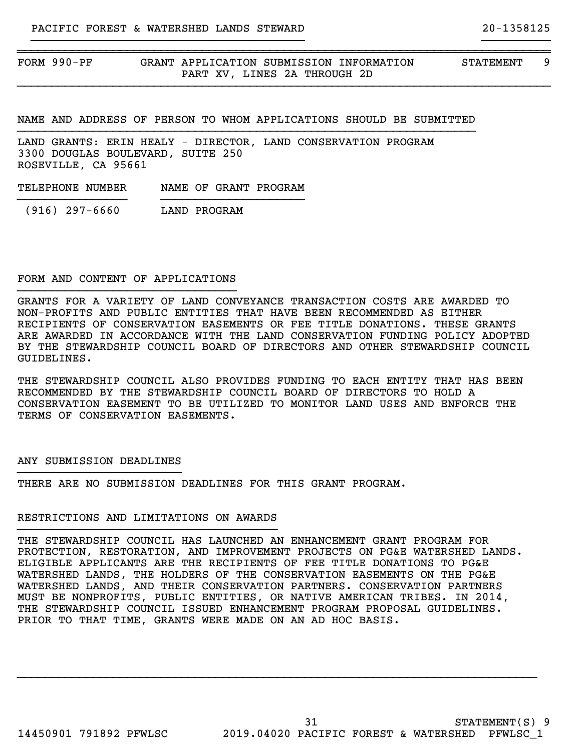FORM 990-PF — GRANT APPLICATION SUBMISSION INFORMATION — PART XV, LINES 2A THROUGH 2D — STATEMENT 9

## NAME AND ADDRESS OF PERSON TO WHOM APPLICATIONS SHOULD BE SUBMITTED

LAND GRANTS: ERIN HEALY - DIRECTOR, LAND CONSERVATION PROGRAM
3300 DOUGLAS BOULEVARD, SUITE 250
ROSEVILLE, CA 95661

| TELEPHONE NUMBER | NAME OF GRANT PROGRAM |
| --- | --- |
| (916) 297-6660 | LAND PROGRAM |

## FORM AND CONTENT OF APPLICATIONS

GRANTS FOR A VARIETY OF LAND CONVEYANCE TRANSACTION COSTS ARE AWARDED TO NON-PROFITS AND PUBLIC ENTITIES THAT HAVE BEEN RECOMMENDED AS EITHER RECIPIENTS OF CONSERVATION EASEMENTS OR FEE TITLE DONATIONS. THESE GRANTS ARE AWARDED IN ACCORDANCE WITH THE LAND CONSERVATION FUNDING POLICY ADOPTED BY THE STEWARDSHIP COUNCIL BOARD OF DIRECTORS AND OTHER STEWARDSHIP COUNCIL GUIDELINES.

THE STEWARDSHIP COUNCIL ALSO PROVIDES FUNDING TO EACH ENTITY THAT HAS BEEN RECOMMENDED BY THE STEWARDSHIP COUNCIL BOARD OF DIRECTORS TO HOLD A CONSERVATION EASEMENT TO BE UTILIZED TO MONITOR LAND USES AND ENFORCE THE TERMS OF CONSERVATION EASEMENTS.

## ANY SUBMISSION DEADLINES

THERE ARE NO SUBMISSION DEADLINES FOR THIS GRANT PROGRAM.

## RESTRICTIONS AND LIMITATIONS ON AWARDS

THE STEWARDSHIP COUNCIL HAS LAUNCHED AN ENHANCEMENT GRANT PROGRAM FOR PROTECTION, RESTORATION, AND IMPROVEMENT PROJECTS ON PG&E WATERSHED LANDS. ELIGIBLE APPLICANTS ARE THE RECIPIENTS OF FEE TITLE DONATIONS TO PG&E WATERSHED LANDS, THE HOLDERS OF THE CONSERVATION EASEMENTS ON THE PG&E WATERSHED LANDS, AND THEIR CONSERVATION PARTNERS. CONSERVATION PARTNERS MUST BE NONPROFITS, PUBLIC ENTITIES, OR NATIVE AMERICAN TRIBES. IN 2014, THE STEWARDSHIP COUNCIL ISSUED ENHANCEMENT PROGRAM PROPOSAL GUIDELINES. PRIOR TO THAT TIME, GRANTS WERE MADE ON AN AD HOC BASIS.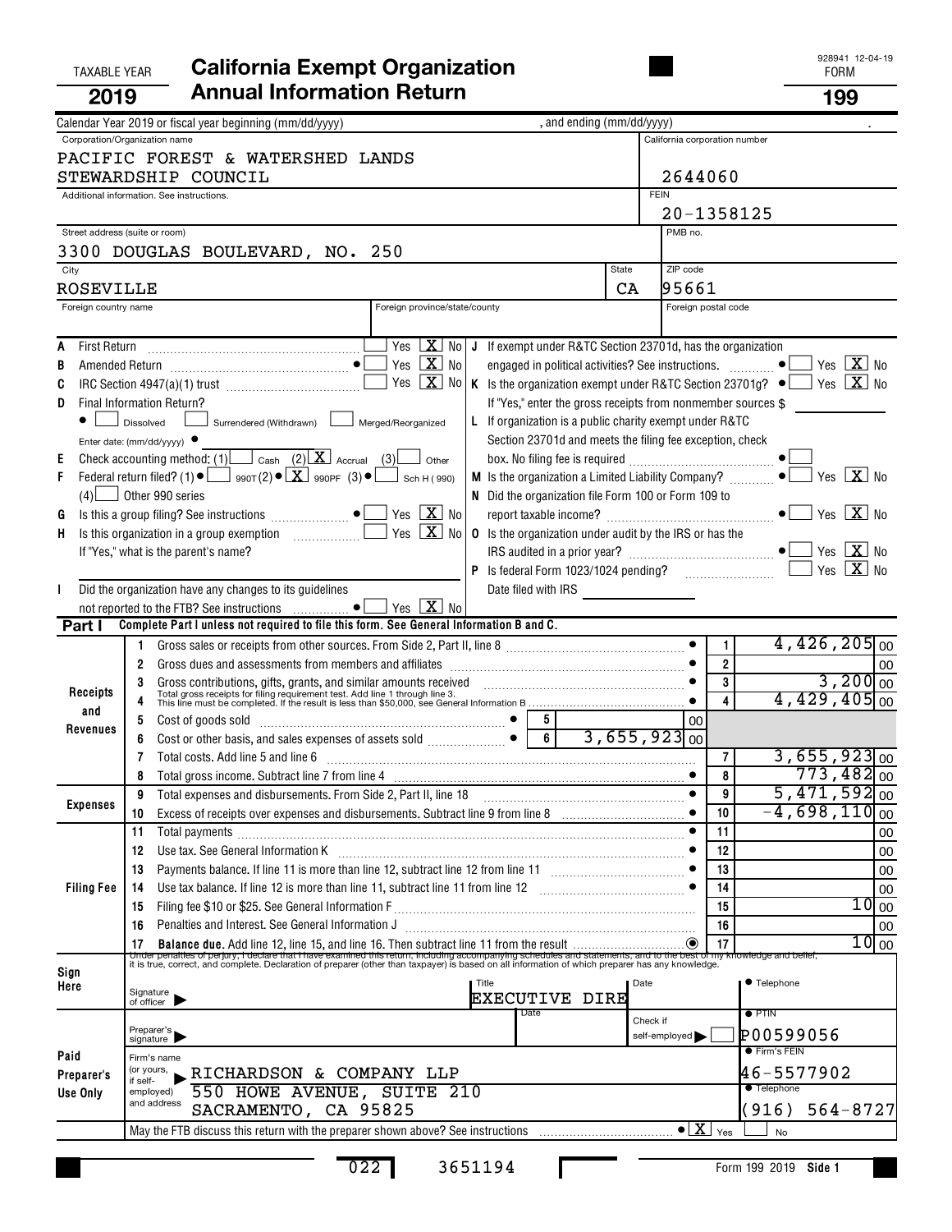TAXABLE YEAR **2019**

# California Exempt Organization Annual Information Return

928941 12-04-19

FORM **199**

Calendar Year 2019 or fiscal year beginning (mm/dd/yyyy) , and ending (mm/dd/yyyy) .

| Corporation/Organization name | California corporation number |
|---|---|
| PACIFIC FOREST & WATERSHED LANDS STEWARDSHIP COUNCIL | 2644060 |
| Additional information. See instructions. | FEIN 20-1358125 |
| Street address (suite or room) 3300 DOUGLAS BOULEVARD, NO. 250 | PMB no. |
| City ROSEVILLE / State CA | ZIP code 95661 |
| Foreign country name / Foreign province/state/county | Foreign postal code |

- **A** First Return — Yes [ ] No [X]
- **B** Amended Return — Yes [ ] No [X]
- **C** IRC Section 4947(a)(1) trust — Yes [ ] No [X]
- **D** Final Information Return? [ ] Dissolved [ ] Surrendered (Withdrawn) [ ] Merged/Reorganized
  Enter date: (mm/dd/yyyy)
- **E** Check accounting method: (1) [ ] Cash (2) [X] Accrual (3) [ ] Other
- **F** Federal return filed? (1) [ ] 990T (2) [X] 990PF (3) [ ] Sch H (990) (4) [ ] Other 990 series
- **G** Is this a group filing? See instructions — Yes [ ] No [X]
- **H** Is this organization in a group exemption — Yes [ ] No [X]
  If "Yes," what is the parent's name?
- **I** Did the organization have any changes to its guidelines not reported to the FTB? See instructions — Yes [ ] No [X]
- **J** If exempt under R&TC Section 23701d, has the organization engaged in political activities? See instructions. — Yes [ ] No [X]
- **K** Is the organization exempt under R&TC Section 23701g? — Yes [ ] No [X]
  If "Yes," enter the gross receipts from nonmember sources $
- **L** If organization is a public charity exempt under R&TC Section 23701d and meets the filing fee exception, check box. No filing fee is required [ ]
- **M** Is the organization a Limited Liability Company? — Yes [ ] No [X]
- **N** Did the organization file Form 100 or Form 109 to report taxable income? — Yes [ ] No [X]
- **O** Is the organization under audit by the IRS or has the IRS audited in a prior year? — Yes [ ] No [X]
- **P** Is federal Form 1023/1024 pending? — Yes [ ] No [X]
  Date filed with IRS

## Part I — Complete Part I unless not required to file this form. See General Information B and C.

| Section | Line | Description | | Amount |
|---|---|---|---|---|
| Receipts and Revenues | 1 | Gross sales or receipts from other sources. From Side 2, Part II, line 8 | | 4,426,205 00 |
| | 2 | Gross dues and assessments from members and affiliates | | 00 |
| | 3 | Gross contributions, gifts, grants, and similar amounts received | | 3,200 00 |
| | 4 | Total gross receipts for filing requirement test. Add line 1 through line 3. This line must be completed. If the result is less than $50,000, see General Information B | | 4,429,405 00 |
| | 5 | Cost of goods sold | 00 | |
| | 6 | Cost or other basis, and sales expenses of assets sold | 3,655,923 00 | |
| | 7 | Total costs. Add line 5 and line 6 | | 3,655,923 00 |
| | 8 | Total gross income. Subtract line 7 from line 4 | | 773,482 00 |
| Expenses | 9 | Total expenses and disbursements. From Side 2, Part II, line 18 | | 5,471,592 00 |
| | 10 | Excess of receipts over expenses and disbursements. Subtract line 9 from line 8 | | -4,698,110 00 |
| Filing Fee | 11 | Total payments | | 00 |
| | 12 | Use tax. See General Information K | | 00 |
| | 13 | Payments balance. If line 11 is more than line 12, subtract line 12 from line 11 | | 00 |
| | 14 | Use tax balance. If line 12 is more than line 11, subtract line 11 from line 12 | | 00 |
| | 15 | Filing fee $10 or $25. See General Information F | | 10 00 |
| | 16 | Penalties and Interest. See General Information J | | 00 |
| | 17 | **Balance due.** Add line 12, line 15, and line 16. Then subtract line 11 from the result | | 10 00 |

**Sign Here**

Under penalties of perjury, I declare that I have examined this return, including accompanying schedules and statements, and to the best of my knowledge and belief, it is true, correct, and complete. Declaration of preparer (other than taxpayer) is based on all information of which preparer has any knowledge.

Signature of officer | Title: EXECUTIVE DIRE | Date | Telephone

**Paid Preparer's Use Only**

Preparer's signature | Date | Check if self-employed [ ] | PTIN: P00599056

Firm's name (or yours, if self-employed) and address: RICHARDSON & COMPANY LLP, 550 HOWE AVENUE, SUITE 210, SACRAMENTO, CA 95825

Firm's FEIN: 46-5577902

Telephone: (916) 564-8727

May the FTB discuss this return with the preparer shown above? See instructions [X] Yes [ ] No

022 3651194

Form 199 2019 Side 1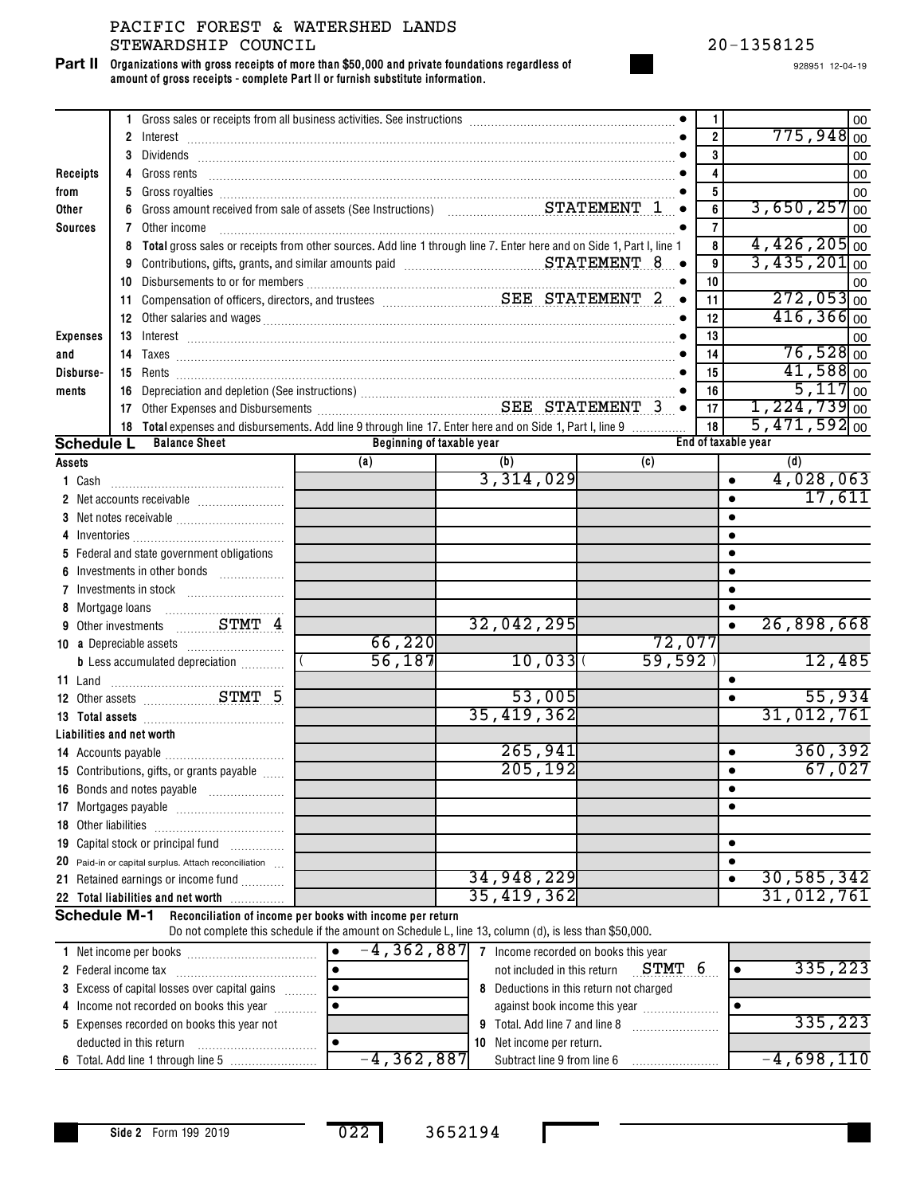PACIFIC FOREST & WATERSHED LANDS
STEWARDSHIP COUNCIL

20-1358125

928951 12-04-19

**Part II Organizations with gross receipts of more than $50,000 and private foundations regardless of amount of gross receipts - complete Part II or furnish substitute information.**

| Section | Line | Description | Line # | Amount |
|---|---|---|---|---|
| Receipts from Other Sources | 1 | Gross sales or receipts from all business activities. See instructions | 1 | 00 |
| | 2 | Interest | 2 | 775,948 00 |
| | 3 | Dividends | 3 | 00 |
| | 4 | Gross rents | 4 | 00 |
| | 5 | Gross royalties | 5 | 00 |
| | 6 | Gross amount received from sale of assets (See Instructions) STATEMENT 1 | 6 | 3,650,257 00 |
| | 7 | Other income | 7 | 00 |
| | 8 | **Total** gross sales or receipts from other sources. Add line 1 through line 7. Enter here and on Side 1, Part I, line 1 | 8 | 4,426,205 00 |
| Expenses and Disbursements | 9 | Contributions, gifts, grants, and similar amounts paid STATEMENT 8 | 9 | 3,435,201 00 |
| | 10 | Disbursements to or for members | 10 | 00 |
| | 11 | Compensation of officers, directors, and trustees SEE STATEMENT 2 | 11 | 272,053 00 |
| | 12 | Other salaries and wages | 12 | 416,366 00 |
| | 13 | Interest | 13 | 00 |
| | 14 | Taxes | 14 | 76,528 00 |
| | 15 | Rents | 15 | 41,588 00 |
| | 16 | Depreciation and depletion (See instructions) | 16 | 5,117 00 |
| | 17 | Other Expenses and Disbursements SEE STATEMENT 3 | 17 | 1,224,739 00 |
| | 18 | **Total** expenses and disbursements. Add line 9 through line 17. Enter here and on Side 1, Part I, line 9 | 18 | 5,471,592 00 |

**Schedule L Balance Sheet**

| Assets | Beginning of taxable year (a) | Beginning of taxable year (b) | End of taxable year (c) | End of taxable year (d) |
|---|---|---|---|---|
| 1 Cash | | 3,314,029 | | 4,028,063 |
| 2 Net accounts receivable | | | | 17,611 |
| 3 Net notes receivable | | | | |
| 4 Inventories | | | | |
| 5 Federal and state government obligations | | | | |
| 6 Investments in other bonds | | | | |
| 7 Investments in stock | | | | |
| 8 Mortgage loans | | | | |
| 9 Other investments STMT 4 | | 32,042,295 | | 26,898,668 |
| 10 a Depreciable assets | 66,220 | | 72,077 | |
| b Less accumulated depreciation | ( 56,187 ) | 10,033 | ( 59,592 ) | 12,485 |
| 11 Land | | | | |
| 12 Other assets STMT 5 | | 53,005 | | 55,934 |
| 13 **Total assets** | | 35,419,362 | | 31,012,761 |
| **Liabilities and net worth** | | | | |
| 14 Accounts payable | | 265,941 | | 360,392 |
| 15 Contributions, gifts, or grants payable | | 205,192 | | 67,027 |
| 16 Bonds and notes payable | | | | |
| 17 Mortgages payable | | | | |
| 18 Other liabilities | | | | |
| 19 Capital stock or principal fund | | | | |
| 20 Paid-in or capital surplus. Attach reconciliation | | | | |
| 21 Retained earnings or income fund | | 34,948,229 | | 30,585,342 |
| 22 **Total liabilities and net worth** | | 35,419,362 | | 31,012,761 |

**Schedule M-1 Reconciliation of income per books with income per return**

Do not complete this schedule if the amount on Schedule L, line 13, column (d), is less than $50,000.

| | | | |
|---|---|---|---|
| 1 Net income per books | -4,362,887 | 7 Income recorded on books this year not included in this return STMT 6 | 335,223 |
| 2 Federal income tax | | 8 Deductions in this return not charged against book income this year | |
| 3 Excess of capital losses over capital gains | | 9 Total. Add line 7 and line 8 | 335,223 |
| 4 Income not recorded on books this year | | 10 Net income per return. Subtract line 9 from line 6 | -4,698,110 |
| 5 Expenses recorded on books this year not deducted in this return | | | |
| 6 Total. Add line 1 through line 5 | -4,362,887 | | |

Side 2 Form 199 2019

022 3652194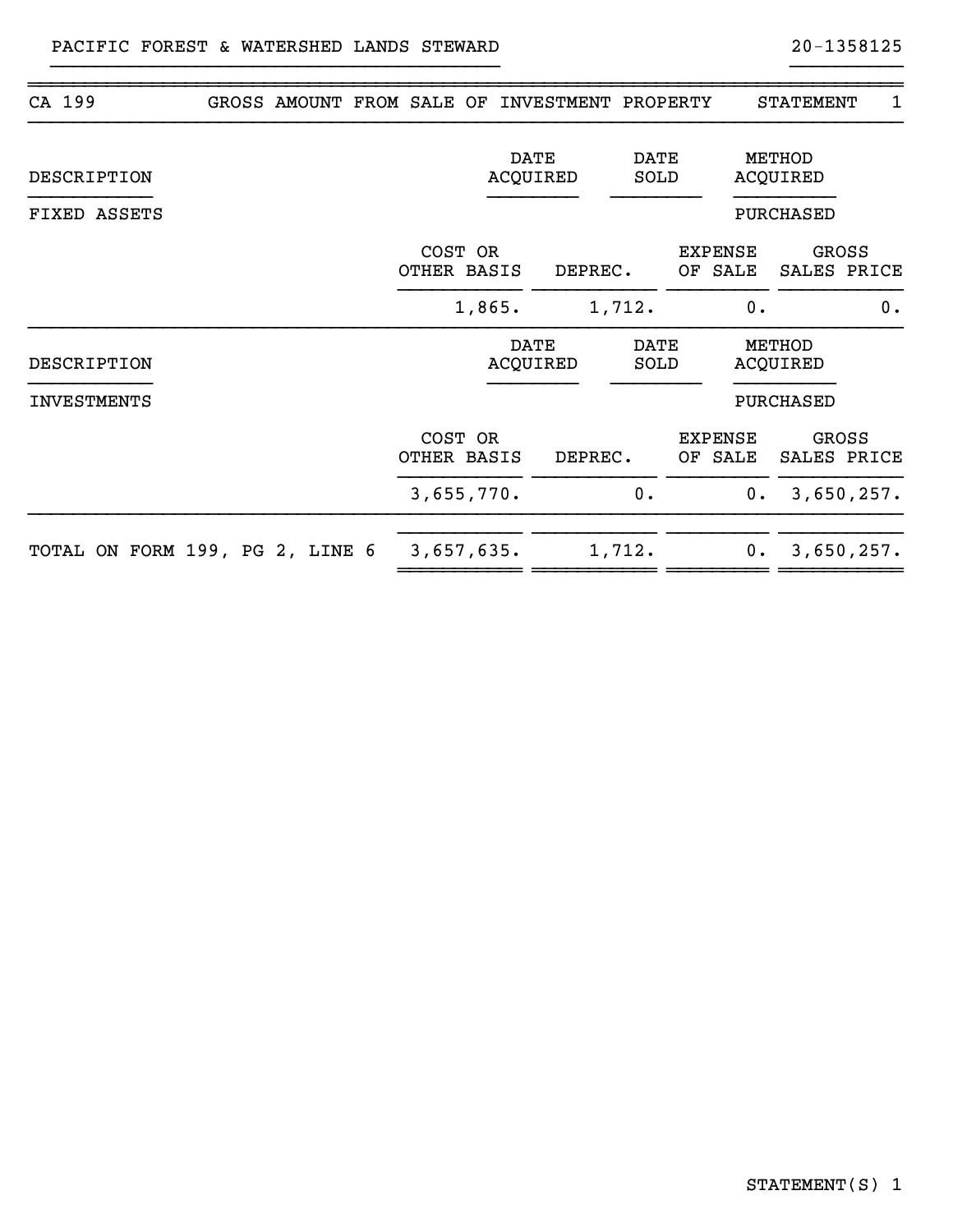PACIFIC FOREST & WATERSHED LANDS STEWARD　　20-1358125

## CA 199　　GROSS AMOUNT FROM SALE OF INVESTMENT PROPERTY　　STATEMENT 1

| DESCRIPTION | | DATE ACQUIRED | DATE SOLD | METHOD ACQUIRED |
|---|---|---|---|---|
| FIXED ASSETS | | | | PURCHASED |

| | COST OR OTHER BASIS | DEPREC. | EXPENSE OF SALE | GROSS SALES PRICE |
|---|---|---|---|---|
| | 1,865. | 1,712. | 0. | 0. |

| DESCRIPTION | | DATE ACQUIRED | DATE SOLD | METHOD ACQUIRED |
|---|---|---|---|---|
| INVESTMENTS | | | | PURCHASED |

| | COST OR OTHER BASIS | DEPREC. | EXPENSE OF SALE | GROSS SALES PRICE |
|---|---|---|---|---|
| | 3,655,770. | 0. | 0. | 3,650,257. |
| TOTAL ON FORM 199, PG 2, LINE 6 | 3,657,635. | 1,712. | 0. | 3,650,257. |

STATEMENT(S) 1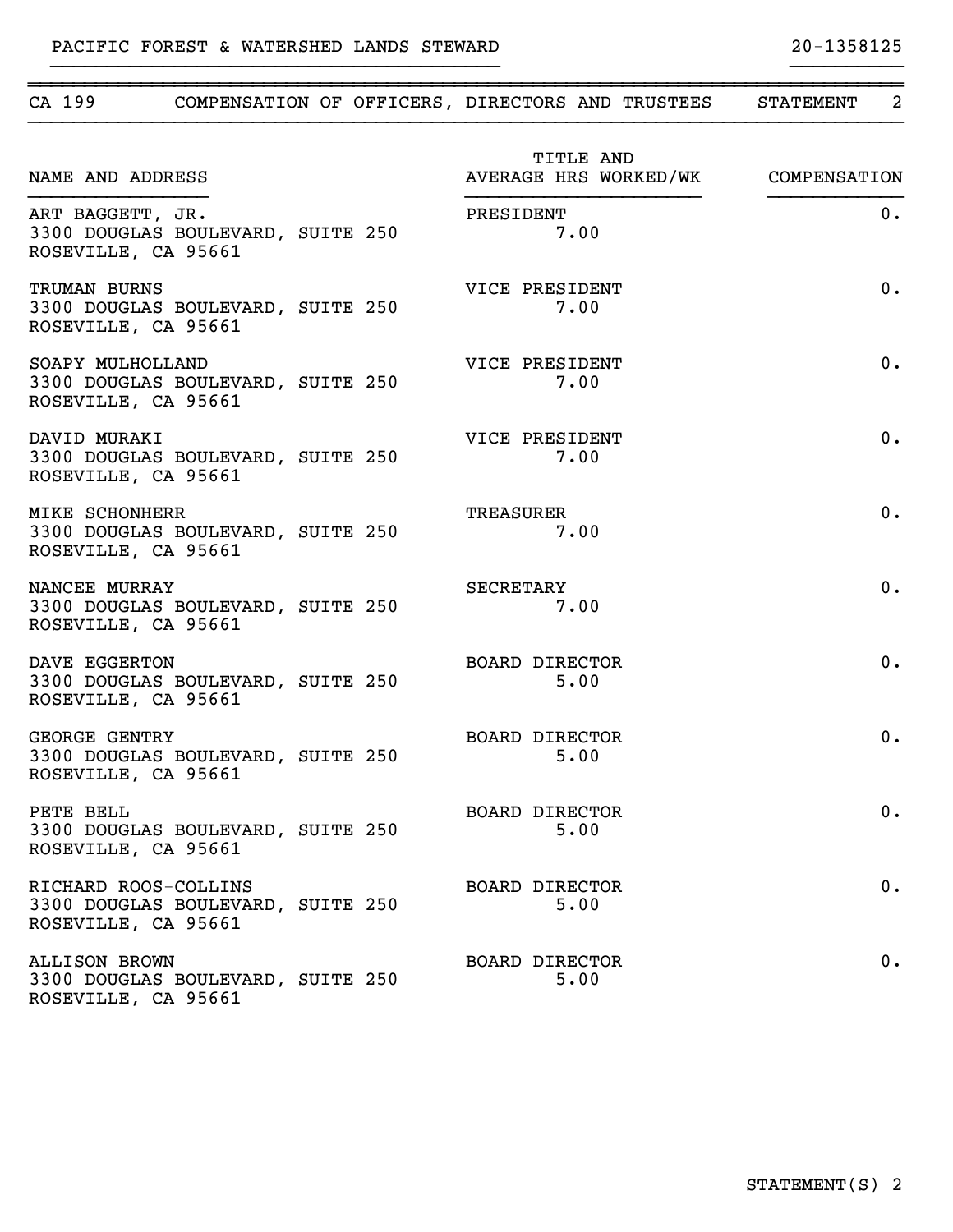PACIFIC FOREST & WATERSHED LANDS STEWARD | 20-1358125

CA 199 COMPENSATION OF OFFICERS, DIRECTORS AND TRUSTEES STATEMENT 2

| NAME AND ADDRESS | TITLE AND AVERAGE HRS WORKED/WK | COMPENSATION |
|---|---|---|
| ART BAGGETT, JR.<br>3300 DOUGLAS BOULEVARD, SUITE 250<br>ROSEVILLE, CA 95661 | PRESIDENT<br>7.00 | 0. |
| TRUMAN BURNS<br>3300 DOUGLAS BOULEVARD, SUITE 250<br>ROSEVILLE, CA 95661 | VICE PRESIDENT<br>7.00 | 0. |
| SOAPY MULHOLLAND<br>3300 DOUGLAS BOULEVARD, SUITE 250<br>ROSEVILLE, CA 95661 | VICE PRESIDENT<br>7.00 | 0. |
| DAVID MURAKI<br>3300 DOUGLAS BOULEVARD, SUITE 250<br>ROSEVILLE, CA 95661 | VICE PRESIDENT<br>7.00 | 0. |
| MIKE SCHONHERR<br>3300 DOUGLAS BOULEVARD, SUITE 250<br>ROSEVILLE, CA 95661 | TREASURER<br>7.00 | 0. |
| NANCEE MURRAY<br>3300 DOUGLAS BOULEVARD, SUITE 250<br>ROSEVILLE, CA 95661 | SECRETARY<br>7.00 | 0. |
| DAVE EGGERTON<br>3300 DOUGLAS BOULEVARD, SUITE 250<br>ROSEVILLE, CA 95661 | BOARD DIRECTOR<br>5.00 | 0. |
| GEORGE GENTRY<br>3300 DOUGLAS BOULEVARD, SUITE 250<br>ROSEVILLE, CA 95661 | BOARD DIRECTOR<br>5.00 | 0. |
| PETE BELL<br>3300 DOUGLAS BOULEVARD, SUITE 250<br>ROSEVILLE, CA 95661 | BOARD DIRECTOR<br>5.00 | 0. |
| RICHARD ROOS-COLLINS<br>3300 DOUGLAS BOULEVARD, SUITE 250<br>ROSEVILLE, CA 95661 | BOARD DIRECTOR<br>5.00 | 0. |
| ALLISON BROWN<br>3300 DOUGLAS BOULEVARD, SUITE 250<br>ROSEVILLE, CA 95661 | BOARD DIRECTOR<br>5.00 | 0. |

STATEMENT(S) 2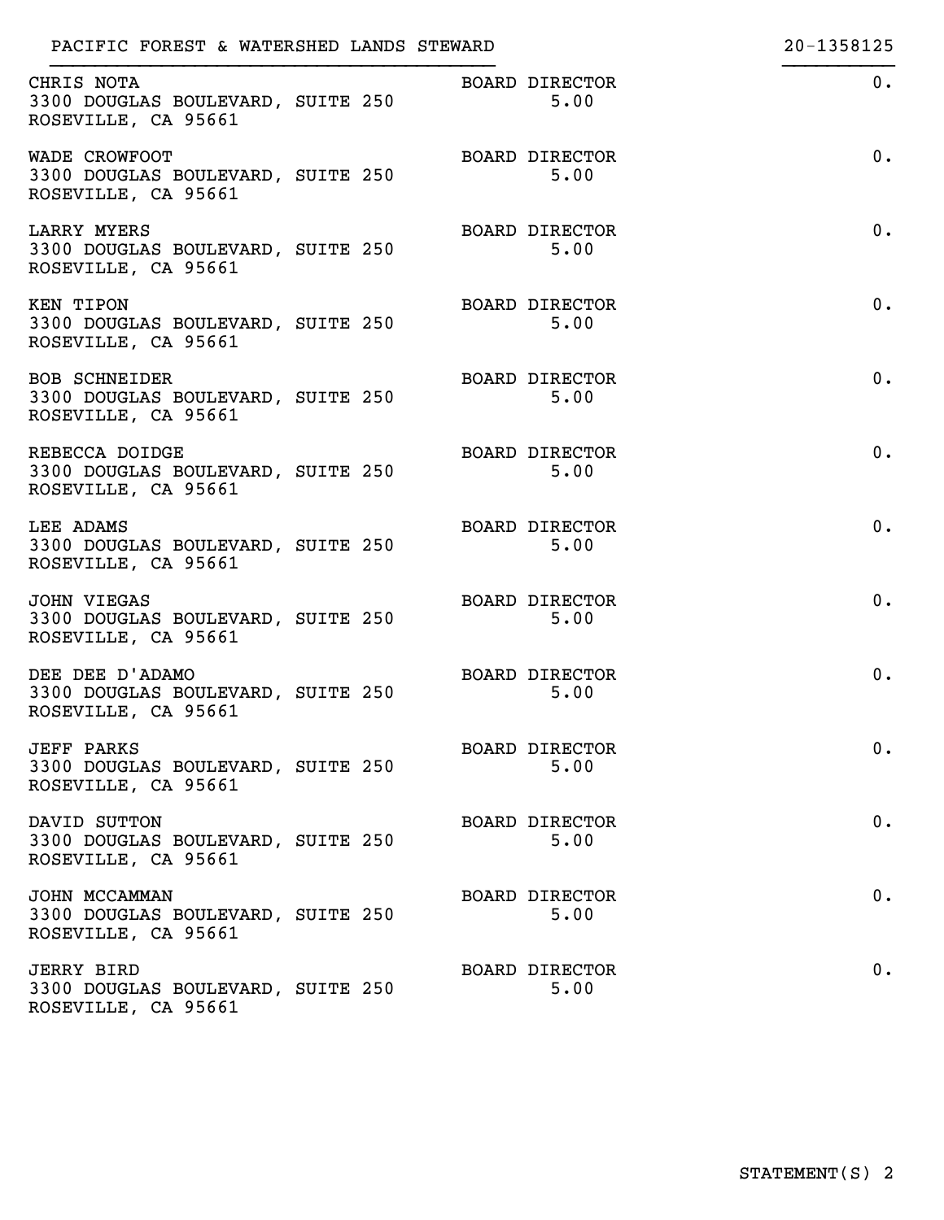PACIFIC FOREST & WATERSHED LANDS STEWARD — 20-1358125

| Name and Address | Title and Average Hours | Compensation |
|---|---|---|
| CHRIS NOTA<br>3300 DOUGLAS BOULEVARD, SUITE 250<br>ROSEVILLE, CA 95661 | BOARD DIRECTOR<br>5.00 | 0. |
| WADE CROWFOOT<br>3300 DOUGLAS BOULEVARD, SUITE 250<br>ROSEVILLE, CA 95661 | BOARD DIRECTOR<br>5.00 | 0. |
| LARRY MYERS<br>3300 DOUGLAS BOULEVARD, SUITE 250<br>ROSEVILLE, CA 95661 | BOARD DIRECTOR<br>5.00 | 0. |
| KEN TIPON<br>3300 DOUGLAS BOULEVARD, SUITE 250<br>ROSEVILLE, CA 95661 | BOARD DIRECTOR<br>5.00 | 0. |
| BOB SCHNEIDER<br>3300 DOUGLAS BOULEVARD, SUITE 250<br>ROSEVILLE, CA 95661 | BOARD DIRECTOR<br>5.00 | 0. |
| REBECCA DOIDGE<br>3300 DOUGLAS BOULEVARD, SUITE 250<br>ROSEVILLE, CA 95661 | BOARD DIRECTOR<br>5.00 | 0. |
| LEE ADAMS<br>3300 DOUGLAS BOULEVARD, SUITE 250<br>ROSEVILLE, CA 95661 | BOARD DIRECTOR<br>5.00 | 0. |
| JOHN VIEGAS<br>3300 DOUGLAS BOULEVARD, SUITE 250<br>ROSEVILLE, CA 95661 | BOARD DIRECTOR<br>5.00 | 0. |
| DEE DEE D'ADAMO<br>3300 DOUGLAS BOULEVARD, SUITE 250<br>ROSEVILLE, CA 95661 | BOARD DIRECTOR<br>5.00 | 0. |
| JEFF PARKS<br>3300 DOUGLAS BOULEVARD, SUITE 250<br>ROSEVILLE, CA 95661 | BOARD DIRECTOR<br>5.00 | 0. |
| DAVID SUTTON<br>3300 DOUGLAS BOULEVARD, SUITE 250<br>ROSEVILLE, CA 95661 | BOARD DIRECTOR<br>5.00 | 0. |
| JOHN MCCAMMAN<br>3300 DOUGLAS BOULEVARD, SUITE 250<br>ROSEVILLE, CA 95661 | BOARD DIRECTOR<br>5.00 | 0. |
| JERRY BIRD<br>3300 DOUGLAS BOULEVARD, SUITE 250<br>ROSEVILLE, CA 95661 | BOARD DIRECTOR<br>5.00 | 0. |

STATEMENT(S) 2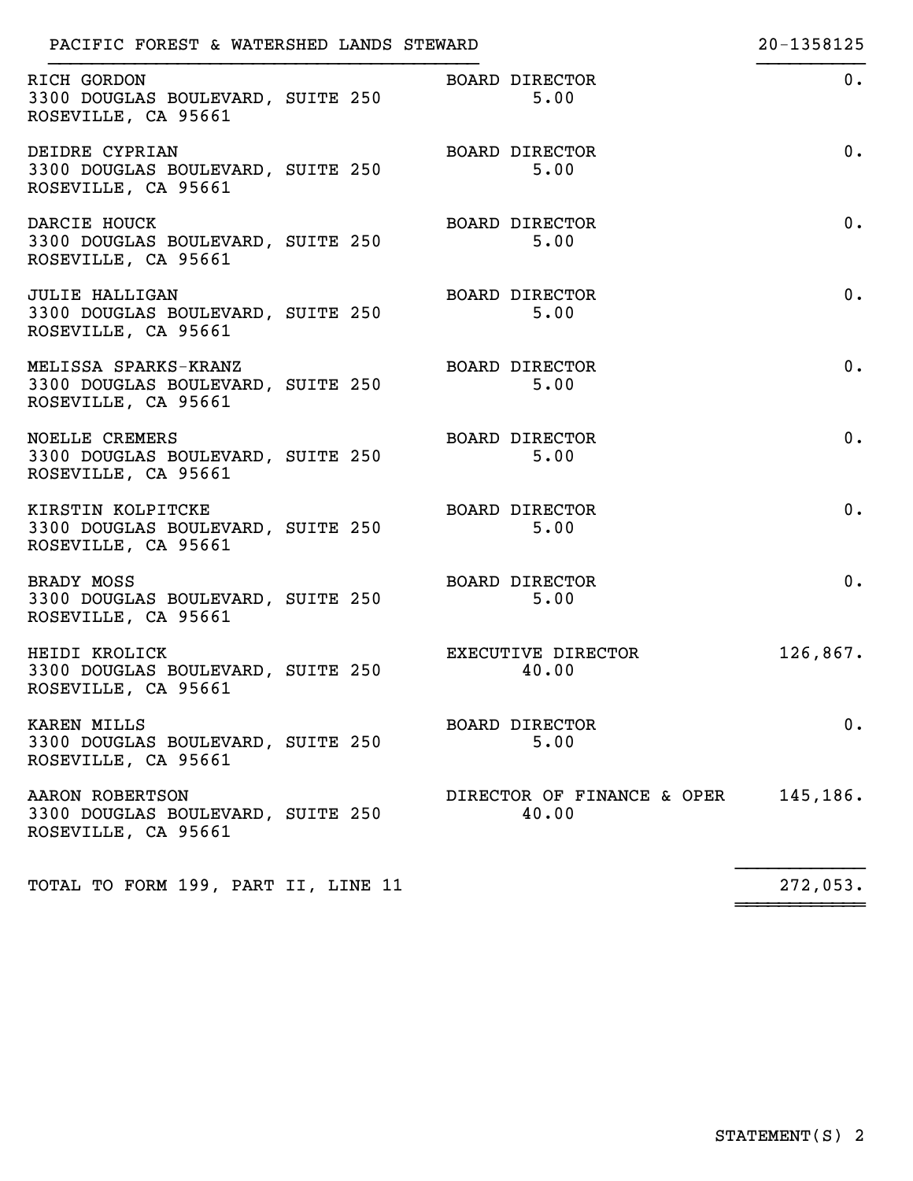PACIFIC FOREST & WATERSHED LANDS STEWARD — 20-1358125

| Name and Address | Title / Hours | Compensation |
|---|---|---|
| RICH GORDON<br>3300 DOUGLAS BOULEVARD, SUITE 250<br>ROSEVILLE, CA 95661 | BOARD DIRECTOR<br>5.00 | 0. |
| DEIDRE CYPRIAN<br>3300 DOUGLAS BOULEVARD, SUITE 250<br>ROSEVILLE, CA 95661 | BOARD DIRECTOR<br>5.00 | 0. |
| DARCIE HOUCK<br>3300 DOUGLAS BOULEVARD, SUITE 250<br>ROSEVILLE, CA 95661 | BOARD DIRECTOR<br>5.00 | 0. |
| JULIE HALLIGAN<br>3300 DOUGLAS BOULEVARD, SUITE 250<br>ROSEVILLE, CA 95661 | BOARD DIRECTOR<br>5.00 | 0. |
| MELISSA SPARKS-KRANZ<br>3300 DOUGLAS BOULEVARD, SUITE 250<br>ROSEVILLE, CA 95661 | BOARD DIRECTOR<br>5.00 | 0. |
| NOELLE CREMERS<br>3300 DOUGLAS BOULEVARD, SUITE 250<br>ROSEVILLE, CA 95661 | BOARD DIRECTOR<br>5.00 | 0. |
| KIRSTIN KOLPITCKE<br>3300 DOUGLAS BOULEVARD, SUITE 250<br>ROSEVILLE, CA 95661 | BOARD DIRECTOR<br>5.00 | 0. |
| BRADY MOSS<br>3300 DOUGLAS BOULEVARD, SUITE 250<br>ROSEVILLE, CA 95661 | BOARD DIRECTOR<br>5.00 | 0. |
| HEIDI KROLICK<br>3300 DOUGLAS BOULEVARD, SUITE 250<br>ROSEVILLE, CA 95661 | EXECUTIVE DIRECTOR<br>40.00 | 126,867. |
| KAREN MILLS<br>3300 DOUGLAS BOULEVARD, SUITE 250<br>ROSEVILLE, CA 95661 | BOARD DIRECTOR<br>5.00 | 0. |
| AARON ROBERTSON<br>3300 DOUGLAS BOULEVARD, SUITE 250<br>ROSEVILLE, CA 95661 | DIRECTOR OF FINANCE & OPER<br>40.00 | 145,186. |
| TOTAL TO FORM 199, PART II, LINE 11 | | 272,053. |

STATEMENT(S) 2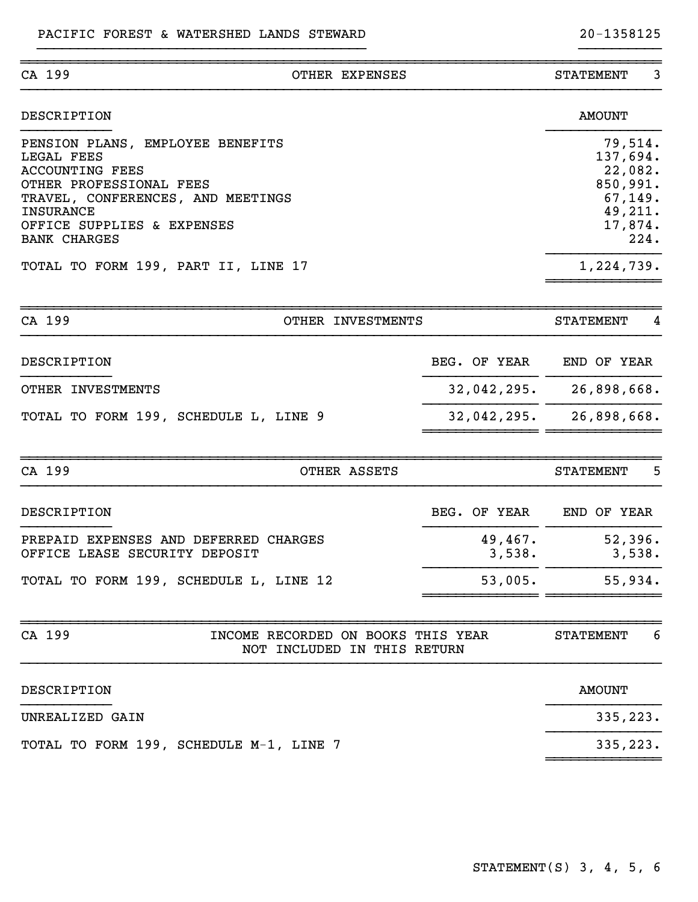PACIFIC FOREST & WATERSHED LANDS STEWARD 20-1358125

## CA 199 — OTHER EXPENSES — STATEMENT 3

| DESCRIPTION | AMOUNT |
|---|---|
| PENSION PLANS, EMPLOYEE BENEFITS | 79,514. |
| LEGAL FEES | 137,694. |
| ACCOUNTING FEES | 22,082. |
| OTHER PROFESSIONAL FEES | 850,991. |
| TRAVEL, CONFERENCES, AND MEETINGS | 67,149. |
| INSURANCE | 49,211. |
| OFFICE SUPPLIES & EXPENSES | 17,874. |
| BANK CHARGES | 224. |
| TOTAL TO FORM 199, PART II, LINE 17 | 1,224,739. |

## CA 199 — OTHER INVESTMENTS — STATEMENT 4

| DESCRIPTION | BEG. OF YEAR | END OF YEAR |
|---|---|---|
| OTHER INVESTMENTS | 32,042,295. | 26,898,668. |
| TOTAL TO FORM 199, SCHEDULE L, LINE 9 | 32,042,295. | 26,898,668. |

## CA 199 — OTHER ASSETS — STATEMENT 5

| DESCRIPTION | BEG. OF YEAR | END OF YEAR |
|---|---|---|
| PREPAID EXPENSES AND DEFERRED CHARGES | 49,467. | 52,396. |
| OFFICE LEASE SECURITY DEPOSIT | 3,538. | 3,538. |
| TOTAL TO FORM 199, SCHEDULE L, LINE 12 | 53,005. | 55,934. |

## CA 199 — INCOME RECORDED ON BOOKS THIS YEAR NOT INCLUDED IN THIS RETURN — STATEMENT 6

| DESCRIPTION | AMOUNT |
|---|---|
| UNREALIZED GAIN | 335,223. |
| TOTAL TO FORM 199, SCHEDULE M-1, LINE 7 | 335,223. |

STATEMENT(S) 3, 4, 5, 6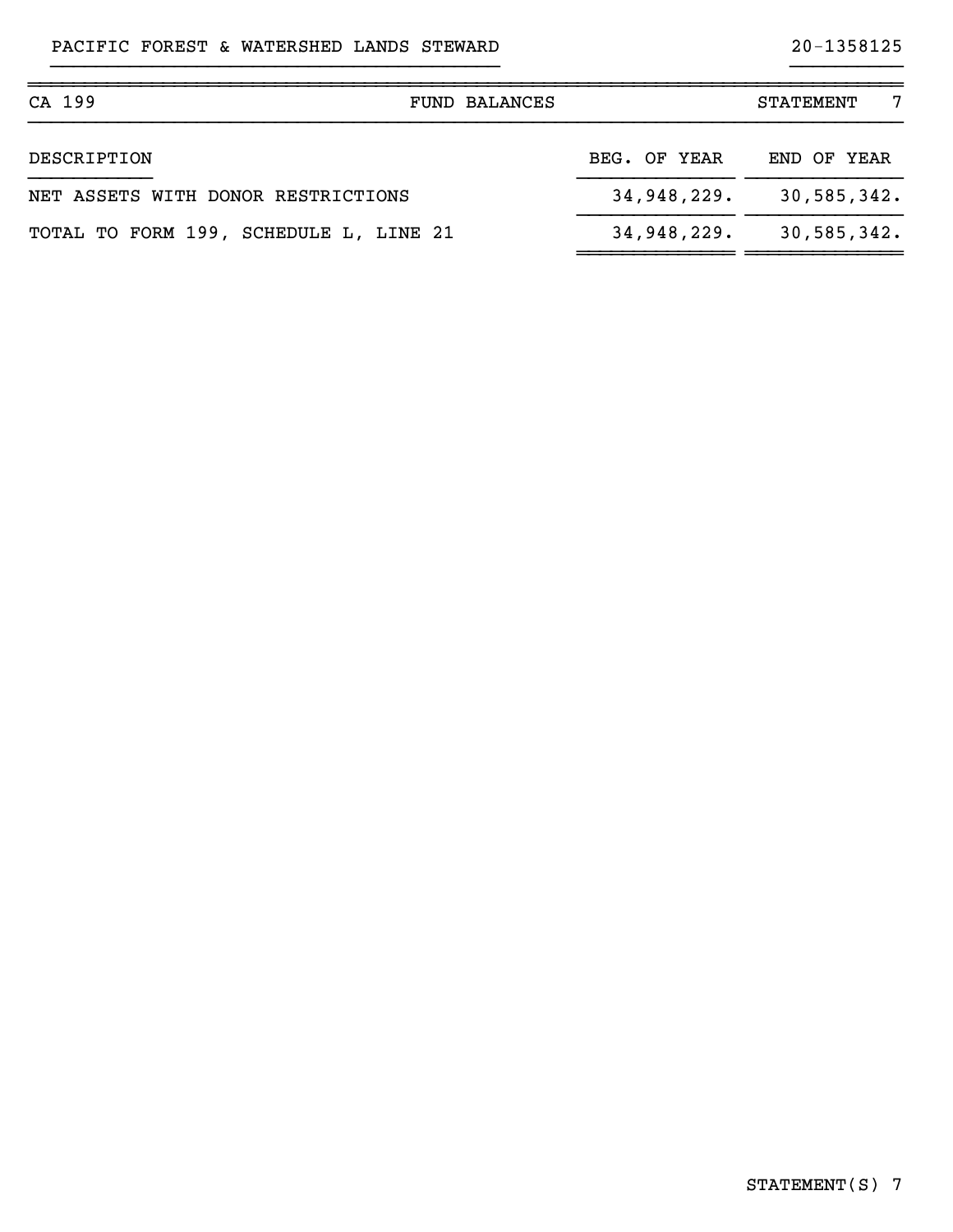PACIFIC FOREST & WATERSHED LANDS STEWARD 20-1358125

| CA 199 | FUND BALANCES | STATEMENT 7 |
|---|---|---|

| DESCRIPTION | BEG. OF YEAR | END OF YEAR |
|---|---|---|
| NET ASSETS WITH DONOR RESTRICTIONS | 34,948,229. | 30,585,342. |
| TOTAL TO FORM 199, SCHEDULE L, LINE 21 | 34,948,229. | 30,585,342. |

STATEMENT(S) 7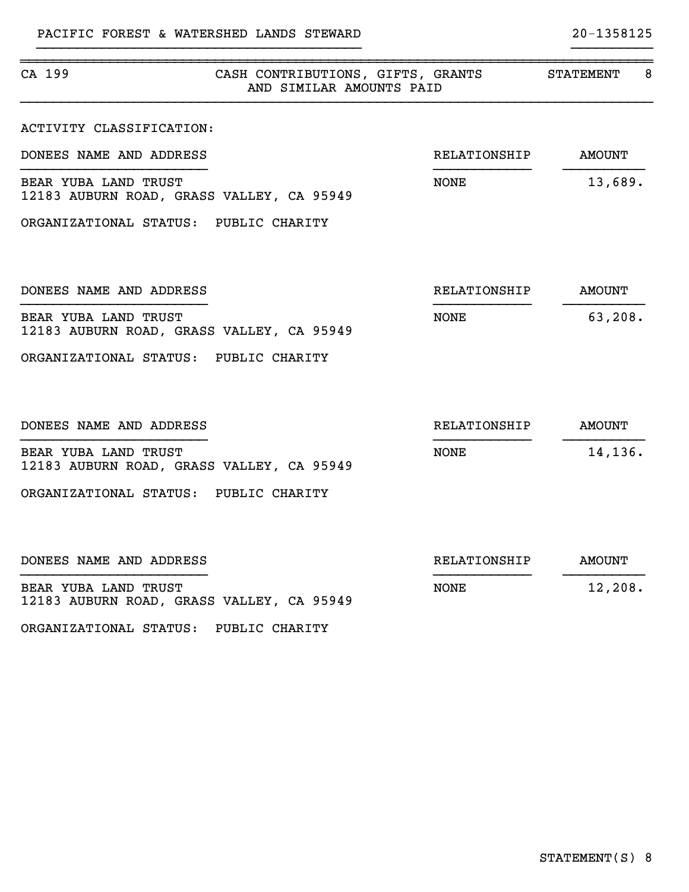PACIFIC FOREST & WATERSHED LANDS STEWARD — 20-1358125

## CA 199 — CASH CONTRIBUTIONS, GIFTS, GRANTS AND SIMILAR AMOUNTS PAID — STATEMENT 8

ACTIVITY CLASSIFICATION:

| DONEES NAME AND ADDRESS | RELATIONSHIP | AMOUNT |
|---|---|---|
| BEAR YUBA LAND TRUST<br>12183 AUBURN ROAD, GRASS VALLEY, CA 95949 | NONE | 13,689. |

ORGANIZATIONAL STATUS: PUBLIC CHARITY

| DONEES NAME AND ADDRESS | RELATIONSHIP | AMOUNT |
|---|---|---|
| BEAR YUBA LAND TRUST<br>12183 AUBURN ROAD, GRASS VALLEY, CA 95949 | NONE | 63,208. |

ORGANIZATIONAL STATUS: PUBLIC CHARITY

| DONEES NAME AND ADDRESS | RELATIONSHIP | AMOUNT |
|---|---|---|
| BEAR YUBA LAND TRUST<br>12183 AUBURN ROAD, GRASS VALLEY, CA 95949 | NONE | 14,136. |

ORGANIZATIONAL STATUS: PUBLIC CHARITY

| DONEES NAME AND ADDRESS | RELATIONSHIP | AMOUNT |
|---|---|---|
| BEAR YUBA LAND TRUST<br>12183 AUBURN ROAD, GRASS VALLEY, CA 95949 | NONE | 12,208. |

ORGANIZATIONAL STATUS: PUBLIC CHARITY

STATEMENT(S) 8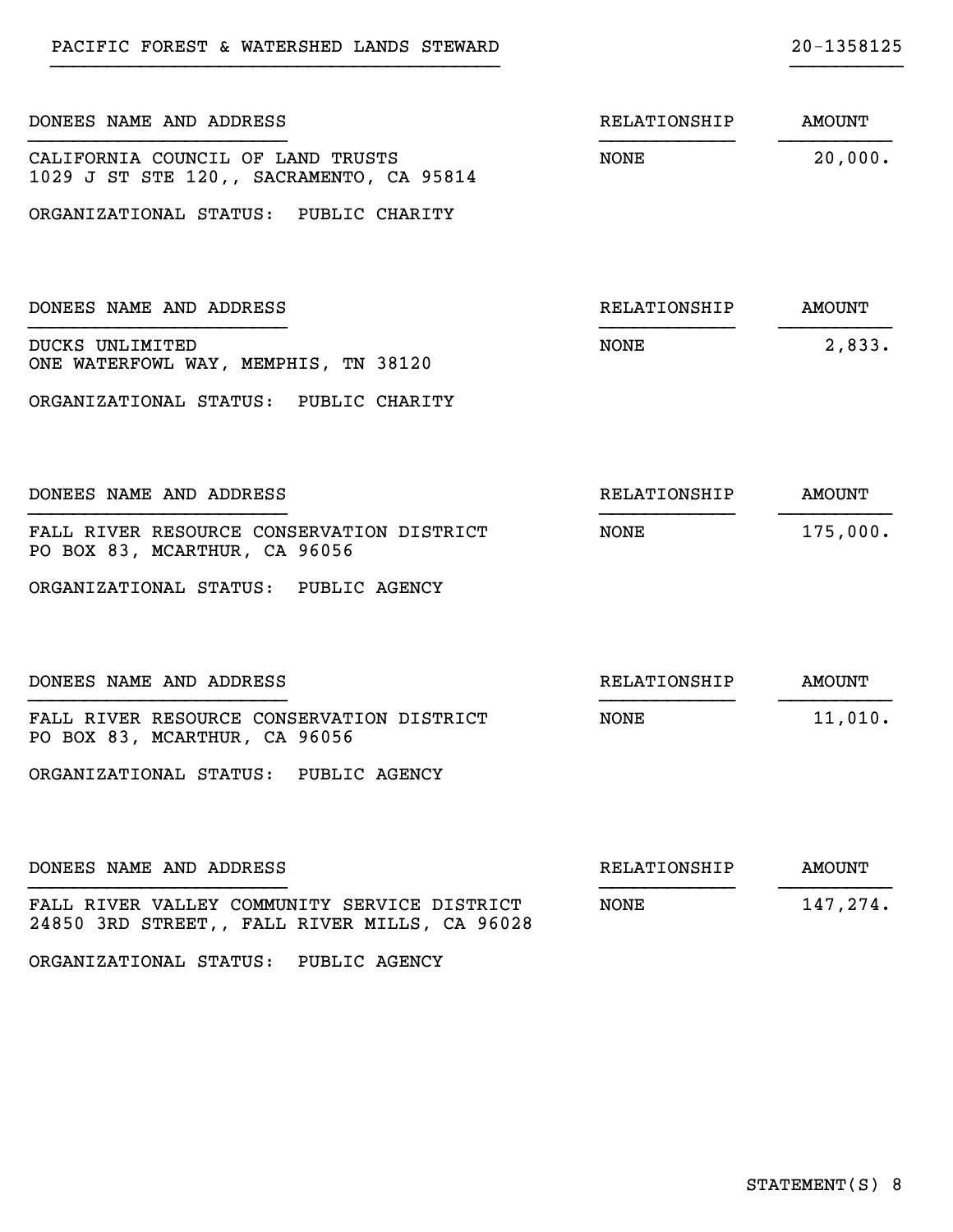PACIFIC FOREST & WATERSHED LANDS STEWARD 20-1358125

| DONEES NAME AND ADDRESS | RELATIONSHIP | AMOUNT |
|---|---|---|
| CALIFORNIA COUNCIL OF LAND TRUSTS<br>1029 J ST STE 120,, SACRAMENTO, CA 95814 | NONE | 20,000. |

ORGANIZATIONAL STATUS: PUBLIC CHARITY

| DONEES NAME AND ADDRESS | RELATIONSHIP | AMOUNT |
|---|---|---|
| DUCKS UNLIMITED<br>ONE WATERFOWL WAY, MEMPHIS, TN 38120 | NONE | 2,833. |

ORGANIZATIONAL STATUS: PUBLIC CHARITY

| DONEES NAME AND ADDRESS | RELATIONSHIP | AMOUNT |
|---|---|---|
| FALL RIVER RESOURCE CONSERVATION DISTRICT<br>PO BOX 83, MCARTHUR, CA 96056 | NONE | 175,000. |

ORGANIZATIONAL STATUS: PUBLIC AGENCY

| DONEES NAME AND ADDRESS | RELATIONSHIP | AMOUNT |
|---|---|---|
| FALL RIVER RESOURCE CONSERVATION DISTRICT<br>PO BOX 83, MCARTHUR, CA 96056 | NONE | 11,010. |

ORGANIZATIONAL STATUS: PUBLIC AGENCY

| DONEES NAME AND ADDRESS | RELATIONSHIP | AMOUNT |
|---|---|---|
| FALL RIVER VALLEY COMMUNITY SERVICE DISTRICT<br>24850 3RD STREET,, FALL RIVER MILLS, CA 96028 | NONE | 147,274. |

ORGANIZATIONAL STATUS: PUBLIC AGENCY

STATEMENT(S) 8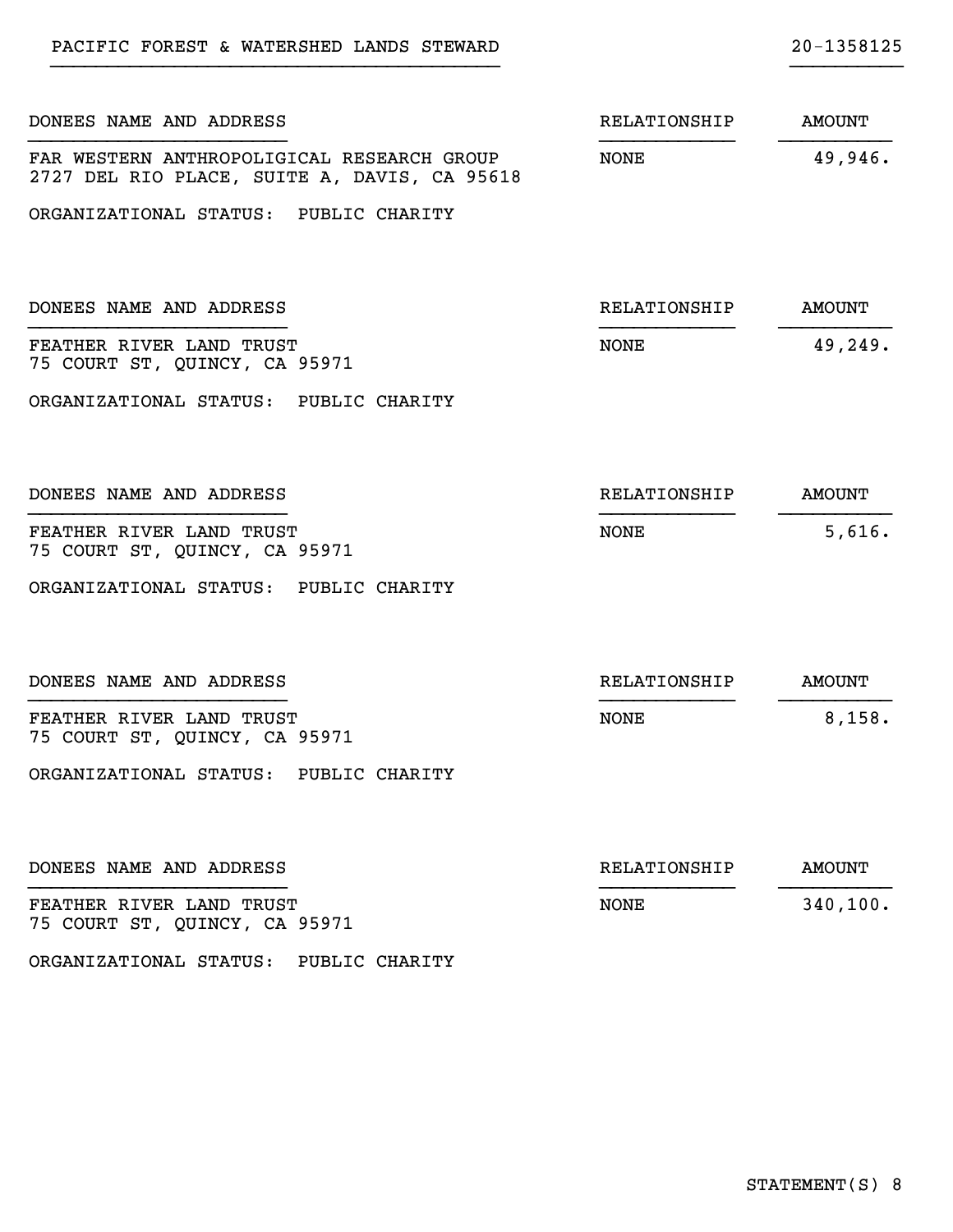PACIFIC FOREST & WATERSHED LANDS STEWARD 20-1358125

| DONEES NAME AND ADDRESS | RELATIONSHIP | AMOUNT |
|---|---|---|
| FAR WESTERN ANTHROPOLIGICAL RESEARCH GROUP<br>2727 DEL RIO PLACE, SUITE A, DAVIS, CA 95618 | NONE | 49,946. |

ORGANIZATIONAL STATUS: PUBLIC CHARITY

| DONEES NAME AND ADDRESS | RELATIONSHIP | AMOUNT |
|---|---|---|
| FEATHER RIVER LAND TRUST<br>75 COURT ST, QUINCY, CA 95971 | NONE | 49,249. |

ORGANIZATIONAL STATUS: PUBLIC CHARITY

| DONEES NAME AND ADDRESS | RELATIONSHIP | AMOUNT |
|---|---|---|
| FEATHER RIVER LAND TRUST<br>75 COURT ST, QUINCY, CA 95971 | NONE | 5,616. |

ORGANIZATIONAL STATUS: PUBLIC CHARITY

| DONEES NAME AND ADDRESS | RELATIONSHIP | AMOUNT |
|---|---|---|
| FEATHER RIVER LAND TRUST<br>75 COURT ST, QUINCY, CA 95971 | NONE | 8,158. |

ORGANIZATIONAL STATUS: PUBLIC CHARITY

| DONEES NAME AND ADDRESS | RELATIONSHIP | AMOUNT |
|---|---|---|
| FEATHER RIVER LAND TRUST<br>75 COURT ST, QUINCY, CA 95971 | NONE | 340,100. |

ORGANIZATIONAL STATUS: PUBLIC CHARITY

STATEMENT(S) 8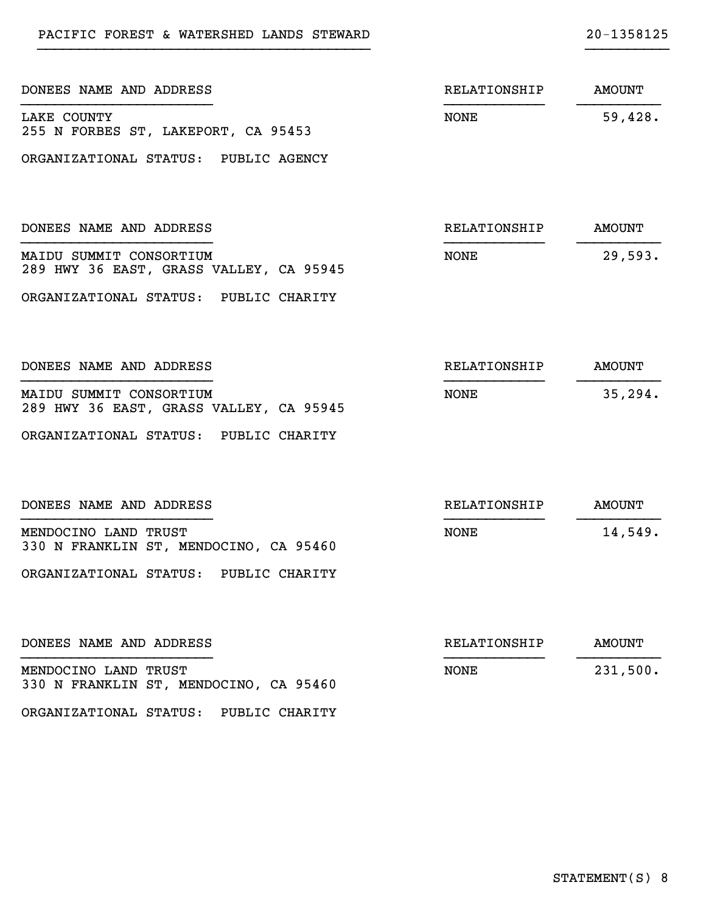PACIFIC FOREST & WATERSHED LANDS STEWARD — 20-1358125

| DONEES NAME AND ADDRESS | RELATIONSHIP | AMOUNT |
|---|---|---|
| LAKE COUNTY<br>255 N FORBES ST, LAKEPORT, CA 95453 | NONE | 59,428. |

ORGANIZATIONAL STATUS: PUBLIC AGENCY

| DONEES NAME AND ADDRESS | RELATIONSHIP | AMOUNT |
|---|---|---|
| MAIDU SUMMIT CONSORTIUM<br>289 HWY 36 EAST, GRASS VALLEY, CA 95945 | NONE | 29,593. |

ORGANIZATIONAL STATUS: PUBLIC CHARITY

| DONEES NAME AND ADDRESS | RELATIONSHIP | AMOUNT |
|---|---|---|
| MAIDU SUMMIT CONSORTIUM<br>289 HWY 36 EAST, GRASS VALLEY, CA 95945 | NONE | 35,294. |

ORGANIZATIONAL STATUS: PUBLIC CHARITY

| DONEES NAME AND ADDRESS | RELATIONSHIP | AMOUNT |
|---|---|---|
| MENDOCINO LAND TRUST<br>330 N FRANKLIN ST, MENDOCINO, CA 95460 | NONE | 14,549. |

ORGANIZATIONAL STATUS: PUBLIC CHARITY

| DONEES NAME AND ADDRESS | RELATIONSHIP | AMOUNT |
|---|---|---|
| MENDOCINO LAND TRUST<br>330 N FRANKLIN ST, MENDOCINO, CA 95460 | NONE | 231,500. |

ORGANIZATIONAL STATUS: PUBLIC CHARITY

STATEMENT(S) 8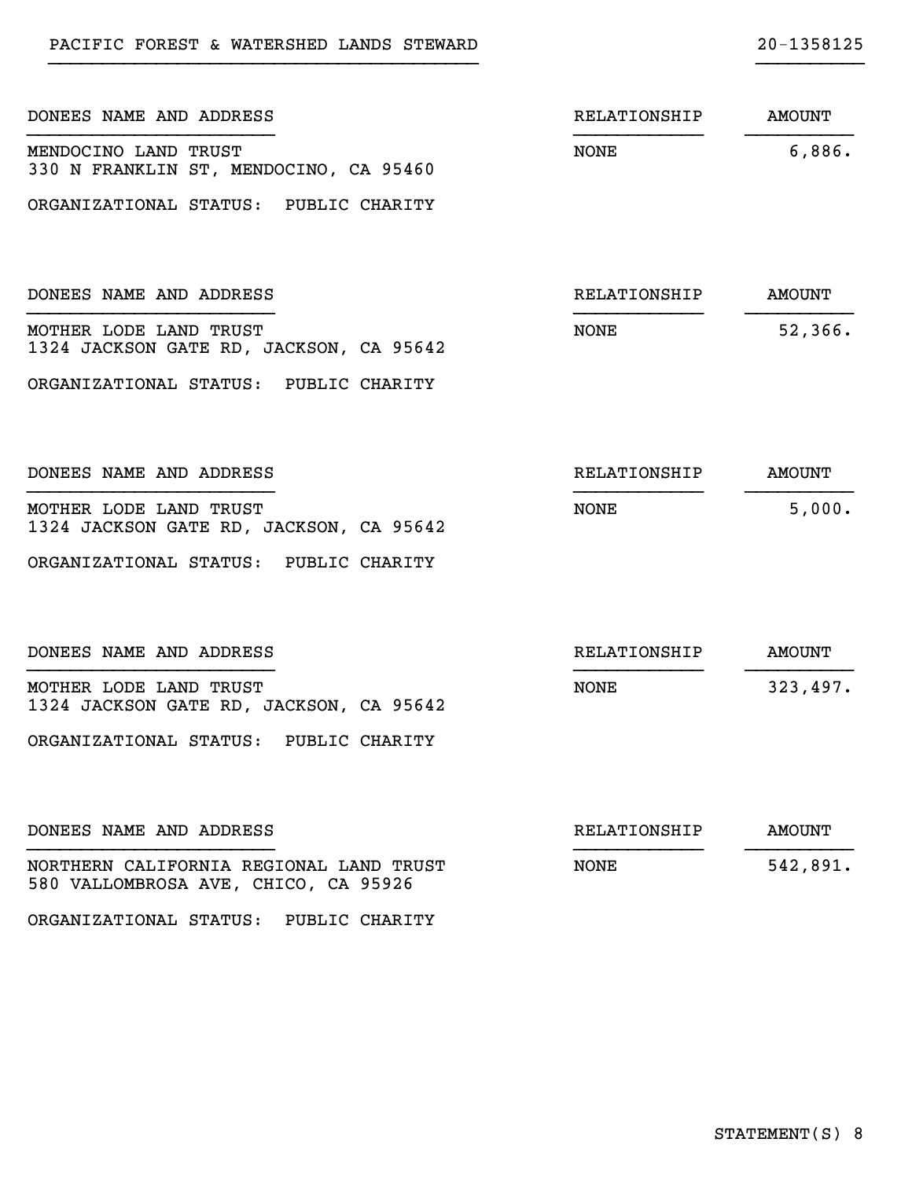PACIFIC FOREST & WATERSHED LANDS STEWARD — 20-1358125

| DONEES NAME AND ADDRESS | RELATIONSHIP | AMOUNT |
|---|---|---|
| MENDOCINO LAND TRUST<br>330 N FRANKLIN ST, MENDOCINO, CA 95460 | NONE | 6,886. |

ORGANIZATIONAL STATUS: PUBLIC CHARITY

| DONEES NAME AND ADDRESS | RELATIONSHIP | AMOUNT |
|---|---|---|
| MOTHER LODE LAND TRUST<br>1324 JACKSON GATE RD, JACKSON, CA 95642 | NONE | 52,366. |

ORGANIZATIONAL STATUS: PUBLIC CHARITY

| DONEES NAME AND ADDRESS | RELATIONSHIP | AMOUNT |
|---|---|---|
| MOTHER LODE LAND TRUST<br>1324 JACKSON GATE RD, JACKSON, CA 95642 | NONE | 5,000. |

ORGANIZATIONAL STATUS: PUBLIC CHARITY

| DONEES NAME AND ADDRESS | RELATIONSHIP | AMOUNT |
|---|---|---|
| MOTHER LODE LAND TRUST<br>1324 JACKSON GATE RD, JACKSON, CA 95642 | NONE | 323,497. |

ORGANIZATIONAL STATUS: PUBLIC CHARITY

| DONEES NAME AND ADDRESS | RELATIONSHIP | AMOUNT |
|---|---|---|
| NORTHERN CALIFORNIA REGIONAL LAND TRUST<br>580 VALLOMBROSA AVE, CHICO, CA 95926 | NONE | 542,891. |

ORGANIZATIONAL STATUS: PUBLIC CHARITY

STATEMENT(S) 8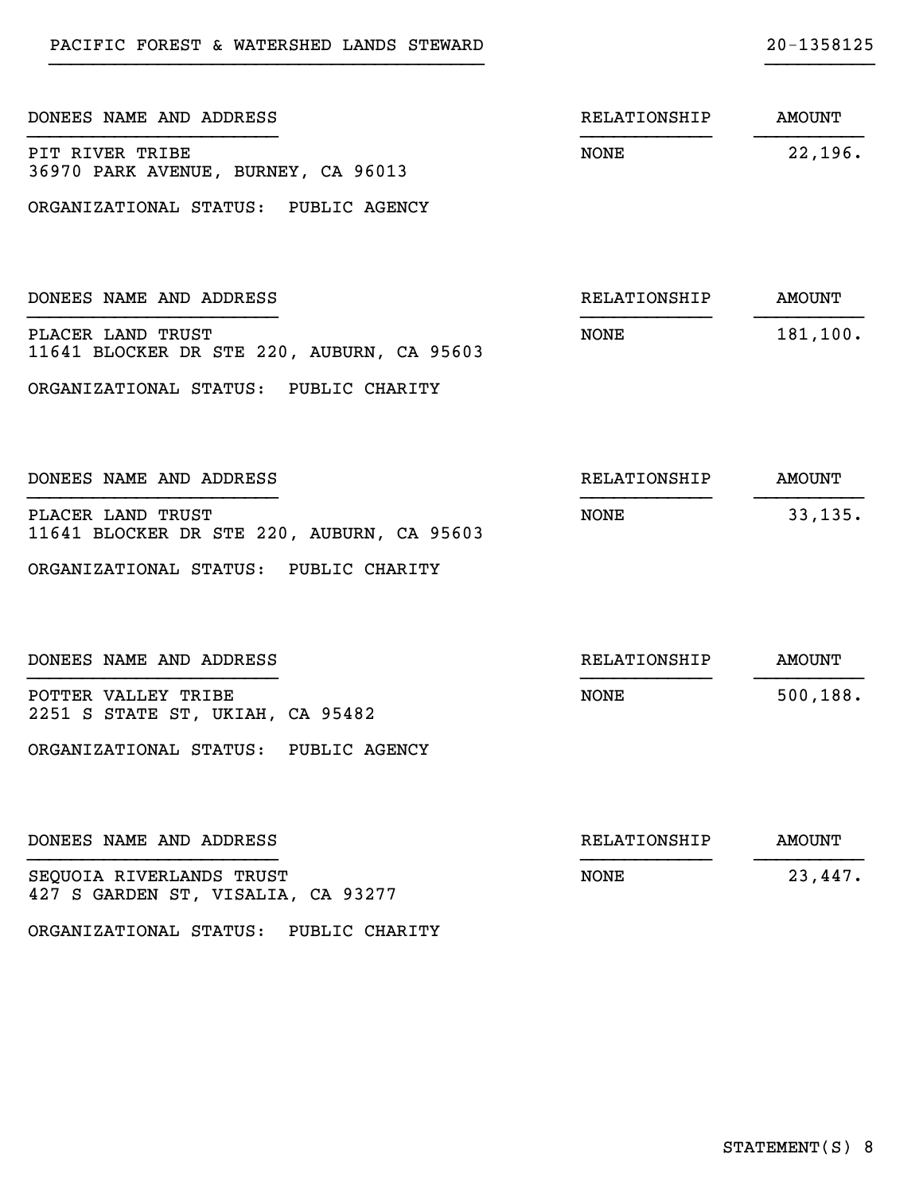PACIFIC FOREST & WATERSHED LANDS STEWARD — 20-1358125

| DONEES NAME AND ADDRESS | RELATIONSHIP | AMOUNT |
|---|---|---|
| PIT RIVER TRIBE<br>36970 PARK AVENUE, BURNEY, CA 96013 | NONE | 22,196. |

ORGANIZATIONAL STATUS: PUBLIC AGENCY

| DONEES NAME AND ADDRESS | RELATIONSHIP | AMOUNT |
|---|---|---|
| PLACER LAND TRUST<br>11641 BLOCKER DR STE 220, AUBURN, CA 95603 | NONE | 181,100. |

ORGANIZATIONAL STATUS: PUBLIC CHARITY

| DONEES NAME AND ADDRESS | RELATIONSHIP | AMOUNT |
|---|---|---|
| PLACER LAND TRUST<br>11641 BLOCKER DR STE 220, AUBURN, CA 95603 | NONE | 33,135. |

ORGANIZATIONAL STATUS: PUBLIC CHARITY

| DONEES NAME AND ADDRESS | RELATIONSHIP | AMOUNT |
|---|---|---|
| POTTER VALLEY TRIBE<br>2251 S STATE ST, UKIAH, CA 95482 | NONE | 500,188. |

ORGANIZATIONAL STATUS: PUBLIC AGENCY

| DONEES NAME AND ADDRESS | RELATIONSHIP | AMOUNT |
|---|---|---|
| SEQUOIA RIVERLANDS TRUST<br>427 S GARDEN ST, VISALIA, CA 93277 | NONE | 23,447. |

ORGANIZATIONAL STATUS: PUBLIC CHARITY

STATEMENT(S) 8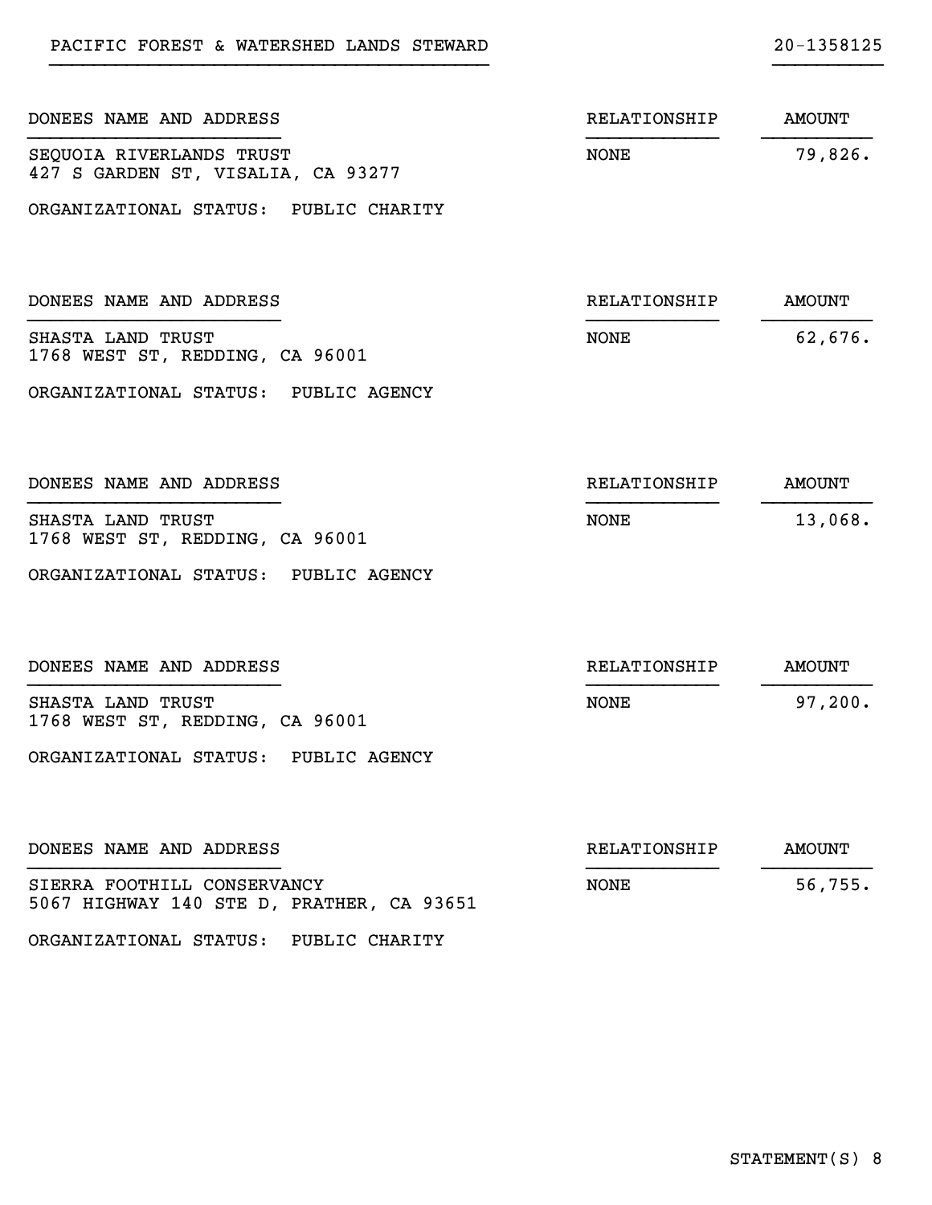PACIFIC FOREST & WATERSHED LANDS STEWARD — 20-1358125

| DONEES NAME AND ADDRESS | RELATIONSHIP | AMOUNT |
| --- | --- | --- |
| SEQUOIA RIVERLANDS TRUST<br>427 S GARDEN ST, VISALIA, CA 93277 | NONE | 79,826. |

ORGANIZATIONAL STATUS: PUBLIC CHARITY

| DONEES NAME AND ADDRESS | RELATIONSHIP | AMOUNT |
| --- | --- | --- |
| SHASTA LAND TRUST<br>1768 WEST ST, REDDING, CA 96001 | NONE | 62,676. |

ORGANIZATIONAL STATUS: PUBLIC AGENCY

| DONEES NAME AND ADDRESS | RELATIONSHIP | AMOUNT |
| --- | --- | --- |
| SHASTA LAND TRUST<br>1768 WEST ST, REDDING, CA 96001 | NONE | 13,068. |

ORGANIZATIONAL STATUS: PUBLIC AGENCY

| DONEES NAME AND ADDRESS | RELATIONSHIP | AMOUNT |
| --- | --- | --- |
| SHASTA LAND TRUST<br>1768 WEST ST, REDDING, CA 96001 | NONE | 97,200. |

ORGANIZATIONAL STATUS: PUBLIC AGENCY

| DONEES NAME AND ADDRESS | RELATIONSHIP | AMOUNT |
| --- | --- | --- |
| SIERRA FOOTHILL CONSERVANCY<br>5067 HIGHWAY 140 STE D, PRATHER, CA 93651 | NONE | 56,755. |

ORGANIZATIONAL STATUS: PUBLIC CHARITY

STATEMENT(S) 8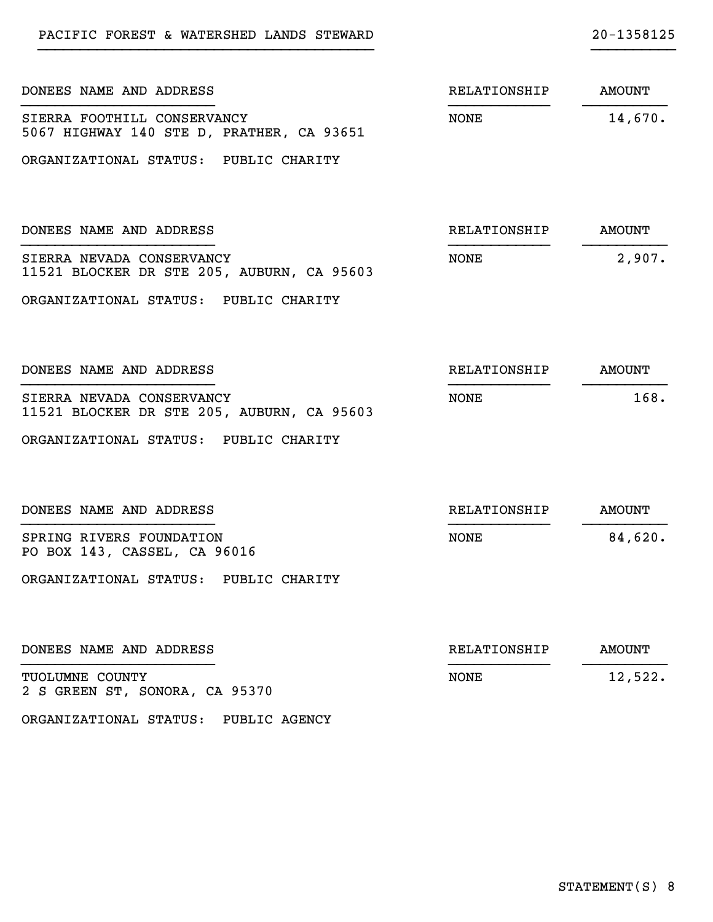PACIFIC FOREST & WATERSHED LANDS STEWARD 20-1358125

| DONEES NAME AND ADDRESS | RELATIONSHIP | AMOUNT |
|---|---|---|
| SIERRA FOOTHILL CONSERVANCY<br>5067 HIGHWAY 140 STE D, PRATHER, CA 93651 | NONE | 14,670. |

ORGANIZATIONAL STATUS: PUBLIC CHARITY

| DONEES NAME AND ADDRESS | RELATIONSHIP | AMOUNT |
|---|---|---|
| SIERRA NEVADA CONSERVANCY<br>11521 BLOCKER DR STE 205, AUBURN, CA 95603 | NONE | 2,907. |

ORGANIZATIONAL STATUS: PUBLIC CHARITY

| DONEES NAME AND ADDRESS | RELATIONSHIP | AMOUNT |
|---|---|---|
| SIERRA NEVADA CONSERVANCY<br>11521 BLOCKER DR STE 205, AUBURN, CA 95603 | NONE | 168. |

ORGANIZATIONAL STATUS: PUBLIC CHARITY

| DONEES NAME AND ADDRESS | RELATIONSHIP | AMOUNT |
|---|---|---|
| SPRING RIVERS FOUNDATION<br>PO BOX 143, CASSEL, CA 96016 | NONE | 84,620. |

ORGANIZATIONAL STATUS: PUBLIC CHARITY

| DONEES NAME AND ADDRESS | RELATIONSHIP | AMOUNT |
|---|---|---|
| TUOLUMNE COUNTY<br>2 S GREEN ST, SONORA, CA 95370 | NONE | 12,522. |

ORGANIZATIONAL STATUS: PUBLIC AGENCY

STATEMENT(S) 8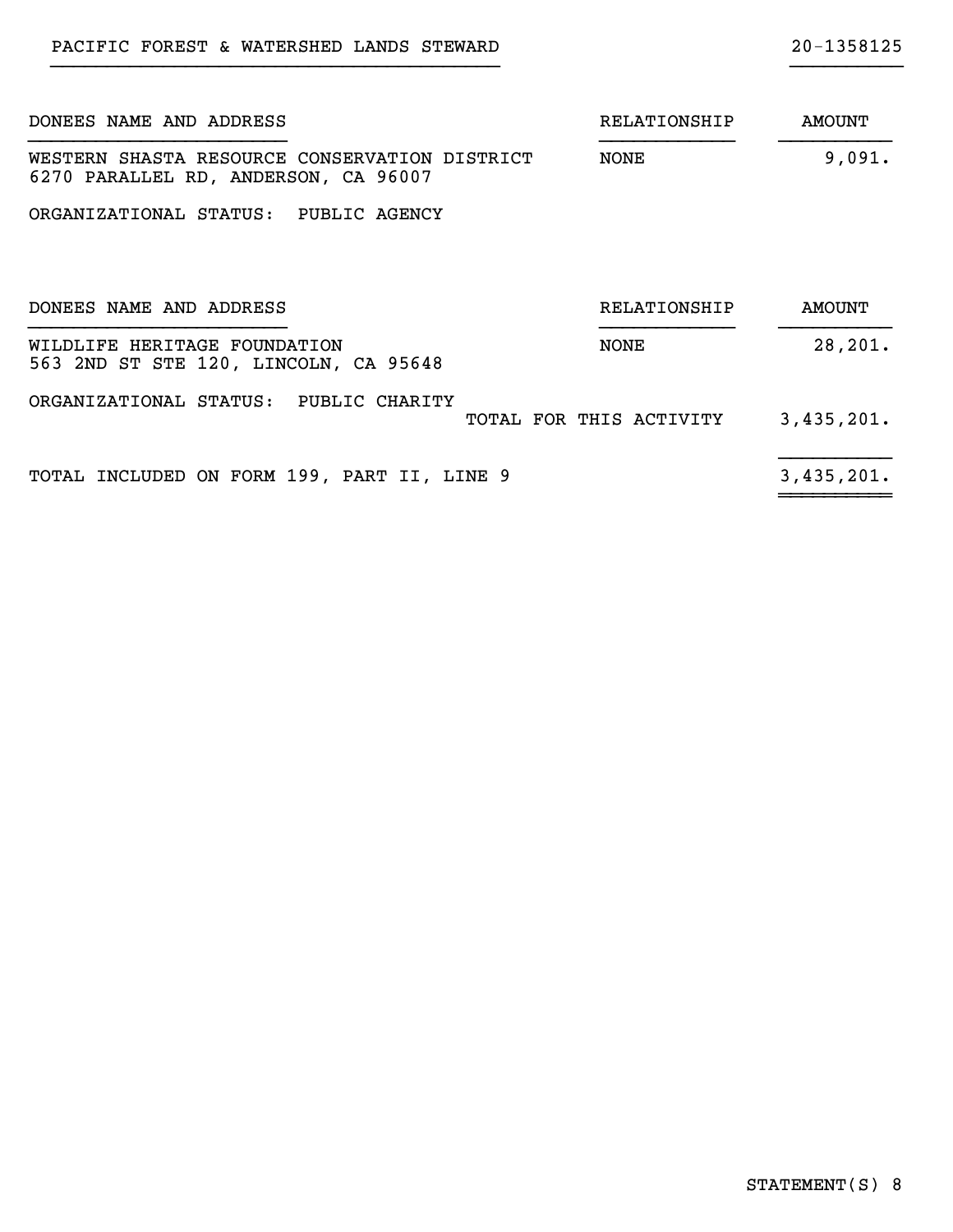PACIFIC FOREST & WATERSHED LANDS STEWARD 20-1358125

| DONEES NAME AND ADDRESS | RELATIONSHIP | AMOUNT |
|---|---|---|
| WESTERN SHASTA RESOURCE CONSERVATION DISTRICT<br>6270 PARALLEL RD, ANDERSON, CA 96007 | NONE | 9,091. |

ORGANIZATIONAL STATUS: PUBLIC AGENCY

| DONEES NAME AND ADDRESS | RELATIONSHIP | AMOUNT |
|---|---|---|
| WILDLIFE HERITAGE FOUNDATION<br>563 2ND ST STE 120, LINCOLN, CA 95648 | NONE | 28,201. |

ORGANIZATIONAL STATUS: PUBLIC CHARITY

| | |
|---|---|
| TOTAL FOR THIS ACTIVITY | 3,435,201. |
| TOTAL INCLUDED ON FORM 199, PART II, LINE 9 | 3,435,201. |

STATEMENT(S) 8